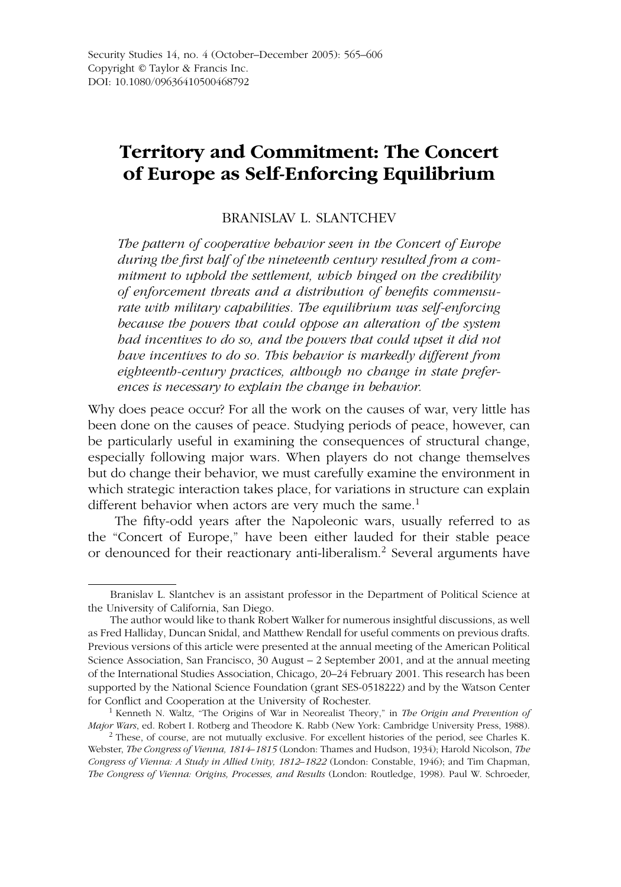Security Studies 14, no. 4 (October–December 2005): 565–606
Copyright © Taylor & Francis Inc.
DOI: 10.1080/09636410500468792

# Territory and Commitment: The Concert of Europe as Self-Enforcing Equilibrium

BRANISLAV L. SLANTCHEV

*The pattern of cooperative behavior seen in the Concert of Europe during the first half of the nineteenth century resulted from a commitment to uphold the settlement, which hinged on the credibility of enforcement threats and a distribution of benefits commensurate with military capabilities. The equilibrium was self-enforcing because the powers that could oppose an alteration of the system had incentives to do so, and the powers that could upset it did not have incentives to do so. This behavior is markedly different from eighteenth-century practices, although no change in state preferences is necessary to explain the change in behavior.*

Why does peace occur? For all the work on the causes of war, very little has been done on the causes of peace. Studying periods of peace, however, can be particularly useful in examining the consequences of structural change, especially following major wars. When players do not change themselves but do change their behavior, we must carefully examine the environment in which strategic interaction takes place, for variations in structure can explain different behavior when actors are very much the same.[1]

The fifty-odd years after the Napoleonic wars, usually referred to as the "Concert of Europe," have been either lauded for their stable peace or denounced for their reactionary anti-liberalism.[2] Several arguments have

---

Branislav L. Slantchev is an assistant professor in the Department of Political Science at the University of California, San Diego.

The author would like to thank Robert Walker for numerous insightful discussions, as well as Fred Halliday, Duncan Snidal, and Matthew Rendall for useful comments on previous drafts. Previous versions of this article were presented at the annual meeting of the American Political Science Association, San Francisco, 30 August – 2 September 2001, and at the annual meeting of the International Studies Association, Chicago, 20–24 February 2001. This research has been supported by the National Science Foundation (grant SES-0518222) and by the Watson Center for Conflict and Cooperation at the University of Rochester.

[1] Kenneth N. Waltz, "The Origins of War in Neorealist Theory," in *The Origin and Prevention of Major Wars*, ed. Robert I. Rotberg and Theodore K. Rabb (New York: Cambridge University Press, 1988).

[2] These, of course, are not mutually exclusive. For excellent histories of the period, see Charles K. Webster, *The Congress of Vienna, 1814–1815* (London: Thames and Hudson, 1934); Harold Nicolson, *The Congress of Vienna: A Study in Allied Unity, 1812–1822* (London: Constable, 1946); and Tim Chapman, *The Congress of Vienna: Origins, Processes, and Results* (London: Routledge, 1998). Paul W. Schroeder,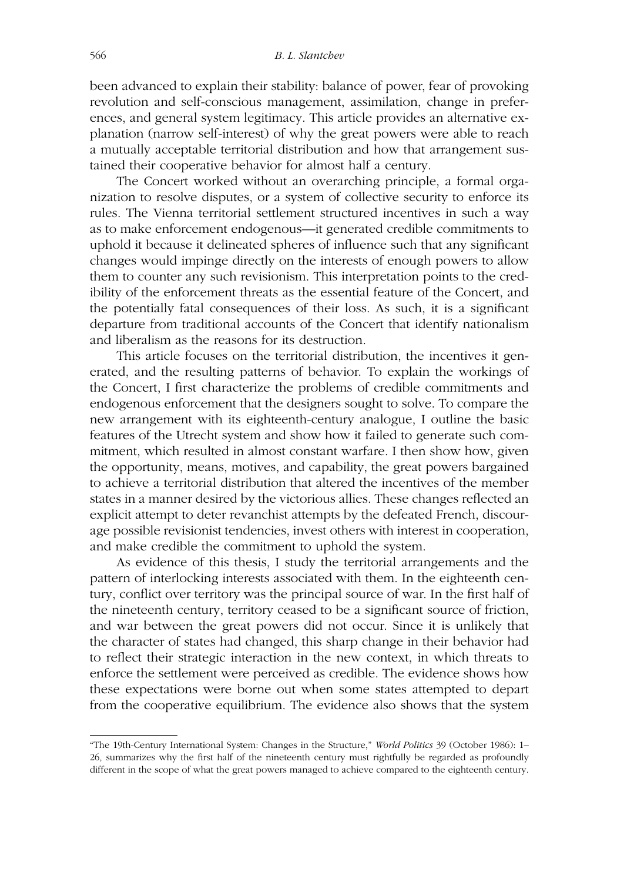been advanced to explain their stability: balance of power, fear of provoking revolution and self-conscious management, assimilation, change in preferences, and general system legitimacy. This article provides an alternative explanation (narrow self-interest) of why the great powers were able to reach a mutually acceptable territorial distribution and how that arrangement sustained their cooperative behavior for almost half a century.

The Concert worked without an overarching principle, a formal organization to resolve disputes, or a system of collective security to enforce its rules. The Vienna territorial settlement structured incentives in such a way as to make enforcement endogenous—it generated credible commitments to uphold it because it delineated spheres of influence such that any significant changes would impinge directly on the interests of enough powers to allow them to counter any such revisionism. This interpretation points to the credibility of the enforcement threats as the essential feature of the Concert, and the potentially fatal consequences of their loss. As such, it is a significant departure from traditional accounts of the Concert that identify nationalism and liberalism as the reasons for its destruction.

This article focuses on the territorial distribution, the incentives it generated, and the resulting patterns of behavior. To explain the workings of the Concert, I first characterize the problems of credible commitments and endogenous enforcement that the designers sought to solve. To compare the new arrangement with its eighteenth-century analogue, I outline the basic features of the Utrecht system and show how it failed to generate such commitment, which resulted in almost constant warfare. I then show how, given the opportunity, means, motives, and capability, the great powers bargained to achieve a territorial distribution that altered the incentives of the member states in a manner desired by the victorious allies. These changes reflected an explicit attempt to deter revanchist attempts by the defeated French, discourage possible revisionist tendencies, invest others with interest in cooperation, and make credible the commitment to uphold the system.

As evidence of this thesis, I study the territorial arrangements and the pattern of interlocking interests associated with them. In the eighteenth century, conflict over territory was the principal source of war. In the first half of the nineteenth century, territory ceased to be a significant source of friction, and war between the great powers did not occur. Since it is unlikely that the character of states had changed, this sharp change in their behavior had to reflect their strategic interaction in the new context, in which threats to enforce the settlement were perceived as credible. The evidence shows how these expectations were borne out when some states attempted to depart from the cooperative equilibrium. The evidence also shows that the system

---

"The 19th-Century International System: Changes in the Structure," *World Politics* 39 (October 1986): 1–26, summarizes why the first half of the nineteenth century must rightfully be regarded as profoundly different in the scope of what the great powers managed to achieve compared to the eighteenth century.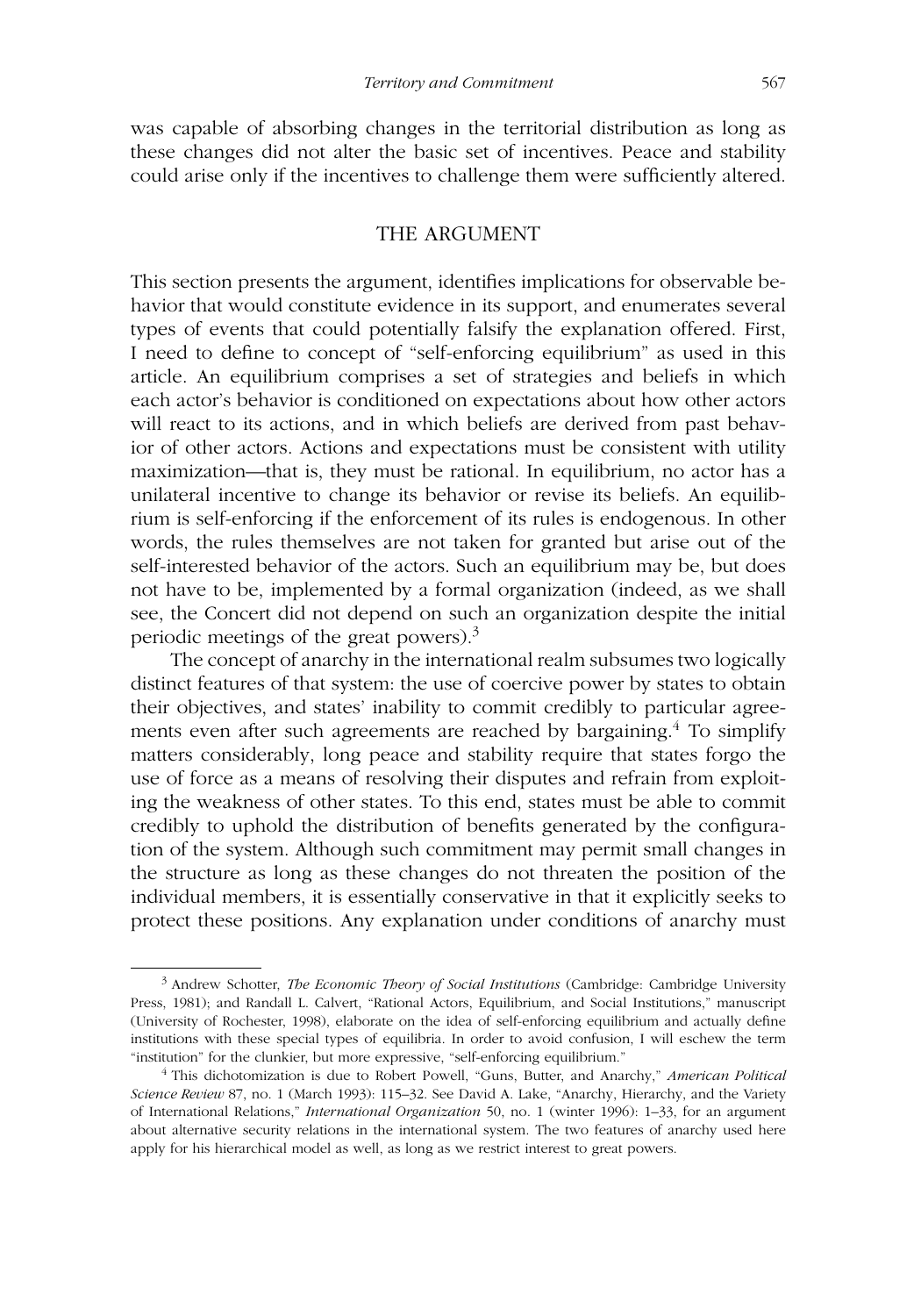was capable of absorbing changes in the territorial distribution as long as these changes did not alter the basic set of incentives. Peace and stability could arise only if the incentives to challenge them were sufficiently altered.

## THE ARGUMENT

This section presents the argument, identifies implications for observable behavior that would constitute evidence in its support, and enumerates several types of events that could potentially falsify the explanation offered. First, I need to define to concept of "self-enforcing equilibrium" as used in this article. An equilibrium comprises a set of strategies and beliefs in which each actor's behavior is conditioned on expectations about how other actors will react to its actions, and in which beliefs are derived from past behavior of other actors. Actions and expectations must be consistent with utility maximization—that is, they must be rational. In equilibrium, no actor has a unilateral incentive to change its behavior or revise its beliefs. An equilibrium is self-enforcing if the enforcement of its rules is endogenous. In other words, the rules themselves are not taken for granted but arise out of the self-interested behavior of the actors. Such an equilibrium may be, but does not have to be, implemented by a formal organization (indeed, as we shall see, the Concert did not depend on such an organization despite the initial periodic meetings of the great powers).[3]

The concept of anarchy in the international realm subsumes two logically distinct features of that system: the use of coercive power by states to obtain their objectives, and states' inability to commit credibly to particular agreements even after such agreements are reached by bargaining.[4] To simplify matters considerably, long peace and stability require that states forgo the use of force as a means of resolving their disputes and refrain from exploiting the weakness of other states. To this end, states must be able to commit credibly to uphold the distribution of benefits generated by the configuration of the system. Although such commitment may permit small changes in the structure as long as these changes do not threaten the position of the individual members, it is essentially conservative in that it explicitly seeks to protect these positions. Any explanation under conditions of anarchy must

---

[3] Andrew Schotter, *The Economic Theory of Social Institutions* (Cambridge: Cambridge University Press, 1981); and Randall L. Calvert, "Rational Actors, Equilibrium, and Social Institutions," manuscript (University of Rochester, 1998), elaborate on the idea of self-enforcing equilibrium and actually define institutions with these special types of equilibria. In order to avoid confusion, I will eschew the term "institution" for the clunkier, but more expressive, "self-enforcing equilibrium."

[4] This dichotomization is due to Robert Powell, "Guns, Butter, and Anarchy," *American Political Science Review* 87, no. 1 (March 1993): 115–32. See David A. Lake, "Anarchy, Hierarchy, and the Variety of International Relations," *International Organization* 50, no. 1 (winter 1996): 1–33, for an argument about alternative security relations in the international system. The two features of anarchy used here apply for his hierarchical model as well, as long as we restrict interest to great powers.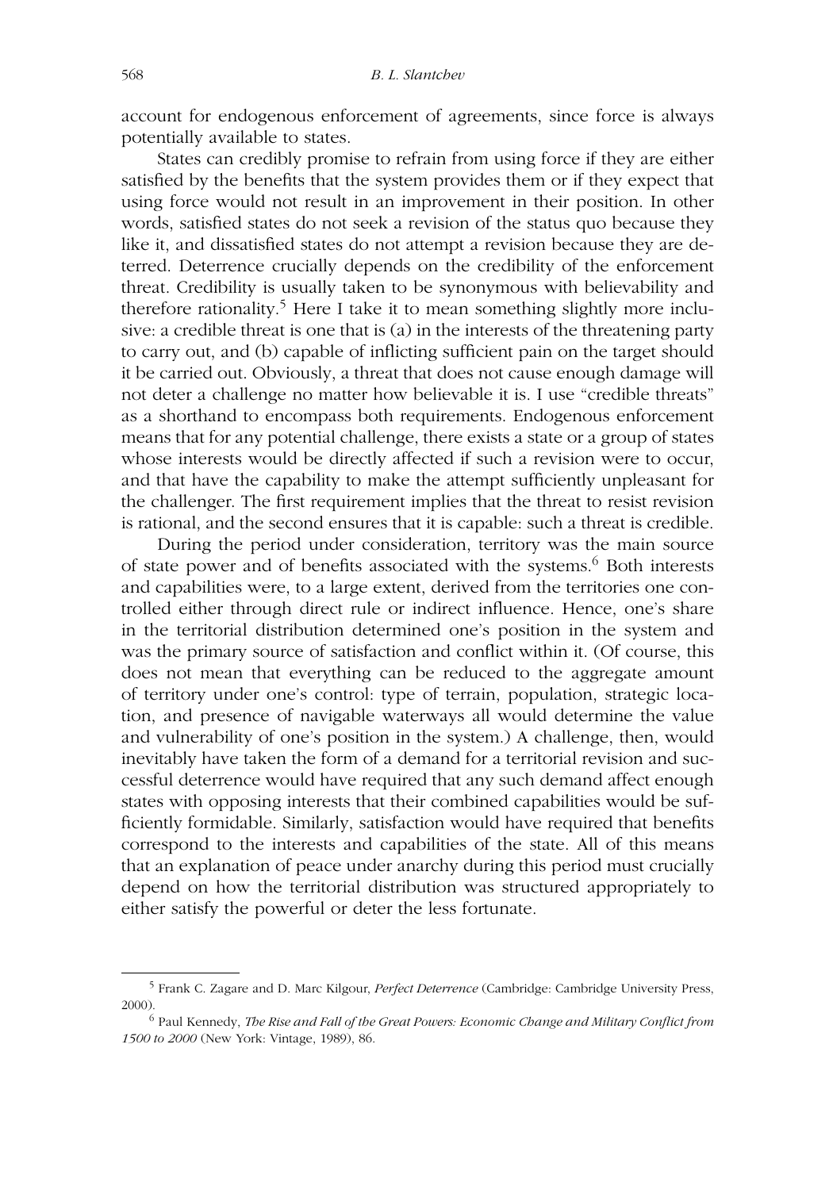account for endogenous enforcement of agreements, since force is always potentially available to states.

States can credibly promise to refrain from using force if they are either satisfied by the benefits that the system provides them or if they expect that using force would not result in an improvement in their position. In other words, satisfied states do not seek a revision of the status quo because they like it, and dissatisfied states do not attempt a revision because they are deterred. Deterrence crucially depends on the credibility of the enforcement threat. Credibility is usually taken to be synonymous with believability and therefore rationality.[5] Here I take it to mean something slightly more inclusive: a credible threat is one that is (a) in the interests of the threatening party to carry out, and (b) capable of inflicting sufficient pain on the target should it be carried out. Obviously, a threat that does not cause enough damage will not deter a challenge no matter how believable it is. I use "credible threats" as a shorthand to encompass both requirements. Endogenous enforcement means that for any potential challenge, there exists a state or a group of states whose interests would be directly affected if such a revision were to occur, and that have the capability to make the attempt sufficiently unpleasant for the challenger. The first requirement implies that the threat to resist revision is rational, and the second ensures that it is capable: such a threat is credible.

During the period under consideration, territory was the main source of state power and of benefits associated with the systems.[6] Both interests and capabilities were, to a large extent, derived from the territories one controlled either through direct rule or indirect influence. Hence, one's share in the territorial distribution determined one's position in the system and was the primary source of satisfaction and conflict within it. (Of course, this does not mean that everything can be reduced to the aggregate amount of territory under one's control: type of terrain, population, strategic location, and presence of navigable waterways all would determine the value and vulnerability of one's position in the system.) A challenge, then, would inevitably have taken the form of a demand for a territorial revision and successful deterrence would have required that any such demand affect enough states with opposing interests that their combined capabilities would be sufficiently formidable. Similarly, satisfaction would have required that benefits correspond to the interests and capabilities of the state. All of this means that an explanation of peace under anarchy during this period must crucially depend on how the territorial distribution was structured appropriately to either satisfy the powerful or deter the less fortunate.

---

[5] Frank C. Zagare and D. Marc Kilgour, *Perfect Deterrence* (Cambridge: Cambridge University Press, 2000).

[6] Paul Kennedy, *The Rise and Fall of the Great Powers: Economic Change and Military Conflict from 1500 to 2000* (New York: Vintage, 1989), 86.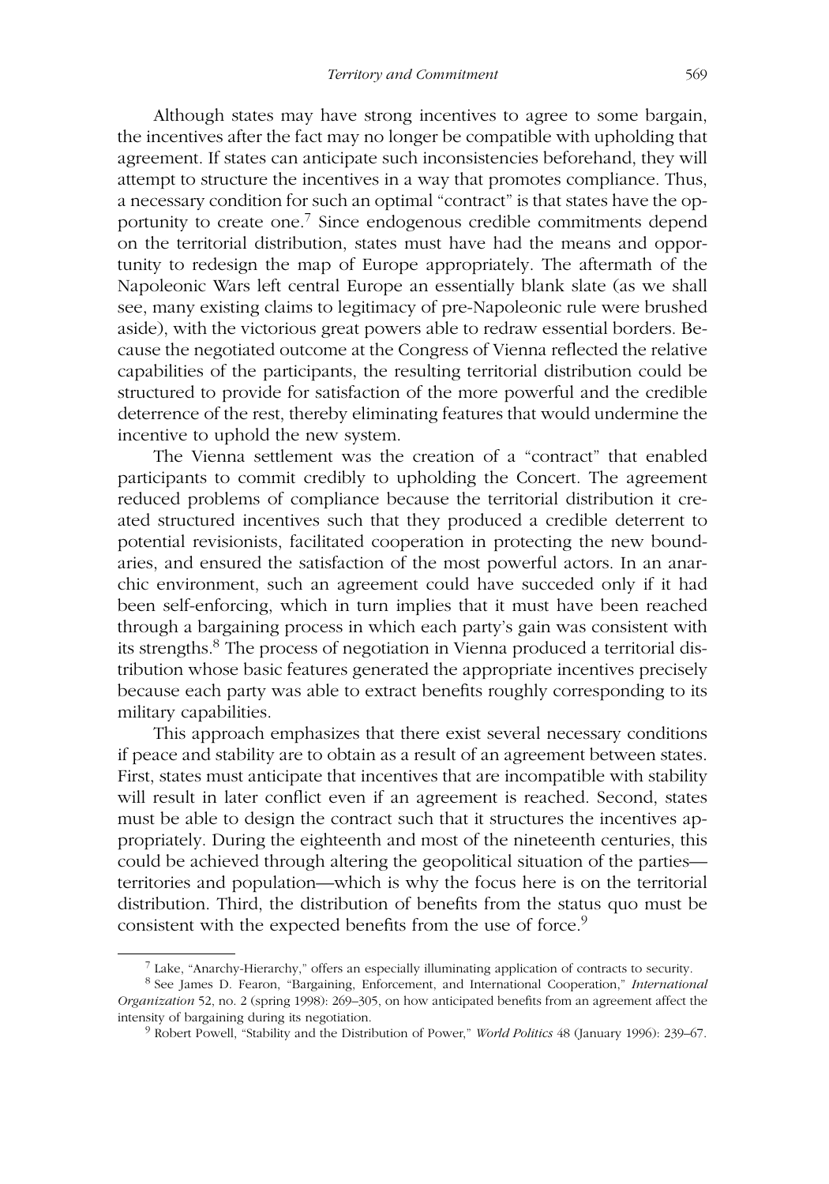Although states may have strong incentives to agree to some bargain, the incentives after the fact may no longer be compatible with upholding that agreement. If states can anticipate such inconsistencies beforehand, they will attempt to structure the incentives in a way that promotes compliance. Thus, a necessary condition for such an optimal "contract" is that states have the opportunity to create one.[7] Since endogenous credible commitments depend on the territorial distribution, states must have had the means and opportunity to redesign the map of Europe appropriately. The aftermath of the Napoleonic Wars left central Europe an essentially blank slate (as we shall see, many existing claims to legitimacy of pre-Napoleonic rule were brushed aside), with the victorious great powers able to redraw essential borders. Because the negotiated outcome at the Congress of Vienna reflected the relative capabilities of the participants, the resulting territorial distribution could be structured to provide for satisfaction of the more powerful and the credible deterrence of the rest, thereby eliminating features that would undermine the incentive to uphold the new system.

The Vienna settlement was the creation of a "contract" that enabled participants to commit credibly to upholding the Concert. The agreement reduced problems of compliance because the territorial distribution it created structured incentives such that they produced a credible deterrent to potential revisionists, facilitated cooperation in protecting the new boundaries, and ensured the satisfaction of the most powerful actors. In an anarchic environment, such an agreement could have succeded only if it had been self-enforcing, which in turn implies that it must have been reached through a bargaining process in which each party's gain was consistent with its strengths.[8] The process of negotiation in Vienna produced a territorial distribution whose basic features generated the appropriate incentives precisely because each party was able to extract benefits roughly corresponding to its military capabilities.

This approach emphasizes that there exist several necessary conditions if peace and stability are to obtain as a result of an agreement between states. First, states must anticipate that incentives that are incompatible with stability will result in later conflict even if an agreement is reached. Second, states must be able to design the contract such that it structures the incentives appropriately. During the eighteenth and most of the nineteenth centuries, this could be achieved through altering the geopolitical situation of the parties—territories and population—which is why the focus here is on the territorial distribution. Third, the distribution of benefits from the status quo must be consistent with the expected benefits from the use of force.[9]

---

[7] Lake, "Anarchy-Hierarchy," offers an especially illuminating application of contracts to security.

[8] See James D. Fearon, "Bargaining, Enforcement, and International Cooperation," *International Organization* 52, no. 2 (spring 1998): 269–305, on how anticipated benefits from an agreement affect the intensity of bargaining during its negotiation.

[9] Robert Powell, "Stability and the Distribution of Power," *World Politics* 48 (January 1996): 239–67.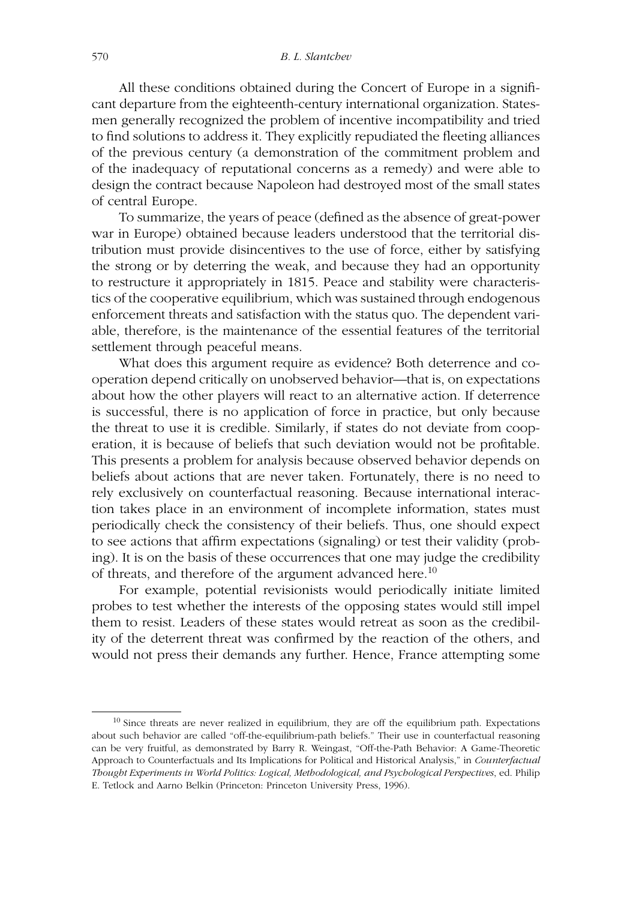All these conditions obtained during the Concert of Europe in a significant departure from the eighteenth-century international organization. Statesmen generally recognized the problem of incentive incompatibility and tried to find solutions to address it. They explicitly repudiated the fleeting alliances of the previous century (a demonstration of the commitment problem and of the inadequacy of reputational concerns as a remedy) and were able to design the contract because Napoleon had destroyed most of the small states of central Europe.

To summarize, the years of peace (defined as the absence of great-power war in Europe) obtained because leaders understood that the territorial distribution must provide disincentives to the use of force, either by satisfying the strong or by deterring the weak, and because they had an opportunity to restructure it appropriately in 1815. Peace and stability were characteristics of the cooperative equilibrium, which was sustained through endogenous enforcement threats and satisfaction with the status quo. The dependent variable, therefore, is the maintenance of the essential features of the territorial settlement through peaceful means.

What does this argument require as evidence? Both deterrence and cooperation depend critically on unobserved behavior—that is, on expectations about how the other players will react to an alternative action. If deterrence is successful, there is no application of force in practice, but only because the threat to use it is credible. Similarly, if states do not deviate from cooperation, it is because of beliefs that such deviation would not be profitable. This presents a problem for analysis because observed behavior depends on beliefs about actions that are never taken. Fortunately, there is no need to rely exclusively on counterfactual reasoning. Because international interaction takes place in an environment of incomplete information, states must periodically check the consistency of their beliefs. Thus, one should expect to see actions that affirm expectations (signaling) or test their validity (probing). It is on the basis of these occurrences that one may judge the credibility of threats, and therefore of the argument advanced here.[10]

For example, potential revisionists would periodically initiate limited probes to test whether the interests of the opposing states would still impel them to resist. Leaders of these states would retreat as soon as the credibility of the deterrent threat was confirmed by the reaction of the others, and would not press their demands any further. Hence, France attempting some

---

[10] Since threats are never realized in equilibrium, they are off the equilibrium path. Expectations about such behavior are called "off-the-equilibrium-path beliefs." Their use in counterfactual reasoning can be very fruitful, as demonstrated by Barry R. Weingast, "Off-the-Path Behavior: A Game-Theoretic Approach to Counterfactuals and Its Implications for Political and Historical Analysis," in *Counterfactual Thought Experiments in World Politics: Logical, Methodological, and Psychological Perspectives*, ed. Philip E. Tetlock and Aarno Belkin (Princeton: Princeton University Press, 1996).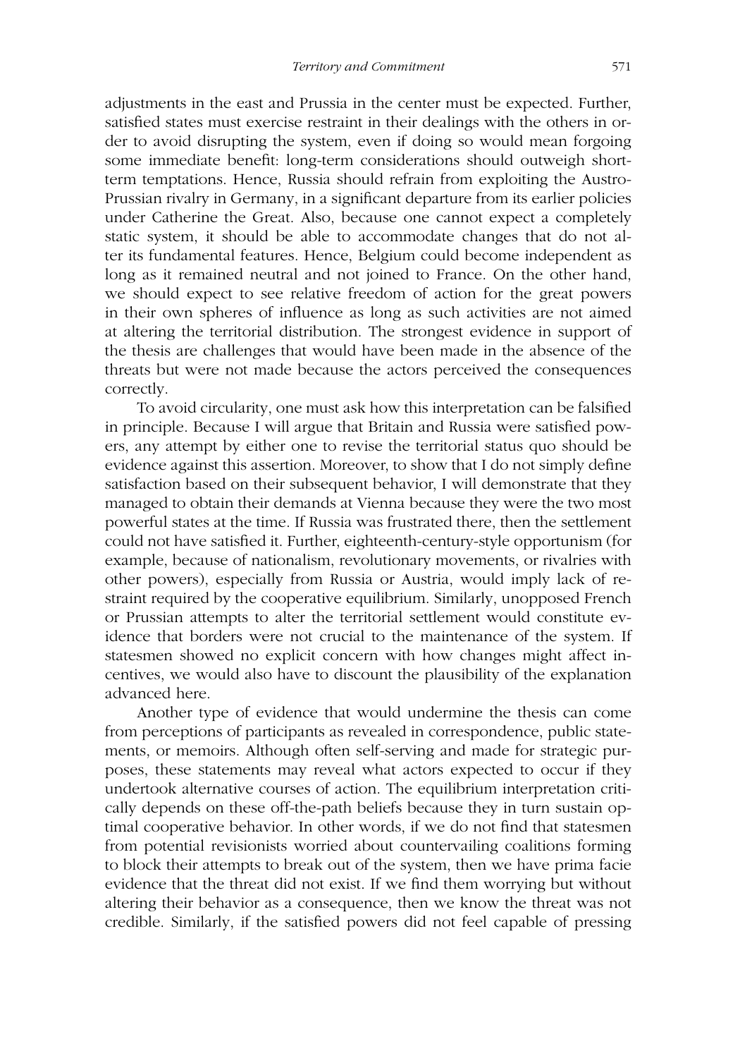adjustments in the east and Prussia in the center must be expected. Further, satisfied states must exercise restraint in their dealings with the others in order to avoid disrupting the system, even if doing so would mean forgoing some immediate benefit: long-term considerations should outweigh short-term temptations. Hence, Russia should refrain from exploiting the Austro-Prussian rivalry in Germany, in a significant departure from its earlier policies under Catherine the Great. Also, because one cannot expect a completely static system, it should be able to accommodate changes that do not alter its fundamental features. Hence, Belgium could become independent as long as it remained neutral and not joined to France. On the other hand, we should expect to see relative freedom of action for the great powers in their own spheres of influence as long as such activities are not aimed at altering the territorial distribution. The strongest evidence in support of the thesis are challenges that would have been made in the absence of the threats but were not made because the actors perceived the consequences correctly.

To avoid circularity, one must ask how this interpretation can be falsified in principle. Because I will argue that Britain and Russia were satisfied powers, any attempt by either one to revise the territorial status quo should be evidence against this assertion. Moreover, to show that I do not simply define satisfaction based on their subsequent behavior, I will demonstrate that they managed to obtain their demands at Vienna because they were the two most powerful states at the time. If Russia was frustrated there, then the settlement could not have satisfied it. Further, eighteenth-century-style opportunism (for example, because of nationalism, revolutionary movements, or rivalries with other powers), especially from Russia or Austria, would imply lack of restraint required by the cooperative equilibrium. Similarly, unopposed French or Prussian attempts to alter the territorial settlement would constitute evidence that borders were not crucial to the maintenance of the system. If statesmen showed no explicit concern with how changes might affect incentives, we would also have to discount the plausibility of the explanation advanced here.

Another type of evidence that would undermine the thesis can come from perceptions of participants as revealed in correspondence, public statements, or memoirs. Although often self-serving and made for strategic purposes, these statements may reveal what actors expected to occur if they undertook alternative courses of action. The equilibrium interpretation critically depends on these off-the-path beliefs because they in turn sustain optimal cooperative behavior. In other words, if we do not find that statesmen from potential revisionists worried about countervailing coalitions forming to block their attempts to break out of the system, then we have prima facie evidence that the threat did not exist. If we find them worrying but without altering their behavior as a consequence, then we know the threat was not credible. Similarly, if the satisfied powers did not feel capable of pressing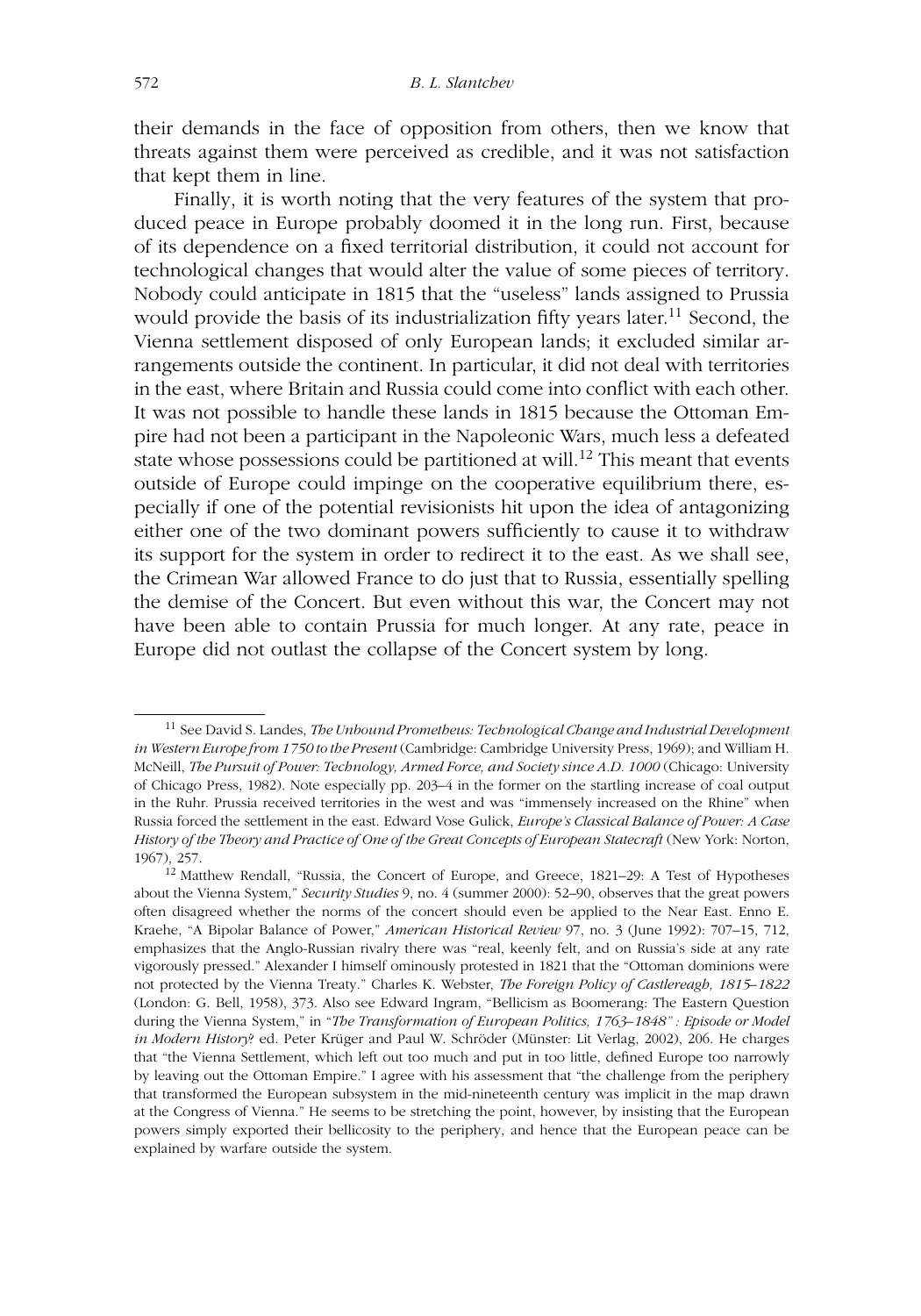their demands in the face of opposition from others, then we know that threats against them were perceived as credible, and it was not satisfaction that kept them in line.

Finally, it is worth noting that the very features of the system that produced peace in Europe probably doomed it in the long run. First, because of its dependence on a fixed territorial distribution, it could not account for technological changes that would alter the value of some pieces of territory. Nobody could anticipate in 1815 that the "useless" lands assigned to Prussia would provide the basis of its industrialization fifty years later.[11] Second, the Vienna settlement disposed of only European lands; it excluded similar arrangements outside the continent. In particular, it did not deal with territories in the east, where Britain and Russia could come into conflict with each other. It was not possible to handle these lands in 1815 because the Ottoman Empire had not been a participant in the Napoleonic Wars, much less a defeated state whose possessions could be partitioned at will.[12] This meant that events outside of Europe could impinge on the cooperative equilibrium there, especially if one of the potential revisionists hit upon the idea of antagonizing either one of the two dominant powers sufficiently to cause it to withdraw its support for the system in order to redirect it to the east. As we shall see, the Crimean War allowed France to do just that to Russia, essentially spelling the demise of the Concert. But even without this war, the Concert may not have been able to contain Prussia for much longer. At any rate, peace in Europe did not outlast the collapse of the Concert system by long.

---

[11] See David S. Landes, *The Unbound Prometheus: Technological Change and Industrial Development in Western Europe from 1750 to the Present* (Cambridge: Cambridge University Press, 1969); and William H. McNeill, *The Pursuit of Power: Technology, Armed Force, and Society since A.D. 1000* (Chicago: University of Chicago Press, 1982). Note especially pp. 203–4 in the former on the startling increase of coal output in the Ruhr. Prussia received territories in the west and was "immensely increased on the Rhine" when Russia forced the settlement in the east. Edward Vose Gulick, *Europe's Classical Balance of Power: A Case History of the Theory and Practice of One of the Great Concepts of European Statecraft* (New York: Norton, 1967), 257.

[12] Matthew Rendall, "Russia, the Concert of Europe, and Greece, 1821–29: A Test of Hypotheses about the Vienna System," *Security Studies* 9, no. 4 (summer 2000): 52–90, observes that the great powers often disagreed whether the norms of the concert should even be applied to the Near East. Enno E. Kraehe, "A Bipolar Balance of Power," *American Historical Review* 97, no. 3 (June 1992): 707–15, 712, emphasizes that the Anglo-Russian rivalry there was "real, keenly felt, and on Russia's side at any rate vigorously pressed." Alexander I himself ominously protested in 1821 that the "Ottoman dominions were not protected by the Vienna Treaty." Charles K. Webster, *The Foreign Policy of Castlereagh, 1815–1822* (London: G. Bell, 1958), 373. Also see Edward Ingram, "Bellicism as Boomerang: The Eastern Question during the Vienna System," in "*The Transformation of European Politics, 1763–1848" : Episode or Model in Modern History?* ed. Peter Krüger and Paul W. Schröder (Münster: Lit Verlag, 2002), 206. He charges that "the Vienna Settlement, which left out too much and put in too little, defined Europe too narrowly by leaving out the Ottoman Empire." I agree with his assessment that "the challenge from the periphery that transformed the European subsystem in the mid-nineteenth century was implicit in the map drawn at the Congress of Vienna." He seems to be stretching the point, however, by insisting that the European powers simply exported their bellicosity to the periphery, and hence that the European peace can be explained by warfare outside the system.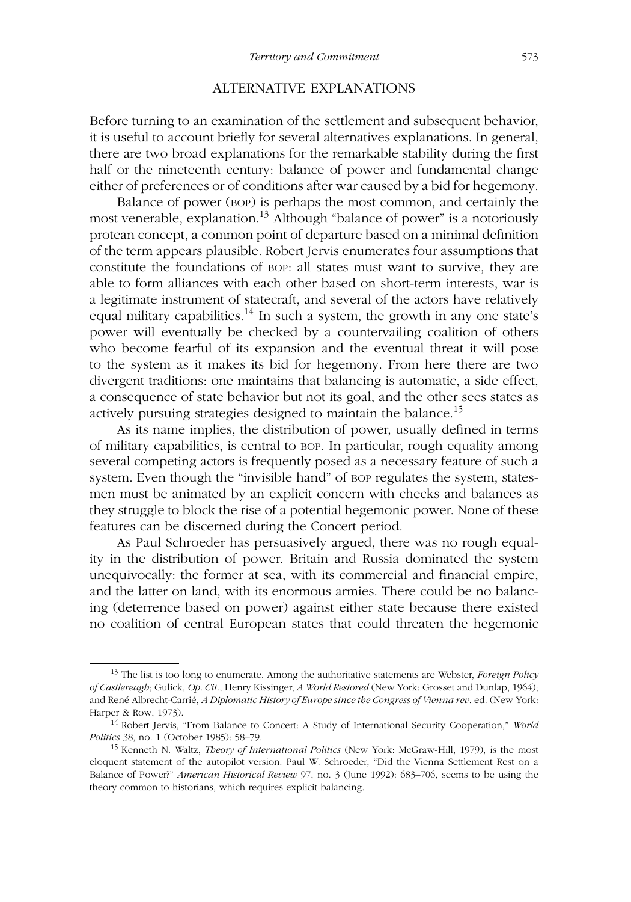## ALTERNATIVE EXPLANATIONS

Before turning to an examination of the settlement and subsequent behavior, it is useful to account briefly for several alternatives explanations. In general, there are two broad explanations for the remarkable stability during the first half or the nineteenth century: balance of power and fundamental change either of preferences or of conditions after war caused by a bid for hegemony.

Balance of power (BOP) is perhaps the most common, and certainly the most venerable, explanation.[13] Although "balance of power" is a notoriously protean concept, a common point of departure based on a minimal definition of the term appears plausible. Robert Jervis enumerates four assumptions that constitute the foundations of BOP: all states must want to survive, they are able to form alliances with each other based on short-term interests, war is a legitimate instrument of statecraft, and several of the actors have relatively equal military capabilities.[14] In such a system, the growth in any one state's power will eventually be checked by a countervailing coalition of others who become fearful of its expansion and the eventual threat it will pose to the system as it makes its bid for hegemony. From here there are two divergent traditions: one maintains that balancing is automatic, a side effect, a consequence of state behavior but not its goal, and the other sees states as actively pursuing strategies designed to maintain the balance.[15]

As its name implies, the distribution of power, usually defined in terms of military capabilities, is central to BOP. In particular, rough equality among several competing actors is frequently posed as a necessary feature of such a system. Even though the "invisible hand" of BOP regulates the system, statesmen must be animated by an explicit concern with checks and balances as they struggle to block the rise of a potential hegemonic power. None of these features can be discerned during the Concert period.

As Paul Schroeder has persuasively argued, there was no rough equality in the distribution of power. Britain and Russia dominated the system unequivocally: the former at sea, with its commercial and financial empire, and the latter on land, with its enormous armies. There could be no balancing (deterrence based on power) against either state because there existed no coalition of central European states that could threaten the hegemonic

---

[13] The list is too long to enumerate. Among the authoritative statements are Webster, *Foreign Policy of Castlereagh*; Gulick, *Op. Cit*., Henry Kissinger, *A World Restored* (New York: Grosset and Dunlap, 1964); and René Albrecht-Carrié, *A Diplomatic History of Europe since the Congress of Vienna rev*. ed. (New York: Harper & Row, 1973).

[14] Robert Jervis, "From Balance to Concert: A Study of International Security Cooperation," *World Politics* 38, no. 1 (October 1985): 58–79.

[15] Kenneth N. Waltz, *Theory of International Politics* (New York: McGraw-Hill, 1979), is the most eloquent statement of the autopilot version. Paul W. Schroeder, "Did the Vienna Settlement Rest on a Balance of Power?" *American Historical Review* 97, no. 3 (June 1992): 683–706, seems to be using the theory common to historians, which requires explicit balancing.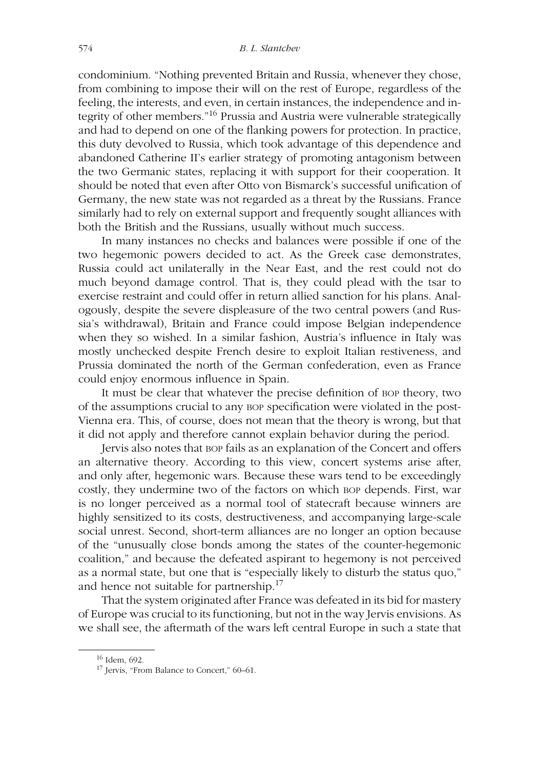condominium. "Nothing prevented Britain and Russia, whenever they chose, from combining to impose their will on the rest of Europe, regardless of the feeling, the interests, and even, in certain instances, the independence and integrity of other members."[16] Prussia and Austria were vulnerable strategically and had to depend on one of the flanking powers for protection. In practice, this duty devolved to Russia, which took advantage of this dependence and abandoned Catherine II's earlier strategy of promoting antagonism between the two Germanic states, replacing it with support for their cooperation. It should be noted that even after Otto von Bismarck's successful unification of Germany, the new state was not regarded as a threat by the Russians. France similarly had to rely on external support and frequently sought alliances with both the British and the Russians, usually without much success.

In many instances no checks and balances were possible if one of the two hegemonic powers decided to act. As the Greek case demonstrates, Russia could act unilaterally in the Near East, and the rest could not do much beyond damage control. That is, they could plead with the tsar to exercise restraint and could offer in return allied sanction for his plans. Analogously, despite the severe displeasure of the two central powers (and Russia's withdrawal), Britain and France could impose Belgian independence when they so wished. In a similar fashion, Austria's influence in Italy was mostly unchecked despite French desire to exploit Italian restiveness, and Prussia dominated the north of the German confederation, even as France could enjoy enormous influence in Spain.

It must be clear that whatever the precise definition of BOP theory, two of the assumptions crucial to any BOP specification were violated in the post-Vienna era. This, of course, does not mean that the theory is wrong, but that it did not apply and therefore cannot explain behavior during the period.

Jervis also notes that BOP fails as an explanation of the Concert and offers an alternative theory. According to this view, concert systems arise after, and only after, hegemonic wars. Because these wars tend to be exceedingly costly, they undermine two of the factors on which BOP depends. First, war is no longer perceived as a normal tool of statecraft because winners are highly sensitized to its costs, destructiveness, and accompanying large-scale social unrest. Second, short-term alliances are no longer an option because of the "unusually close bonds among the states of the counter-hegemonic coalition," and because the defeated aspirant to hegemony is not perceived as a normal state, but one that is "especially likely to disturb the status quo," and hence not suitable for partnership.[17]

That the system originated after France was defeated in its bid for mastery of Europe was crucial to its functioning, but not in the way Jervis envisions. As we shall see, the aftermath of the wars left central Europe in such a state that

[16] Idem, 692.

[17] Jervis, "From Balance to Concert," 60–61.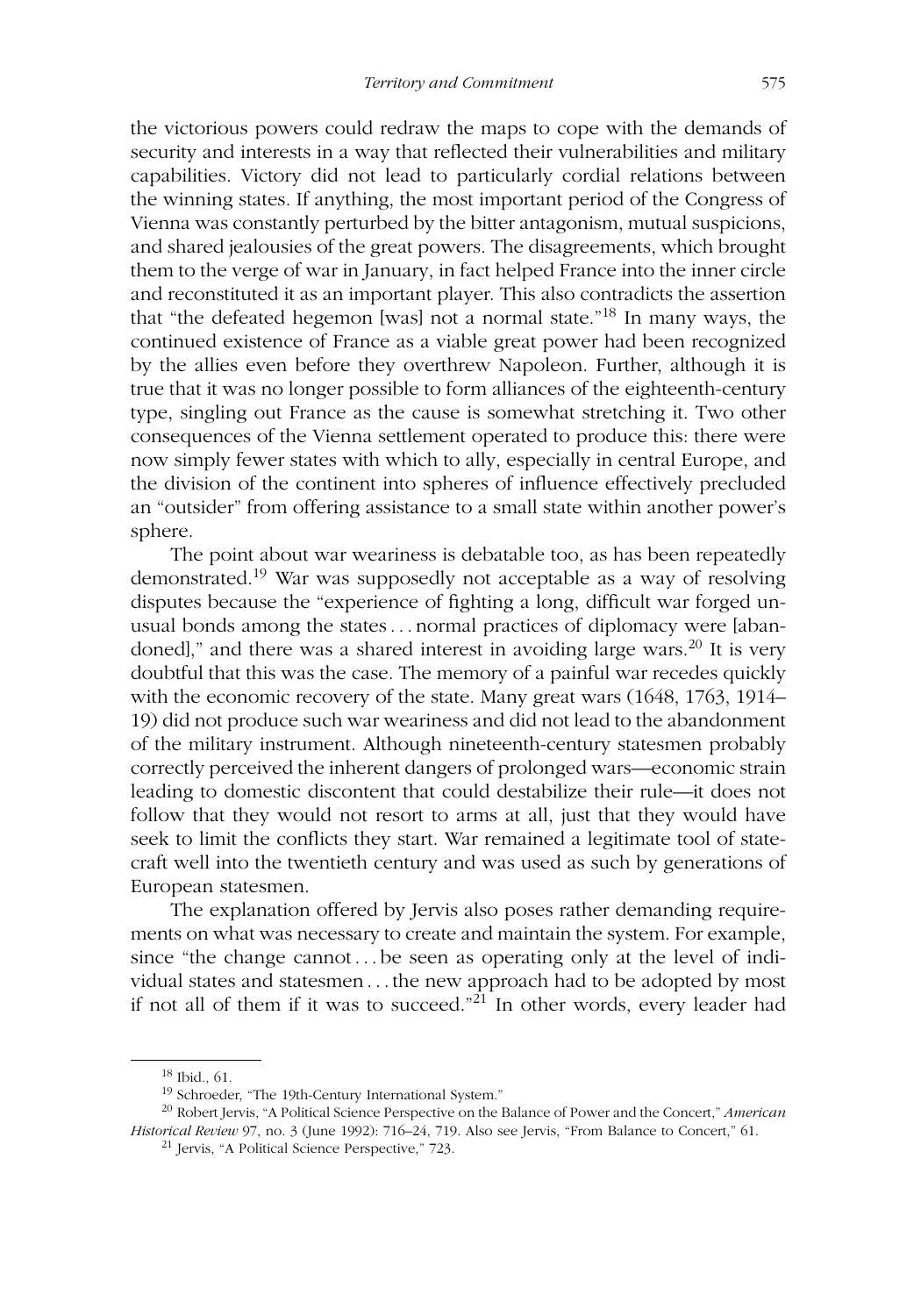the victorious powers could redraw the maps to cope with the demands of security and interests in a way that reflected their vulnerabilities and military capabilities. Victory did not lead to particularly cordial relations between the winning states. If anything, the most important period of the Congress of Vienna was constantly perturbed by the bitter antagonism, mutual suspicions, and shared jealousies of the great powers. The disagreements, which brought them to the verge of war in January, in fact helped France into the inner circle and reconstituted it as an important player. This also contradicts the assertion that "the defeated hegemon [was] not a normal state."[18] In many ways, the continued existence of France as a viable great power had been recognized by the allies even before they overthrew Napoleon. Further, although it is true that it was no longer possible to form alliances of the eighteenth-century type, singling out France as the cause is somewhat stretching it. Two other consequences of the Vienna settlement operated to produce this: there were now simply fewer states with which to ally, especially in central Europe, and the division of the continent into spheres of influence effectively precluded an "outsider" from offering assistance to a small state within another power's sphere.

The point about war weariness is debatable too, as has been repeatedly demonstrated.[19] War was supposedly not acceptable as a way of resolving disputes because the "experience of fighting a long, difficult war forged unusual bonds among the states . . . normal practices of diplomacy were [abandoned]," and there was a shared interest in avoiding large wars.[20] It is very doubtful that this was the case. The memory of a painful war recedes quickly with the economic recovery of the state. Many great wars (1648, 1763, 1914–19) did not produce such war weariness and did not lead to the abandonment of the military instrument. Although nineteenth-century statesmen probably correctly perceived the inherent dangers of prolonged wars—economic strain leading to domestic discontent that could destabilize their rule—it does not follow that they would not resort to arms at all, just that they would have seek to limit the conflicts they start. War remained a legitimate tool of statecraft well into the twentieth century and was used as such by generations of European statesmen.

The explanation offered by Jervis also poses rather demanding requirements on what was necessary to create and maintain the system. For example, since "the change cannot . . . be seen as operating only at the level of individual states and statesmen . . . the new approach had to be adopted by most if not all of them if it was to succeed."[21] In other words, every leader had

---

[18] Ibid., 61.

[19] Schroeder, "The 19th-Century International System."

[20] Robert Jervis, "A Political Science Perspective on the Balance of Power and the Concert," *American Historical Review* 97, no. 3 (June 1992): 716–24, 719. Also see Jervis, "From Balance to Concert," 61.

[21] Jervis, "A Political Science Perspective," 723.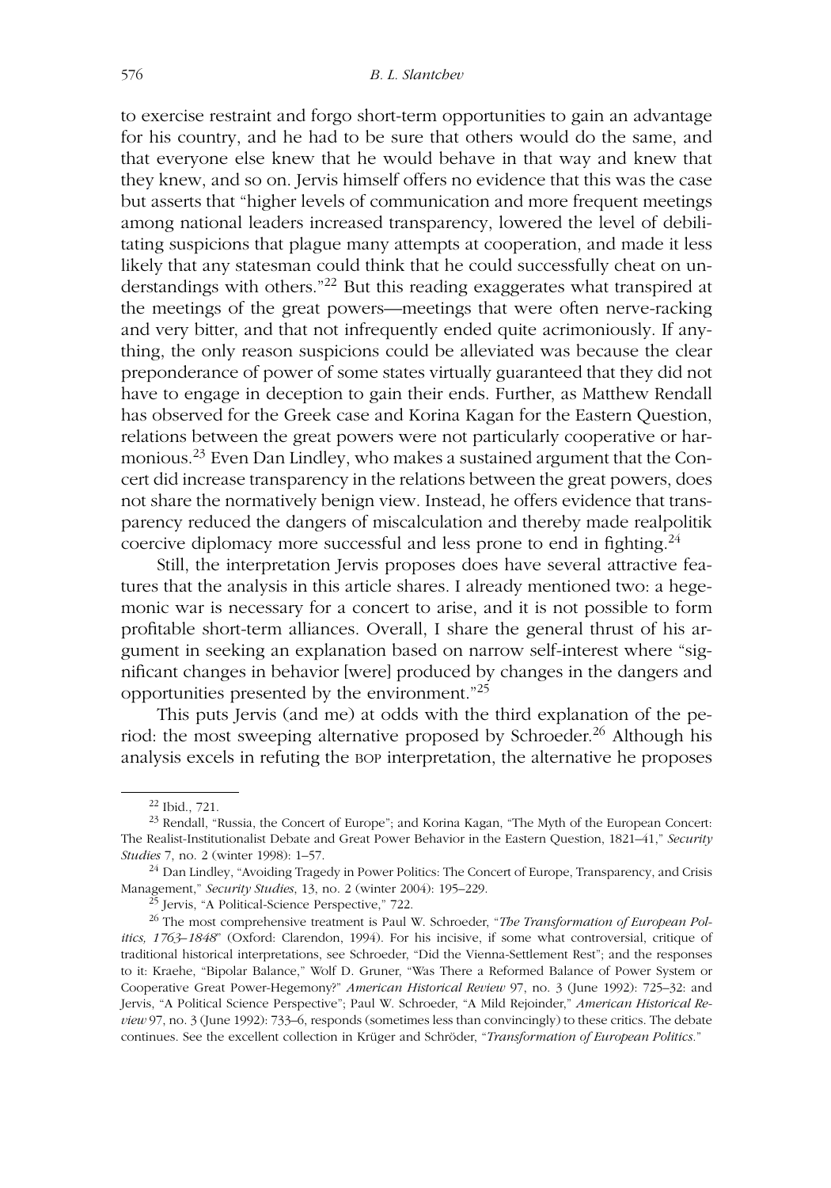to exercise restraint and forgo short-term opportunities to gain an advantage for his country, and he had to be sure that others would do the same, and that everyone else knew that he would behave in that way and knew that they knew, and so on. Jervis himself offers no evidence that this was the case but asserts that "higher levels of communication and more frequent meetings among national leaders increased transparency, lowered the level of debilitating suspicions that plague many attempts at cooperation, and made it less likely that any statesman could think that he could successfully cheat on understandings with others."[22] But this reading exaggerates what transpired at the meetings of the great powers—meetings that were often nerve-racking and very bitter, and that not infrequently ended quite acrimoniously. If anything, the only reason suspicions could be alleviated was because the clear preponderance of power of some states virtually guaranteed that they did not have to engage in deception to gain their ends. Further, as Matthew Rendall has observed for the Greek case and Korina Kagan for the Eastern Question, relations between the great powers were not particularly cooperative or harmonious.[23] Even Dan Lindley, who makes a sustained argument that the Concert did increase transparency in the relations between the great powers, does not share the normatively benign view. Instead, he offers evidence that transparency reduced the dangers of miscalculation and thereby made realpolitik coercive diplomacy more successful and less prone to end in fighting.[24]

Still, the interpretation Jervis proposes does have several attractive features that the analysis in this article shares. I already mentioned two: a hegemonic war is necessary for a concert to arise, and it is not possible to form profitable short-term alliances. Overall, I share the general thrust of his argument in seeking an explanation based on narrow self-interest where "significant changes in behavior [were] produced by changes in the dangers and opportunities presented by the environment."[25]

This puts Jervis (and me) at odds with the third explanation of the period: the most sweeping alternative proposed by Schroeder.[26] Although his analysis excels in refuting the BOP interpretation, the alternative he proposes

---

[22] Ibid., 721.

[23] Rendall, "Russia, the Concert of Europe"; and Korina Kagan, "The Myth of the European Concert: The Realist-Institutionalist Debate and Great Power Behavior in the Eastern Question, 1821–41," *Security Studies* 7, no. 2 (winter 1998): 1–57.

[24] Dan Lindley, "Avoiding Tragedy in Power Politics: The Concert of Europe, Transparency, and Crisis Management," *Security Studies*, 13, no. 2 (winter 2004): 195–229.

[25] Jervis, "A Political-Science Perspective," 722.

[26] The most comprehensive treatment is Paul W. Schroeder, "*The Transformation of European Politics, 1763–1848*" (Oxford: Clarendon, 1994). For his incisive, if some what controversial, critique of traditional historical interpretations, see Schroeder, "Did the Vienna-Settlement Rest"; and the responses to it: Kraehe, "Bipolar Balance," Wolf D. Gruner, "Was There a Reformed Balance of Power System or Cooperative Great Power-Hegemony?" *American Historical Review* 97, no. 3 (June 1992): 725–32: and Jervis, "A Political Science Perspective"; Paul W. Schroeder, "A Mild Rejoinder," *American Historical Review* 97, no. 3 (June 1992): 733–6, responds (sometimes less than convincingly) to these critics. The debate continues. See the excellent collection in Krüger and Schröder, "*Transformation of European Politics.*"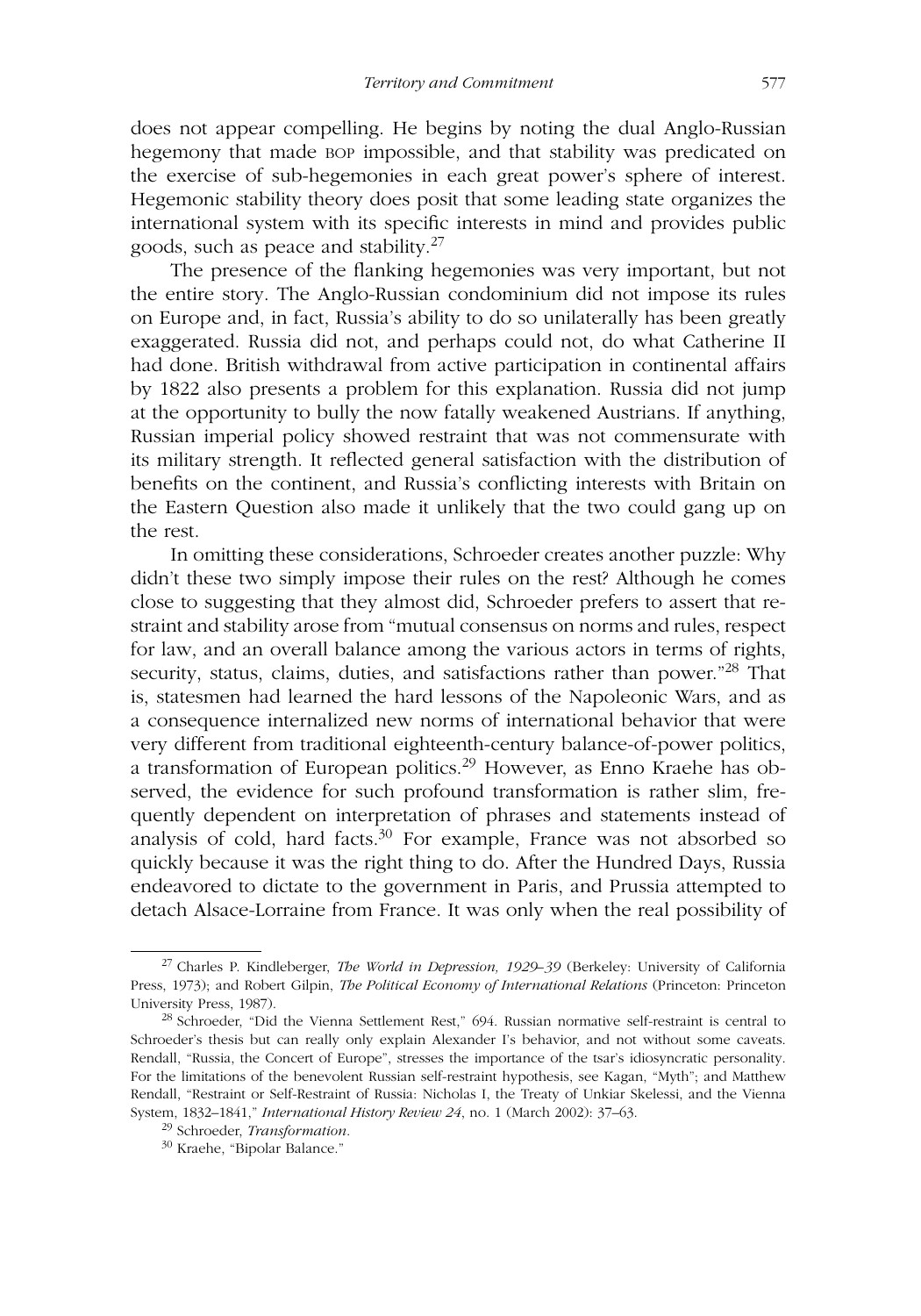does not appear compelling. He begins by noting the dual Anglo-Russian hegemony that made BOP impossible, and that stability was predicated on the exercise of sub-hegemonies in each great power's sphere of interest. Hegemonic stability theory does posit that some leading state organizes the international system with its specific interests in mind and provides public goods, such as peace and stability.[27]

The presence of the flanking hegemonies was very important, but not the entire story. The Anglo-Russian condominium did not impose its rules on Europe and, in fact, Russia's ability to do so unilaterally has been greatly exaggerated. Russia did not, and perhaps could not, do what Catherine II had done. British withdrawal from active participation in continental affairs by 1822 also presents a problem for this explanation. Russia did not jump at the opportunity to bully the now fatally weakened Austrians. If anything, Russian imperial policy showed restraint that was not commensurate with its military strength. It reflected general satisfaction with the distribution of benefits on the continent, and Russia's conflicting interests with Britain on the Eastern Question also made it unlikely that the two could gang up on the rest.

In omitting these considerations, Schroeder creates another puzzle: Why didn't these two simply impose their rules on the rest? Although he comes close to suggesting that they almost did, Schroeder prefers to assert that restraint and stability arose from "mutual consensus on norms and rules, respect for law, and an overall balance among the various actors in terms of rights, security, status, claims, duties, and satisfactions rather than power."[28] That is, statesmen had learned the hard lessons of the Napoleonic Wars, and as a consequence internalized new norms of international behavior that were very different from traditional eighteenth-century balance-of-power politics, a transformation of European politics.[29] However, as Enno Kraehe has observed, the evidence for such profound transformation is rather slim, frequently dependent on interpretation of phrases and statements instead of analysis of cold, hard facts.[30] For example, France was not absorbed so quickly because it was the right thing to do. After the Hundred Days, Russia endeavored to dictate to the government in Paris, and Prussia attempted to detach Alsace-Lorraine from France. It was only when the real possibility of

---

[27] Charles P. Kindleberger, *The World in Depression, 1929–39* (Berkeley: University of California Press, 1973); and Robert Gilpin, *The Political Economy of International Relations* (Princeton: Princeton University Press, 1987).

[28] Schroeder, "Did the Vienna Settlement Rest," 694. Russian normative self-restraint is central to Schroeder's thesis but can really only explain Alexander I's behavior, and not without some caveats. Rendall, "Russia, the Concert of Europe," stresses the importance of the tsar's idiosyncratic personality. For the limitations of the benevolent Russian self-restraint hypothesis, see Kagan, "Myth"; and Matthew Rendall, "Restraint or Self-Restraint of Russia: Nicholas I, the Treaty of Unkiar Skelessi, and the Vienna System, 1832–1841," *International History Review 24*, no. 1 (March 2002): 37–63.

[29] Schroeder, *Transformation*.

[30] Kraehe, "Bipolar Balance."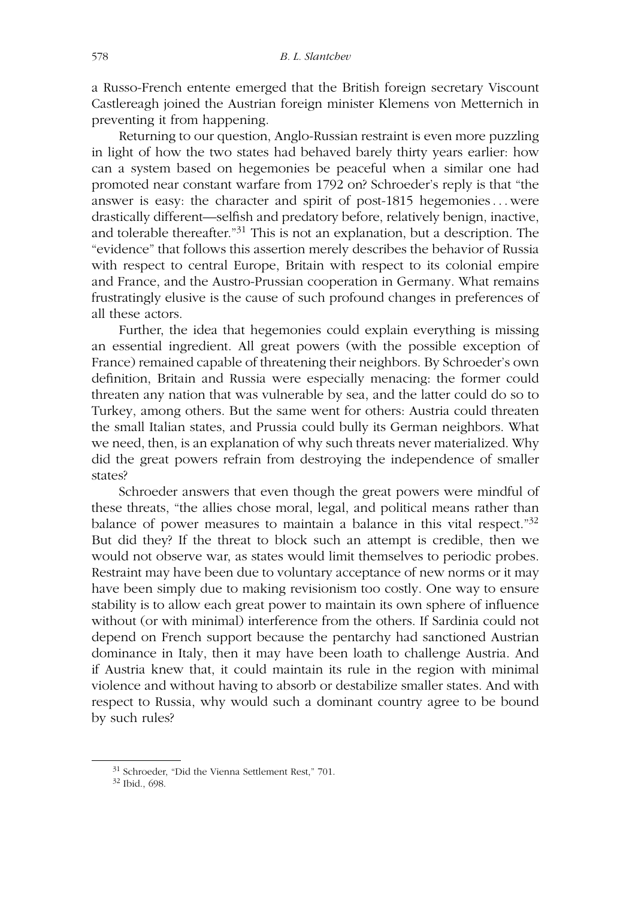a Russo-French entente emerged that the British foreign secretary Viscount Castlereagh joined the Austrian foreign minister Klemens von Metternich in preventing it from happening.

Returning to our question, Anglo-Russian restraint is even more puzzling in light of how the two states had behaved barely thirty years earlier: how can a system based on hegemonies be peaceful when a similar one had promoted near constant warfare from 1792 on? Schroeder's reply is that "the answer is easy: the character and spirit of post-1815 hegemonies . . . were drastically different—selfish and predatory before, relatively benign, inactive, and tolerable thereafter."[31] This is not an explanation, but a description. The "evidence" that follows this assertion merely describes the behavior of Russia with respect to central Europe, Britain with respect to its colonial empire and France, and the Austro-Prussian cooperation in Germany. What remains frustratingly elusive is the cause of such profound changes in preferences of all these actors.

Further, the idea that hegemonies could explain everything is missing an essential ingredient. All great powers (with the possible exception of France) remained capable of threatening their neighbors. By Schroeder's own definition, Britain and Russia were especially menacing: the former could threaten any nation that was vulnerable by sea, and the latter could do so to Turkey, among others. But the same went for others: Austria could threaten the small Italian states, and Prussia could bully its German neighbors. What we need, then, is an explanation of why such threats never materialized. Why did the great powers refrain from destroying the independence of smaller states?

Schroeder answers that even though the great powers were mindful of these threats, "the allies chose moral, legal, and political means rather than balance of power measures to maintain a balance in this vital respect."[32] But did they? If the threat to block such an attempt is credible, then we would not observe war, as states would limit themselves to periodic probes. Restraint may have been due to voluntary acceptance of new norms or it may have been simply due to making revisionism too costly. One way to ensure stability is to allow each great power to maintain its own sphere of influence without (or with minimal) interference from the others. If Sardinia could not depend on French support because the pentarchy had sanctioned Austrian dominance in Italy, then it may have been loath to challenge Austria. And if Austria knew that, it could maintain its rule in the region with minimal violence and without having to absorb or destabilize smaller states. And with respect to Russia, why would such a dominant country agree to be bound by such rules?

---

[31] Schroeder, "Did the Vienna Settlement Rest," 701.

[32] Ibid., 698.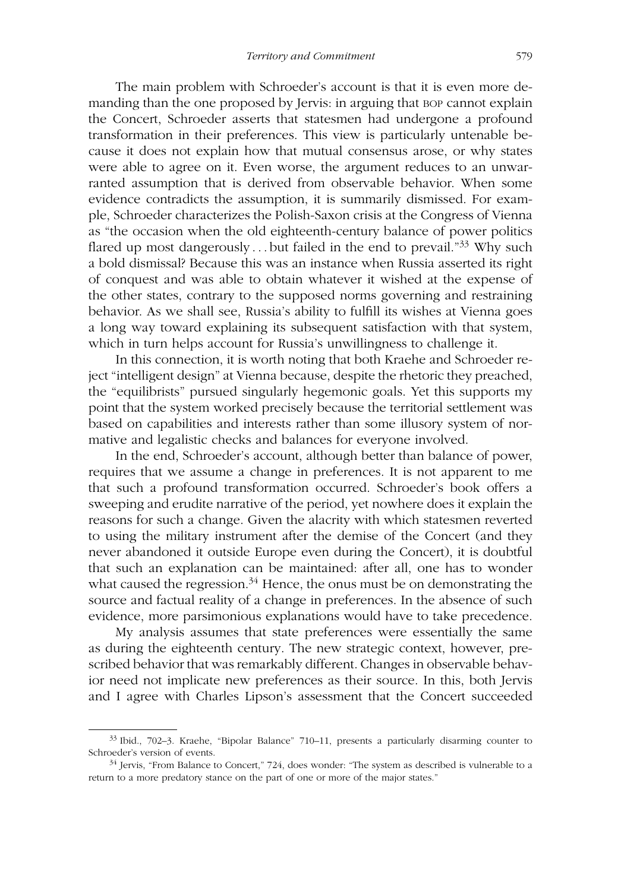The main problem with Schroeder's account is that it is even more demanding than the one proposed by Jervis: in arguing that BOP cannot explain the Concert, Schroeder asserts that statesmen had undergone a profound transformation in their preferences. This view is particularly untenable because it does not explain how that mutual consensus arose, or why states were able to agree on it. Even worse, the argument reduces to an unwarranted assumption that is derived from observable behavior. When some evidence contradicts the assumption, it is summarily dismissed. For example, Schroeder characterizes the Polish-Saxon crisis at the Congress of Vienna as "the occasion when the old eighteenth-century balance of power politics flared up most dangerously . . . but failed in the end to prevail."[33] Why such a bold dismissal? Because this was an instance when Russia asserted its right of conquest and was able to obtain whatever it wished at the expense of the other states, contrary to the supposed norms governing and restraining behavior. As we shall see, Russia's ability to fulfill its wishes at Vienna goes a long way toward explaining its subsequent satisfaction with that system, which in turn helps account for Russia's unwillingness to challenge it.

In this connection, it is worth noting that both Kraehe and Schroeder reject "intelligent design" at Vienna because, despite the rhetoric they preached, the "equilibrists" pursued singularly hegemonic goals. Yet this supports my point that the system worked precisely because the territorial settlement was based on capabilities and interests rather than some illusory system of normative and legalistic checks and balances for everyone involved.

In the end, Schroeder's account, although better than balance of power, requires that we assume a change in preferences. It is not apparent to me that such a profound transformation occurred. Schroeder's book offers a sweeping and erudite narrative of the period, yet nowhere does it explain the reasons for such a change. Given the alacrity with which statesmen reverted to using the military instrument after the demise of the Concert (and they never abandoned it outside Europe even during the Concert), it is doubtful that such an explanation can be maintained: after all, one has to wonder what caused the regression.[34] Hence, the onus must be on demonstrating the source and factual reality of a change in preferences. In the absence of such evidence, more parsimonious explanations would have to take precedence.

My analysis assumes that state preferences were essentially the same as during the eighteenth century. The new strategic context, however, prescribed behavior that was remarkably different. Changes in observable behavior need not implicate new preferences as their source. In this, both Jervis and I agree with Charles Lipson's assessment that the Concert succeeded

---

[33] Ibid., 702–3. Kraehe, "Bipolar Balance" 710–11, presents a particularly disarming counter to Schroeder's version of events.

[34] Jervis, "From Balance to Concert," 724, does wonder: "The system as described is vulnerable to a return to a more predatory stance on the part of one or more of the major states."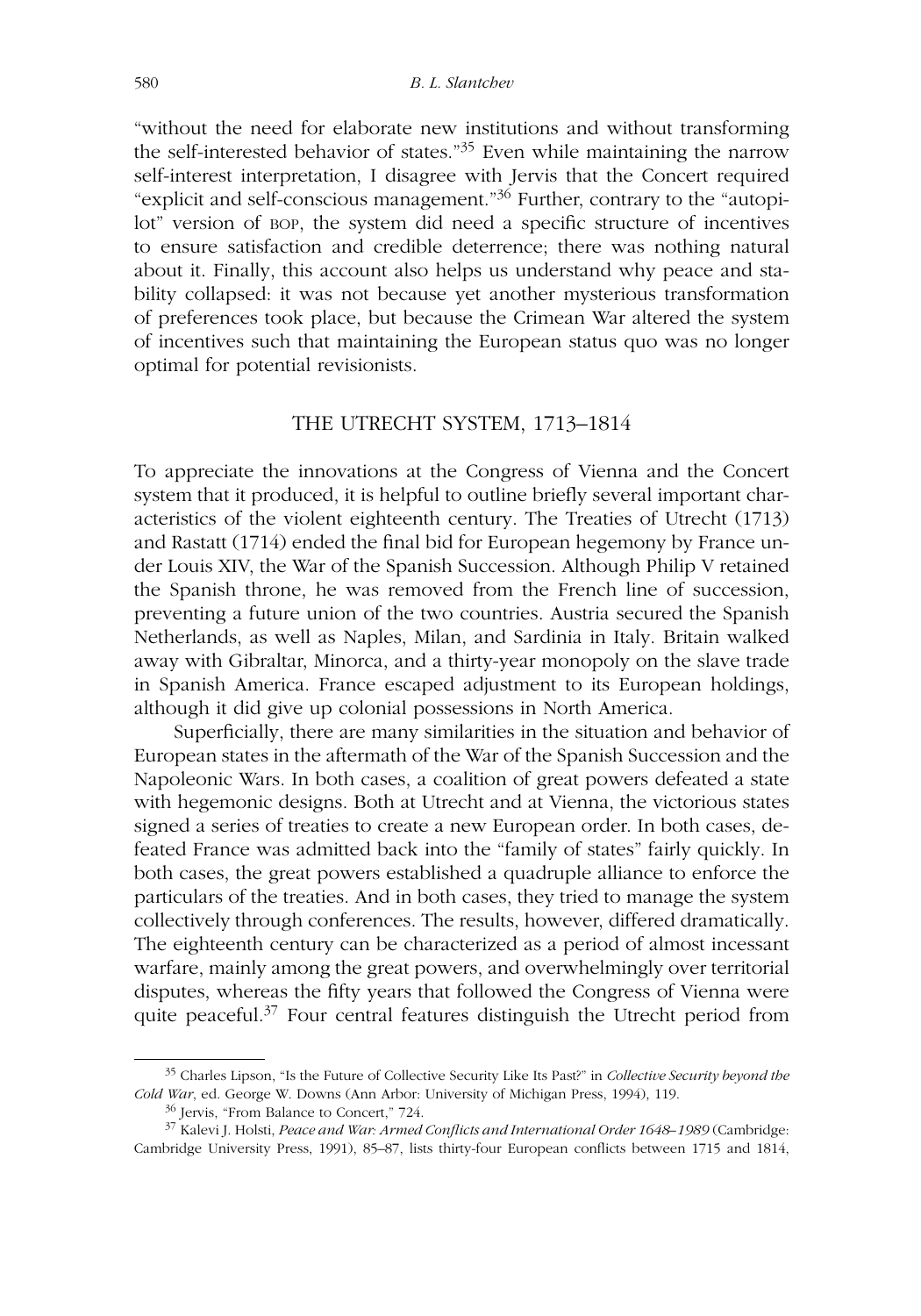"without the need for elaborate new institutions and without transforming the self-interested behavior of states."[35] Even while maintaining the narrow self-interest interpretation, I disagree with Jervis that the Concert required "explicit and self-conscious management."[36] Further, contrary to the "autopilot" version of BOP, the system did need a specific structure of incentives to ensure satisfaction and credible deterrence; there was nothing natural about it. Finally, this account also helps us understand why peace and stability collapsed: it was not because yet another mysterious transformation of preferences took place, but because the Crimean War altered the system of incentives such that maintaining the European status quo was no longer optimal for potential revisionists.

## THE UTRECHT SYSTEM, 1713–1814

To appreciate the innovations at the Congress of Vienna and the Concert system that it produced, it is helpful to outline briefly several important characteristics of the violent eighteenth century. The Treaties of Utrecht (1713) and Rastatt (1714) ended the final bid for European hegemony by France under Louis XIV, the War of the Spanish Succession. Although Philip V retained the Spanish throne, he was removed from the French line of succession, preventing a future union of the two countries. Austria secured the Spanish Netherlands, as well as Naples, Milan, and Sardinia in Italy. Britain walked away with Gibraltar, Minorca, and a thirty-year monopoly on the slave trade in Spanish America. France escaped adjustment to its European holdings, although it did give up colonial possessions in North America.

Superficially, there are many similarities in the situation and behavior of European states in the aftermath of the War of the Spanish Succession and the Napoleonic Wars. In both cases, a coalition of great powers defeated a state with hegemonic designs. Both at Utrecht and at Vienna, the victorious states signed a series of treaties to create a new European order. In both cases, defeated France was admitted back into the "family of states" fairly quickly. In both cases, the great powers established a quadruple alliance to enforce the particulars of the treaties. And in both cases, they tried to manage the system collectively through conferences. The results, however, differed dramatically. The eighteenth century can be characterized as a period of almost incessant warfare, mainly among the great powers, and overwhelmingly over territorial disputes, whereas the fifty years that followed the Congress of Vienna were quite peaceful.[37] Four central features distinguish the Utrecht period from

---

[35] Charles Lipson, "Is the Future of Collective Security Like Its Past?" in *Collective Security beyond the Cold War*, ed. George W. Downs (Ann Arbor: University of Michigan Press, 1994), 119.

[36] Jervis, "From Balance to Concert," 724.

[37] Kalevi J. Holsti, *Peace and War: Armed Conflicts and International Order 1648–1989* (Cambridge: Cambridge University Press, 1991), 85–87, lists thirty-four European conflicts between 1715 and 1814,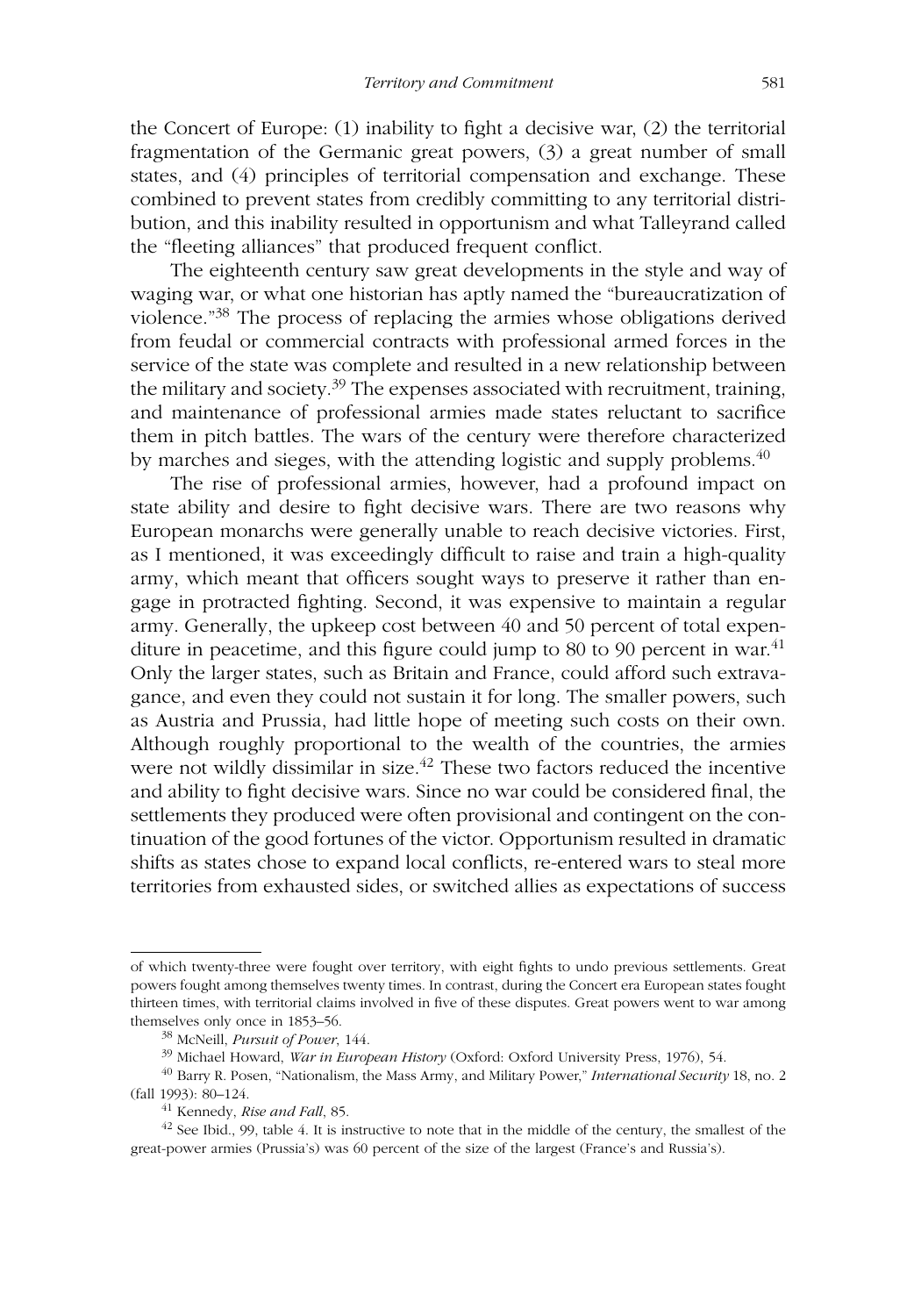the Concert of Europe: (1) inability to fight a decisive war, (2) the territorial fragmentation of the Germanic great powers, (3) a great number of small states, and (4) principles of territorial compensation and exchange. These combined to prevent states from credibly committing to any territorial distribution, and this inability resulted in opportunism and what Talleyrand called the "fleeting alliances" that produced frequent conflict.

The eighteenth century saw great developments in the style and way of waging war, or what one historian has aptly named the "bureaucratization of violence."[38] The process of replacing the armies whose obligations derived from feudal or commercial contracts with professional armed forces in the service of the state was complete and resulted in a new relationship between the military and society.[39] The expenses associated with recruitment, training, and maintenance of professional armies made states reluctant to sacrifice them in pitch battles. The wars of the century were therefore characterized by marches and sieges, with the attending logistic and supply problems.[40]

The rise of professional armies, however, had a profound impact on state ability and desire to fight decisive wars. There are two reasons why European monarchs were generally unable to reach decisive victories. First, as I mentioned, it was exceedingly difficult to raise and train a high-quality army, which meant that officers sought ways to preserve it rather than engage in protracted fighting. Second, it was expensive to maintain a regular army. Generally, the upkeep cost between 40 and 50 percent of total expenditure in peacetime, and this figure could jump to 80 to 90 percent in war.[41] Only the larger states, such as Britain and France, could afford such extravagance, and even they could not sustain it for long. The smaller powers, such as Austria and Prussia, had little hope of meeting such costs on their own. Although roughly proportional to the wealth of the countries, the armies were not wildly dissimilar in size.[42] These two factors reduced the incentive and ability to fight decisive wars. Since no war could be considered final, the settlements they produced were often provisional and contingent on the continuation of the good fortunes of the victor. Opportunism resulted in dramatic shifts as states chose to expand local conflicts, re-entered wars to steal more territories from exhausted sides, or switched allies as expectations of success

---

of which twenty-three were fought over territory, with eight fights to undo previous settlements. Great powers fought among themselves twenty times. In contrast, during the Concert era European states fought thirteen times, with territorial claims involved in five of these disputes. Great powers went to war among themselves only once in 1853–56.

[38] McNeill, *Pursuit of Power*, 144.

[39] Michael Howard, *War in European History* (Oxford: Oxford University Press, 1976), 54.

[40] Barry R. Posen, "Nationalism, the Mass Army, and Military Power," *International Security* 18, no. 2 (fall 1993): 80–124.

[41] Kennedy, *Rise and Fall*, 85.

[42] See Ibid., 99, table 4. It is instructive to note that in the middle of the century, the smallest of the great-power armies (Prussia's) was 60 percent of the size of the largest (France's and Russia's).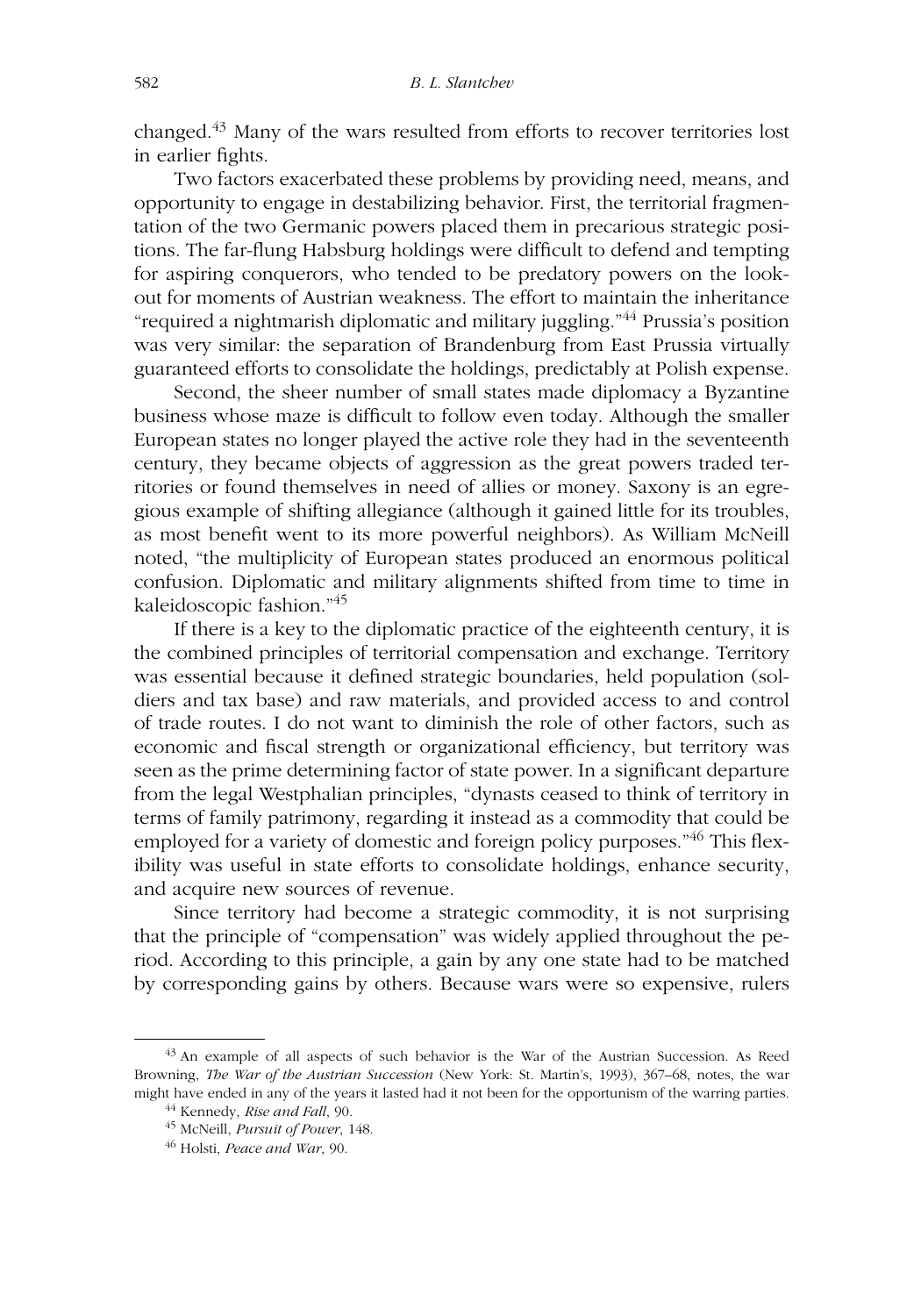changed.[43] Many of the wars resulted from efforts to recover territories lost in earlier fights.

Two factors exacerbated these problems by providing need, means, and opportunity to engage in destabilizing behavior. First, the territorial fragmentation of the two Germanic powers placed them in precarious strategic positions. The far-flung Habsburg holdings were difficult to defend and tempting for aspiring conquerors, who tended to be predatory powers on the lookout for moments of Austrian weakness. The effort to maintain the inheritance "required a nightmarish diplomatic and military juggling."[44] Prussia's position was very similar: the separation of Brandenburg from East Prussia virtually guaranteed efforts to consolidate the holdings, predictably at Polish expense.

Second, the sheer number of small states made diplomacy a Byzantine business whose maze is difficult to follow even today. Although the smaller European states no longer played the active role they had in the seventeenth century, they became objects of aggression as the great powers traded territories or found themselves in need of allies or money. Saxony is an egregious example of shifting allegiance (although it gained little for its troubles, as most benefit went to its more powerful neighbors). As William McNeill noted, "the multiplicity of European states produced an enormous political confusion. Diplomatic and military alignments shifted from time to time in kaleidoscopic fashion."[45]

If there is a key to the diplomatic practice of the eighteenth century, it is the combined principles of territorial compensation and exchange. Territory was essential because it defined strategic boundaries, held population (soldiers and tax base) and raw materials, and provided access to and control of trade routes. I do not want to diminish the role of other factors, such as economic and fiscal strength or organizational efficiency, but territory was seen as the prime determining factor of state power. In a significant departure from the legal Westphalian principles, "dynasts ceased to think of territory in terms of family patrimony, regarding it instead as a commodity that could be employed for a variety of domestic and foreign policy purposes."[46] This flexibility was useful in state efforts to consolidate holdings, enhance security, and acquire new sources of revenue.

Since territory had become a strategic commodity, it is not surprising that the principle of "compensation" was widely applied throughout the period. According to this principle, a gain by any one state had to be matched by corresponding gains by others. Because wars were so expensive, rulers

---

[43] An example of all aspects of such behavior is the War of the Austrian Succession. As Reed Browning, *The War of the Austrian Succession* (New York: St. Martin's, 1993), 367–68, notes, the war might have ended in any of the years it lasted had it not been for the opportunism of the warring parties.

[44] Kennedy, *Rise and Fall*, 90.

[45] McNeill, *Pursuit of Power*, 148.

[46] Holsti, *Peace and War*, 90.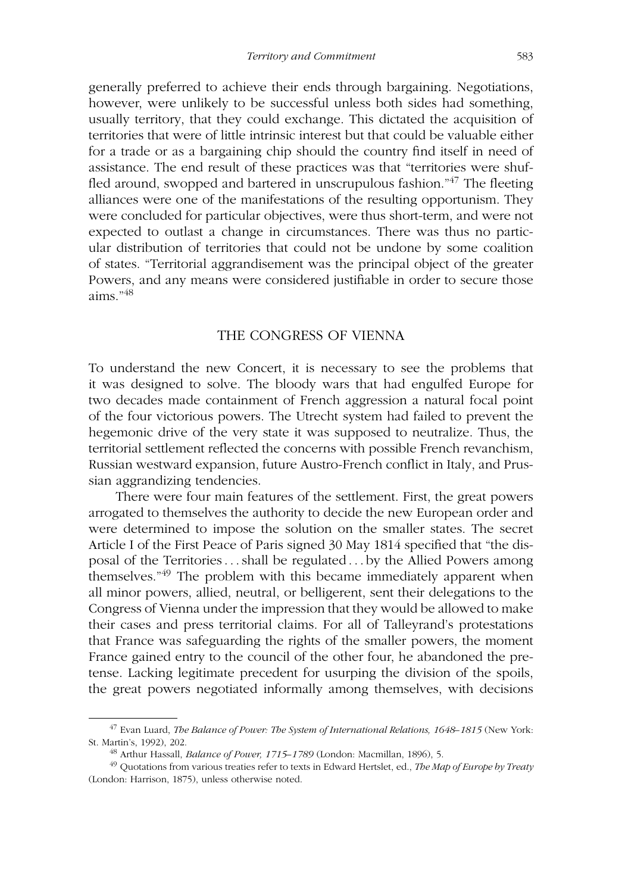generally preferred to achieve their ends through bargaining. Negotiations, however, were unlikely to be successful unless both sides had something, usually territory, that they could exchange. This dictated the acquisition of territories that were of little intrinsic interest but that could be valuable either for a trade or as a bargaining chip should the country find itself in need of assistance. The end result of these practices was that "territories were shuffled around, swopped and bartered in unscrupulous fashion."[47] The fleeting alliances were one of the manifestations of the resulting opportunism. They were concluded for particular objectives, were thus short-term, and were not expected to outlast a change in circumstances. There was thus no particular distribution of territories that could not be undone by some coalition of states. "Territorial aggrandisement was the principal object of the greater Powers, and any means were considered justifiable in order to secure those aims."[48]

## THE CONGRESS OF VIENNA

To understand the new Concert, it is necessary to see the problems that it was designed to solve. The bloody wars that had engulfed Europe for two decades made containment of French aggression a natural focal point of the four victorious powers. The Utrecht system had failed to prevent the hegemonic drive of the very state it was supposed to neutralize. Thus, the territorial settlement reflected the concerns with possible French revanchism, Russian westward expansion, future Austro-French conflict in Italy, and Prussian aggrandizing tendencies.

There were four main features of the settlement. First, the great powers arrogated to themselves the authority to decide the new European order and were determined to impose the solution on the smaller states. The secret Article I of the First Peace of Paris signed 30 May 1814 specified that "the disposal of the Territories . . . shall be regulated . . . by the Allied Powers among themselves."[49] The problem with this became immediately apparent when all minor powers, allied, neutral, or belligerent, sent their delegations to the Congress of Vienna under the impression that they would be allowed to make their cases and press territorial claims. For all of Talleyrand's protestations that France was safeguarding the rights of the smaller powers, the moment France gained entry to the council of the other four, he abandoned the pretense. Lacking legitimate precedent for usurping the division of the spoils, the great powers negotiated informally among themselves, with decisions

---

[47] Evan Luard, *The Balance of Power: The System of International Relations, 1648–1815* (New York: St. Martin's, 1992), 202.

[48] Arthur Hassall, *Balance of Power, 1715–1789* (London: Macmillan, 1896), 5.

[49] Quotations from various treaties refer to texts in Edward Hertslet, ed., *The Map of Europe by Treaty* (London: Harrison, 1875), unless otherwise noted.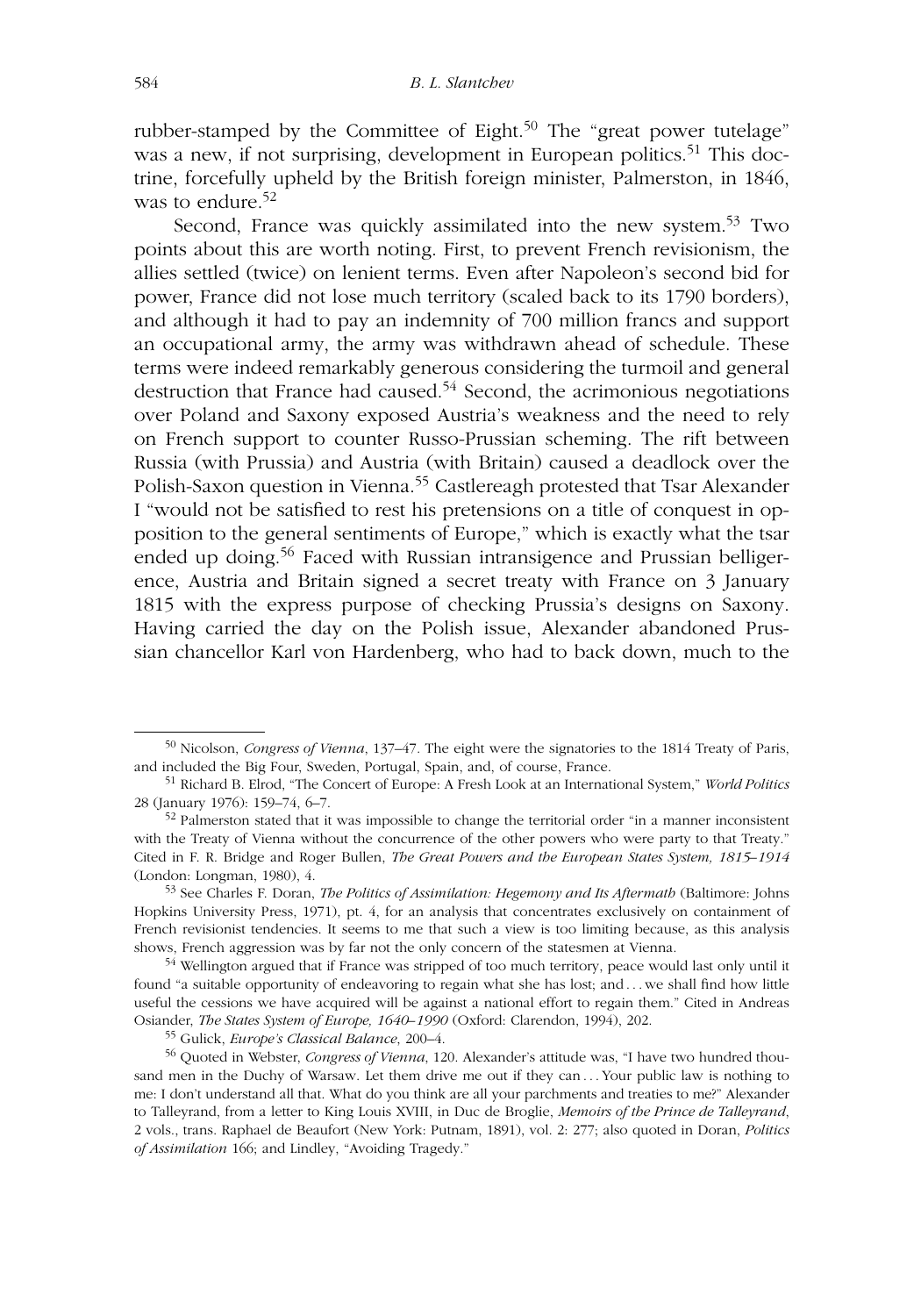rubber-stamped by the Committee of Eight.[50] The "great power tutelage" was a new, if not surprising, development in European politics.[51] This doctrine, forcefully upheld by the British foreign minister, Palmerston, in 1846, was to endure.[52]

Second, France was quickly assimilated into the new system.[53] Two points about this are worth noting. First, to prevent French revisionism, the allies settled (twice) on lenient terms. Even after Napoleon's second bid for power, France did not lose much territory (scaled back to its 1790 borders), and although it had to pay an indemnity of 700 million francs and support an occupational army, the army was withdrawn ahead of schedule. These terms were indeed remarkably generous considering the turmoil and general destruction that France had caused.[54] Second, the acrimonious negotiations over Poland and Saxony exposed Austria's weakness and the need to rely on French support to counter Russo-Prussian scheming. The rift between Russia (with Prussia) and Austria (with Britain) caused a deadlock over the Polish-Saxon question in Vienna.[55] Castlereagh protested that Tsar Alexander I "would not be satisfied to rest his pretensions on a title of conquest in opposition to the general sentiments of Europe," which is exactly what the tsar ended up doing.[56] Faced with Russian intransigence and Prussian belligerence, Austria and Britain signed a secret treaty with France on 3 January 1815 with the express purpose of checking Prussia's designs on Saxony. Having carried the day on the Polish issue, Alexander abandoned Prussian chancellor Karl von Hardenberg, who had to back down, much to the

---

[50] Nicolson, *Congress of Vienna*, 137–47. The eight were the signatories to the 1814 Treaty of Paris, and included the Big Four, Sweden, Portugal, Spain, and, of course, France.

[51] Richard B. Elrod, "The Concert of Europe: A Fresh Look at an International System," *World Politics* 28 (January 1976): 159–74, 6–7.

[52] Palmerston stated that it was impossible to change the territorial order "in a manner inconsistent with the Treaty of Vienna without the concurrence of the other powers who were party to that Treaty." Cited in F. R. Bridge and Roger Bullen, *The Great Powers and the European States System, 1815–1914* (London: Longman, 1980), 4.

[53] See Charles F. Doran, *The Politics of Assimilation: Hegemony and Its Aftermath* (Baltimore: Johns Hopkins University Press, 1971), pt. 4, for an analysis that concentrates exclusively on containment of French revisionist tendencies. It seems to me that such a view is too limiting because, as this analysis shows, French aggression was by far not the only concern of the statesmen at Vienna.

[54] Wellington argued that if France was stripped of too much territory, peace would last only until it found "a suitable opportunity of endeavoring to regain what she has lost; and . . . we shall find how little useful the cessions we have acquired will be against a national effort to regain them." Cited in Andreas Osiander, *The States System of Europe, 1640–1990* (Oxford: Clarendon, 1994), 202.

[55] Gulick, *Europe's Classical Balance*, 200–4.

[56] Quoted in Webster, *Congress of Vienna*, 120. Alexander's attitude was, "I have two hundred thousand men in the Duchy of Warsaw. Let them drive me out if they can . . . Your public law is nothing to me: I don't understand all that. What do you think are all your parchments and treaties to me?" Alexander to Talleyrand, from a letter to King Louis XVIII, in Duc de Broglie, *Memoirs of the Prince de Talleyrand*, 2 vols., trans. Raphael de Beaufort (New York: Putnam, 1891), vol. 2: 277; also quoted in Doran, *Politics of Assimilation* 166; and Lindley, "Avoiding Tragedy."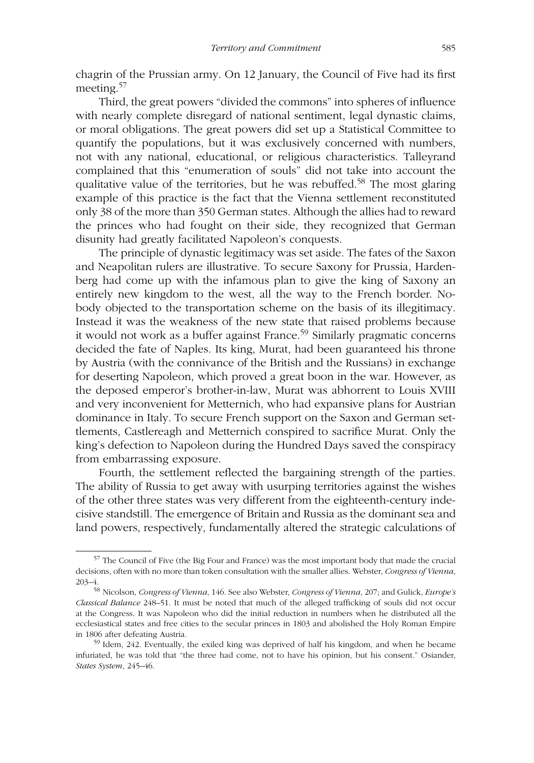chagrin of the Prussian army. On 12 January, the Council of Five had its first meeting.[57]

Third, the great powers "divided the commons" into spheres of influence with nearly complete disregard of national sentiment, legal dynastic claims, or moral obligations. The great powers did set up a Statistical Committee to quantify the populations, but it was exclusively concerned with numbers, not with any national, educational, or religious characteristics. Talleyrand complained that this "enumeration of souls" did not take into account the qualitative value of the territories, but he was rebuffed.[58] The most glaring example of this practice is the fact that the Vienna settlement reconstituted only 38 of the more than 350 German states. Although the allies had to reward the princes who had fought on their side, they recognized that German disunity had greatly facilitated Napoleon's conquests.

The principle of dynastic legitimacy was set aside. The fates of the Saxon and Neapolitan rulers are illustrative. To secure Saxony for Prussia, Hardenberg had come up with the infamous plan to give the king of Saxony an entirely new kingdom to the west, all the way to the French border. Nobody objected to the transportation scheme on the basis of its illegitimacy. Instead it was the weakness of the new state that raised problems because it would not work as a buffer against France.[59] Similarly pragmatic concerns decided the fate of Naples. Its king, Murat, had been guaranteed his throne by Austria (with the connivance of the British and the Russians) in exchange for deserting Napoleon, which proved a great boon in the war. However, as the deposed emperor's brother-in-law, Murat was abhorrent to Louis XVIII and very inconvenient for Metternich, who had expansive plans for Austrian dominance in Italy. To secure French support on the Saxon and German settlements, Castlereagh and Metternich conspired to sacrifice Murat. Only the king's defection to Napoleon during the Hundred Days saved the conspiracy from embarrassing exposure.

Fourth, the settlement reflected the bargaining strength of the parties. The ability of Russia to get away with usurping territories against the wishes of the other three states was very different from the eighteenth-century indecisive standstill. The emergence of Britain and Russia as the dominant sea and land powers, respectively, fundamentally altered the strategic calculations of

---

[57] The Council of Five (the Big Four and France) was the most important body that made the crucial decisions, often with no more than token consultation with the smaller allies. Webster, *Congress of Vienna*, 203–4.

[58] Nicolson, *Congress of Vienna*, 146. See also Webster, *Congress of Vienna*, 207; and Gulick, *Europe's Classical Balance* 248–51. It must be noted that much of the alleged trafficking of souls did not occur at the Congress. It was Napoleon who did the initial reduction in numbers when he distributed all the ecclesiastical states and free cities to the secular princes in 1803 and abolished the Holy Roman Empire in 1806 after defeating Austria.

[59] Idem, 242. Eventually, the exiled king was deprived of half his kingdom, and when he became infuriated, he was told that "the three had come, not to have his opinion, but his consent." Osiander, *States System*, 245–46.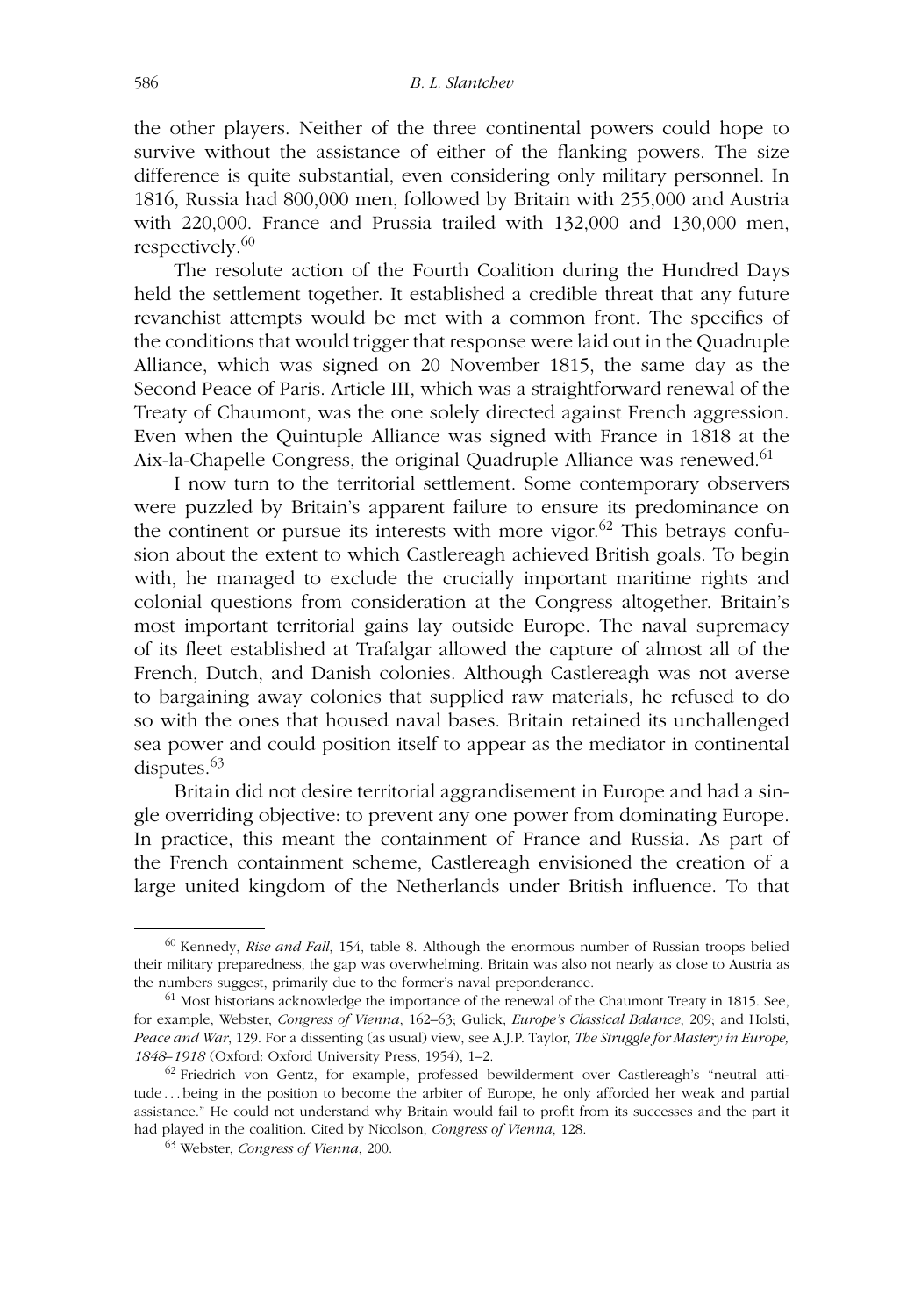the other players. Neither of the three continental powers could hope to survive without the assistance of either of the flanking powers. The size difference is quite substantial, even considering only military personnel. In 1816, Russia had 800,000 men, followed by Britain with 255,000 and Austria with 220,000. France and Prussia trailed with 132,000 and 130,000 men, respectively.[60]

The resolute action of the Fourth Coalition during the Hundred Days held the settlement together. It established a credible threat that any future revanchist attempts would be met with a common front. The specifics of the conditions that would trigger that response were laid out in the Quadruple Alliance, which was signed on 20 November 1815, the same day as the Second Peace of Paris. Article III, which was a straightforward renewal of the Treaty of Chaumont, was the one solely directed against French aggression. Even when the Quintuple Alliance was signed with France in 1818 at the Aix-la-Chapelle Congress, the original Quadruple Alliance was renewed.[61]

I now turn to the territorial settlement. Some contemporary observers were puzzled by Britain's apparent failure to ensure its predominance on the continent or pursue its interests with more vigor.[62] This betrays confusion about the extent to which Castlereagh achieved British goals. To begin with, he managed to exclude the crucially important maritime rights and colonial questions from consideration at the Congress altogether. Britain's most important territorial gains lay outside Europe. The naval supremacy of its fleet established at Trafalgar allowed the capture of almost all of the French, Dutch, and Danish colonies. Although Castlereagh was not averse to bargaining away colonies that supplied raw materials, he refused to do so with the ones that housed naval bases. Britain retained its unchallenged sea power and could position itself to appear as the mediator in continental disputes.[63]

Britain did not desire territorial aggrandisement in Europe and had a single overriding objective: to prevent any one power from dominating Europe. In practice, this meant the containment of France and Russia. As part of the French containment scheme, Castlereagh envisioned the creation of a large united kingdom of the Netherlands under British influence. To that

---

[60] Kennedy, *Rise and Fall,* 154, table 8. Although the enormous number of Russian troops belied their military preparedness, the gap was overwhelming. Britain was also not nearly as close to Austria as the numbers suggest, primarily due to the former's naval preponderance.

[61] Most historians acknowledge the importance of the renewal of the Chaumont Treaty in 1815. See, for example, Webster, *Congress of Vienna*, 162–63; Gulick, *Europe's Classical Balance*, 209; and Holsti, *Peace and War*, 129. For a dissenting (as usual) view, see A.J.P. Taylor, *The Struggle for Mastery in Europe, 1848–1918* (Oxford: Oxford University Press, 1954), 1–2.

[62] Friedrich von Gentz, for example, professed bewilderment over Castlereagh's "neutral attitude . . . being in the position to become the arbiter of Europe, he only afforded her weak and partial assistance." He could not understand why Britain would fail to profit from its successes and the part it had played in the coalition. Cited by Nicolson, *Congress of Vienna*, 128.

[63] Webster, *Congress of Vienna*, 200.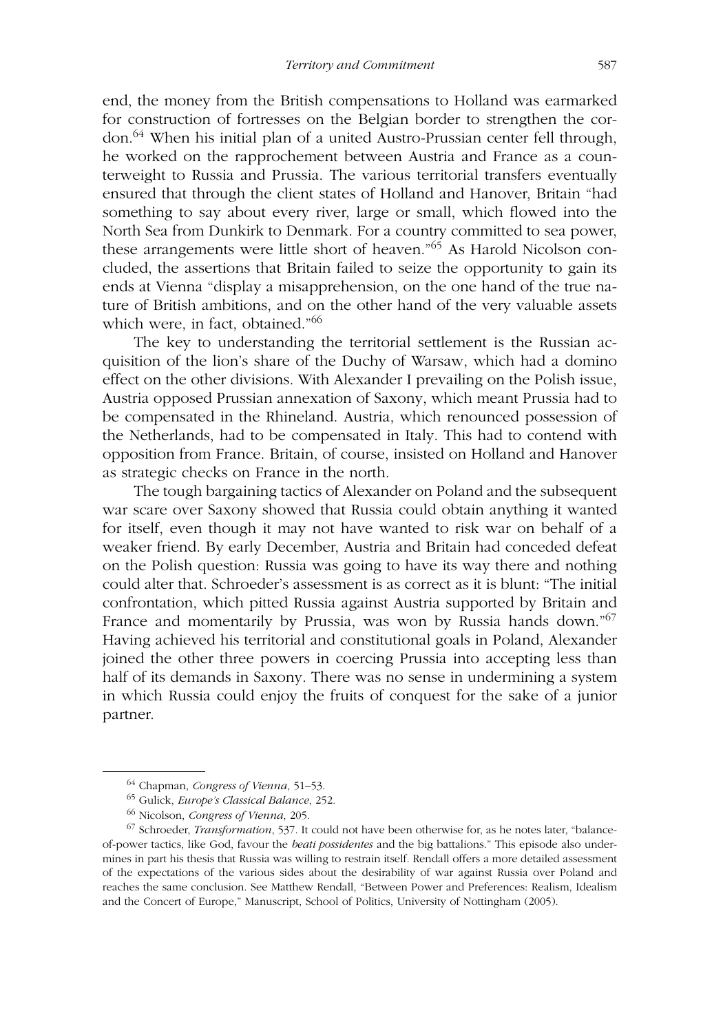end, the money from the British compensations to Holland was earmarked for construction of fortresses on the Belgian border to strengthen the cordon.[64] When his initial plan of a united Austro-Prussian center fell through, he worked on the rapprochement between Austria and France as a counterweight to Russia and Prussia. The various territorial transfers eventually ensured that through the client states of Holland and Hanover, Britain "had something to say about every river, large or small, which flowed into the North Sea from Dunkirk to Denmark. For a country committed to sea power, these arrangements were little short of heaven."[65] As Harold Nicolson concluded, the assertions that Britain failed to seize the opportunity to gain its ends at Vienna "display a misapprehension, on the one hand of the true nature of British ambitions, and on the other hand of the very valuable assets which were, in fact, obtained."[66]

The key to understanding the territorial settlement is the Russian acquisition of the lion's share of the Duchy of Warsaw, which had a domino effect on the other divisions. With Alexander I prevailing on the Polish issue, Austria opposed Prussian annexation of Saxony, which meant Prussia had to be compensated in the Rhineland. Austria, which renounced possession of the Netherlands, had to be compensated in Italy. This had to contend with opposition from France. Britain, of course, insisted on Holland and Hanover as strategic checks on France in the north.

The tough bargaining tactics of Alexander on Poland and the subsequent war scare over Saxony showed that Russia could obtain anything it wanted for itself, even though it may not have wanted to risk war on behalf of a weaker friend. By early December, Austria and Britain had conceded defeat on the Polish question: Russia was going to have its way there and nothing could alter that. Schroeder's assessment is as correct as it is blunt: "The initial confrontation, which pitted Russia against Austria supported by Britain and France and momentarily by Prussia, was won by Russia hands down."[67] Having achieved his territorial and constitutional goals in Poland, Alexander joined the other three powers in coercing Prussia into accepting less than half of its demands in Saxony. There was no sense in undermining a system in which Russia could enjoy the fruits of conquest for the sake of a junior partner.

---

[64] Chapman, *Congress of Vienna*, 51–53.

[65] Gulick, *Europe's Classical Balance*, 252.

[66] Nicolson, *Congress of Vienna*, 205.

[67] Schroeder, *Transformation*, 537. It could not have been otherwise for, as he notes later, "balance-of-power tactics, like God, favour the *beati possidentes* and the big battalions." This episode also undermines in part his thesis that Russia was willing to restrain itself. Rendall offers a more detailed assessment of the expectations of the various sides about the desirability of war against Russia over Poland and reaches the same conclusion. See Matthew Rendall, "Between Power and Preferences: Realism, Idealism and the Concert of Europe," Manuscript, School of Politics, University of Nottingham (2005).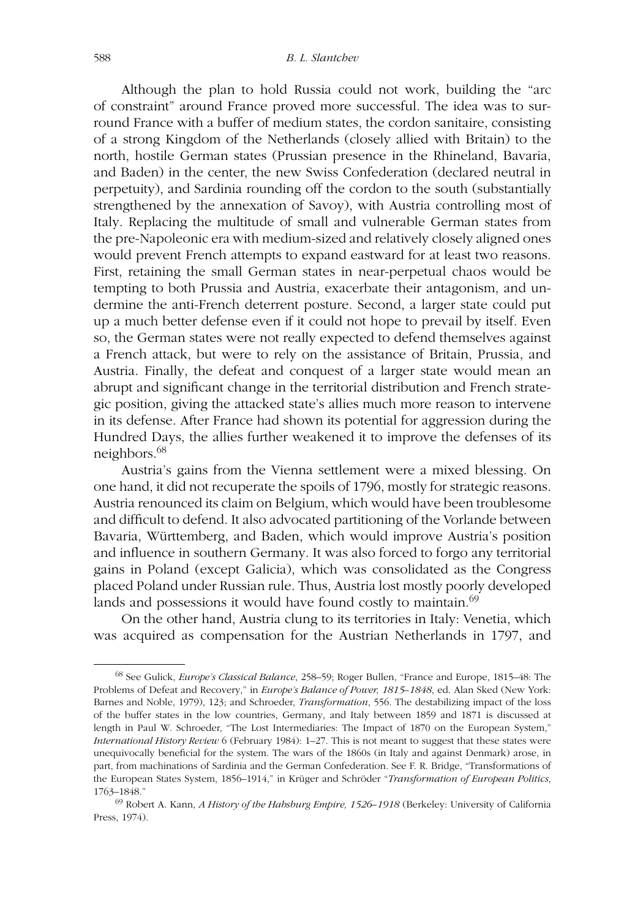Although the plan to hold Russia could not work, building the "arc of constraint" around France proved more successful. The idea was to surround France with a buffer of medium states, the cordon sanitaire, consisting of a strong Kingdom of the Netherlands (closely allied with Britain) to the north, hostile German states (Prussian presence in the Rhineland, Bavaria, and Baden) in the center, the new Swiss Confederation (declared neutral in perpetuity), and Sardinia rounding off the cordon to the south (substantially strengthened by the annexation of Savoy), with Austria controlling most of Italy. Replacing the multitude of small and vulnerable German states from the pre-Napoleonic era with medium-sized and relatively closely aligned ones would prevent French attempts to expand eastward for at least two reasons. First, retaining the small German states in near-perpetual chaos would be tempting to both Prussia and Austria, exacerbate their antagonism, and undermine the anti-French deterrent posture. Second, a larger state could put up a much better defense even if it could not hope to prevail by itself. Even so, the German states were not really expected to defend themselves against a French attack, but were to rely on the assistance of Britain, Prussia, and Austria. Finally, the defeat and conquest of a larger state would mean an abrupt and significant change in the territorial distribution and French strategic position, giving the attacked state's allies much more reason to intervene in its defense. After France had shown its potential for aggression during the Hundred Days, the allies further weakened it to improve the defenses of its neighbors.[68]

Austria's gains from the Vienna settlement were a mixed blessing. On one hand, it did not recuperate the spoils of 1796, mostly for strategic reasons. Austria renounced its claim on Belgium, which would have been troublesome and difficult to defend. It also advocated partitioning of the Vorlande between Bavaria, Württemberg, and Baden, which would improve Austria's position and influence in southern Germany. It was also forced to forgo any territorial gains in Poland (except Galicia), which was consolidated as the Congress placed Poland under Russian rule. Thus, Austria lost mostly poorly developed lands and possessions it would have found costly to maintain.[69]

On the other hand, Austria clung to its territories in Italy: Venetia, which was acquired as compensation for the Austrian Netherlands in 1797, and

---

[68] See Gulick, *Europe's Classical Balance*, 258–59; Roger Bullen, "France and Europe, 1815–48: The Problems of Defeat and Recovery," in *Europe's Balance of Power, 1815–1848*, ed. Alan Sked (New York: Barnes and Noble, 1979), 123; and Schroeder, *Transformation*, 556. The destabilizing impact of the loss of the buffer states in the low countries, Germany, and Italy between 1859 and 1871 is discussed at length in Paul W. Schroeder, "The Lost Intermediaries: The Impact of 1870 on the European System," *International History Review* 6 (February 1984): 1–27. This is not meant to suggest that these states were unequivocally beneficial for the system. The wars of the 1860s (in Italy and against Denmark) arose, in part, from machinations of Sardinia and the German Confederation. See F. R. Bridge, "Transformations of the European States System, 1856–1914," in Krüger and Schröder "*Transformation of European Politics*, 1763–1848."

[69] Robert A. Kann, *A History of the Habsburg Empire, 1526–1918* (Berkeley: University of California Press, 1974).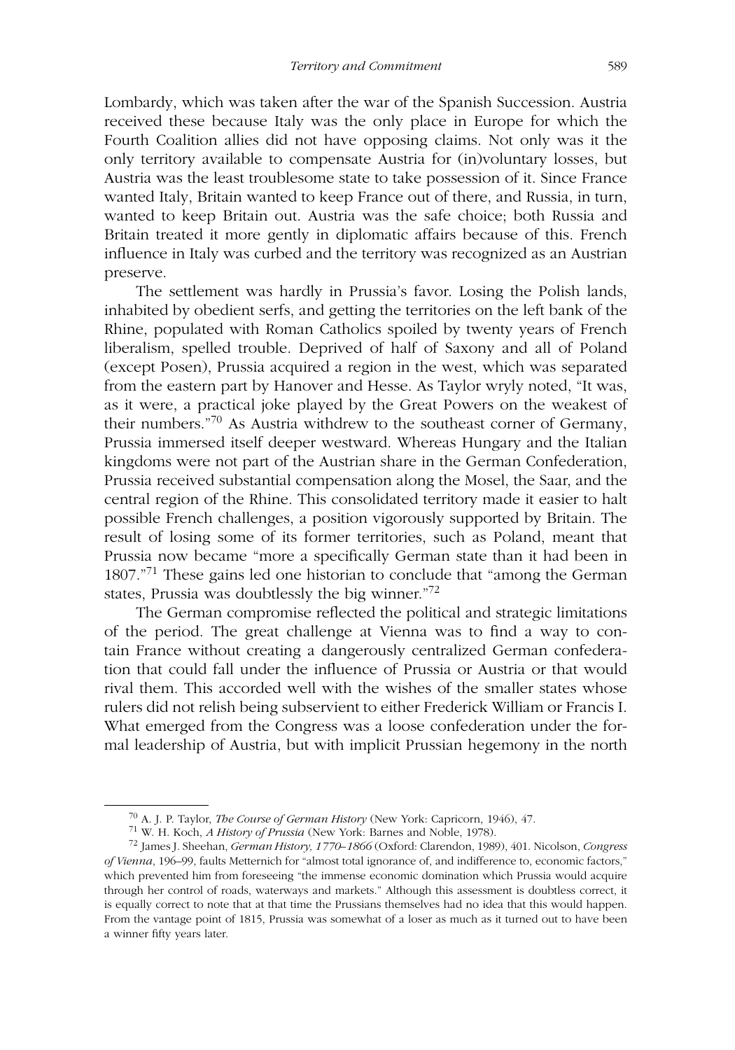Lombardy, which was taken after the war of the Spanish Succession. Austria received these because Italy was the only place in Europe for which the Fourth Coalition allies did not have opposing claims. Not only was it the only territory available to compensate Austria for (in)voluntary losses, but Austria was the least troublesome state to take possession of it. Since France wanted Italy, Britain wanted to keep France out of there, and Russia, in turn, wanted to keep Britain out. Austria was the safe choice; both Russia and Britain treated it more gently in diplomatic affairs because of this. French influence in Italy was curbed and the territory was recognized as an Austrian preserve.

The settlement was hardly in Prussia's favor. Losing the Polish lands, inhabited by obedient serfs, and getting the territories on the left bank of the Rhine, populated with Roman Catholics spoiled by twenty years of French liberalism, spelled trouble. Deprived of half of Saxony and all of Poland (except Posen), Prussia acquired a region in the west, which was separated from the eastern part by Hanover and Hesse. As Taylor wryly noted, "It was, as it were, a practical joke played by the Great Powers on the weakest of their numbers."[70] As Austria withdrew to the southeast corner of Germany, Prussia immersed itself deeper westward. Whereas Hungary and the Italian kingdoms were not part of the Austrian share in the German Confederation, Prussia received substantial compensation along the Mosel, the Saar, and the central region of the Rhine. This consolidated territory made it easier to halt possible French challenges, a position vigorously supported by Britain. The result of losing some of its former territories, such as Poland, meant that Prussia now became "more a specifically German state than it had been in 1807."[71] These gains led one historian to conclude that "among the German states, Prussia was doubtlessly the big winner."[72]

The German compromise reflected the political and strategic limitations of the period. The great challenge at Vienna was to find a way to contain France without creating a dangerously centralized German confederation that could fall under the influence of Prussia or Austria or that would rival them. This accorded well with the wishes of the smaller states whose rulers did not relish being subservient to either Frederick William or Francis I. What emerged from the Congress was a loose confederation under the formal leadership of Austria, but with implicit Prussian hegemony in the north

---

[70] A. J. P. Taylor, *The Course of German History* (New York: Capricorn, 1946), 47.

[71] W. H. Koch, *A History of Prussia* (New York: Barnes and Noble, 1978).

[72] James J. Sheehan, *German History, 1770–1866* (Oxford: Clarendon, 1989), 401. Nicolson, *Congress of Vienna*, 196–99, faults Metternich for "almost total ignorance of, and indifference to, economic factors," which prevented him from foreseeing "the immense economic domination which Prussia would acquire through her control of roads, waterways and markets." Although this assessment is doubtless correct, it is equally correct to note that at that time the Prussians themselves had no idea that this would happen. From the vantage point of 1815, Prussia was somewhat of a loser as much as it turned out to have been a winner fifty years later.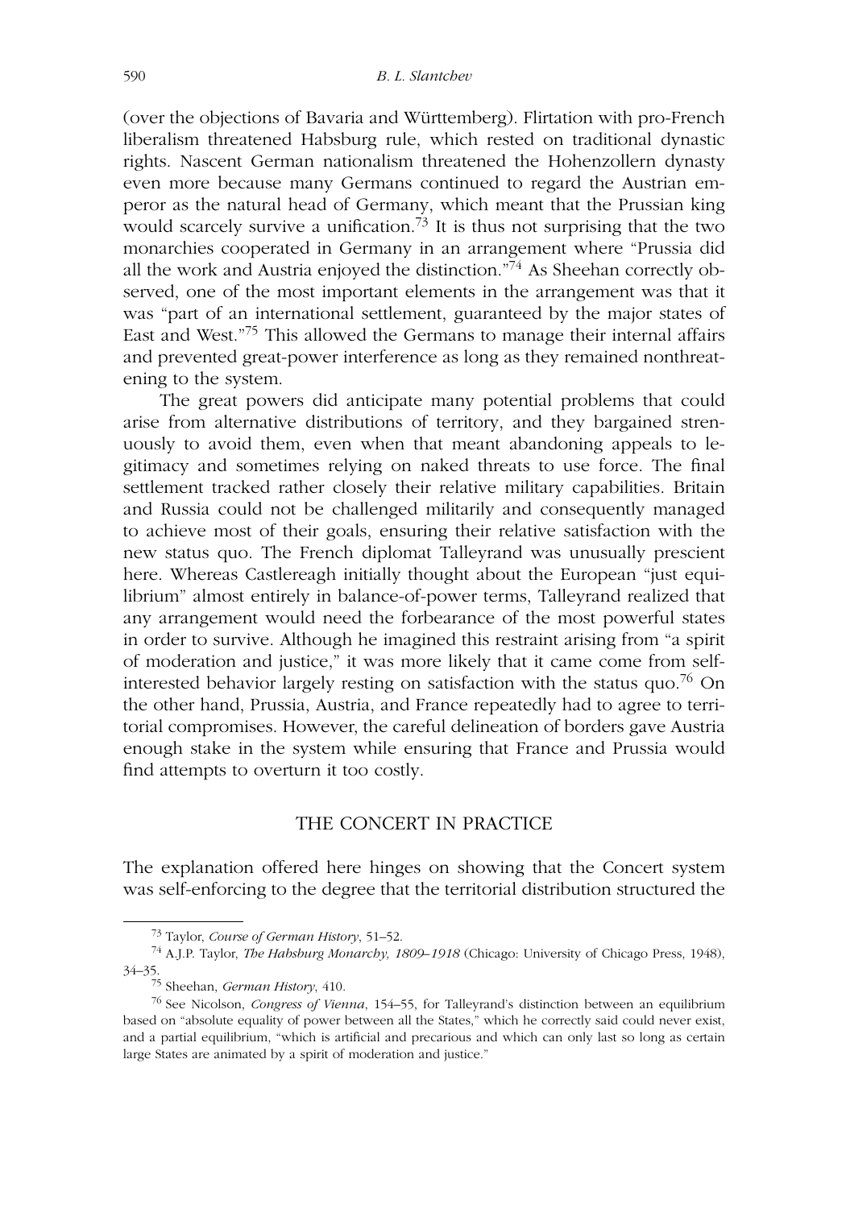(over the objections of Bavaria and Württemberg). Flirtation with pro-French liberalism threatened Habsburg rule, which rested on traditional dynastic rights. Nascent German nationalism threatened the Hohenzollern dynasty even more because many Germans continued to regard the Austrian emperor as the natural head of Germany, which meant that the Prussian king would scarcely survive a unification.[73] It is thus not surprising that the two monarchies cooperated in Germany in an arrangement where "Prussia did all the work and Austria enjoyed the distinction."[74] As Sheehan correctly observed, one of the most important elements in the arrangement was that it was "part of an international settlement, guaranteed by the major states of East and West."[75] This allowed the Germans to manage their internal affairs and prevented great-power interference as long as they remained nonthreatening to the system.

The great powers did anticipate many potential problems that could arise from alternative distributions of territory, and they bargained strenuously to avoid them, even when that meant abandoning appeals to legitimacy and sometimes relying on naked threats to use force. The final settlement tracked rather closely their relative military capabilities. Britain and Russia could not be challenged militarily and consequently managed to achieve most of their goals, ensuring their relative satisfaction with the new status quo. The French diplomat Talleyrand was unusually prescient here. Whereas Castlereagh initially thought about the European "just equilibrium" almost entirely in balance-of-power terms, Talleyrand realized that any arrangement would need the forbearance of the most powerful states in order to survive. Although he imagined this restraint arising from "a spirit of moderation and justice," it was more likely that it came come from self-interested behavior largely resting on satisfaction with the status quo.[76] On the other hand, Prussia, Austria, and France repeatedly had to agree to territorial compromises. However, the careful delineation of borders gave Austria enough stake in the system while ensuring that France and Prussia would find attempts to overturn it too costly.

## THE CONCERT IN PRACTICE

The explanation offered here hinges on showing that the Concert system was self-enforcing to the degree that the territorial distribution structured the

---

[73] Taylor, *Course of German History*, 51–52.

[74] A.J.P. Taylor, *The Habsburg Monarchy, 1809–1918* (Chicago: University of Chicago Press, 1948), 34–35.

[75] Sheehan, *German History*, 410.

[76] See Nicolson, *Congress of Vienna*, 154–55, for Talleyrand's distinction between an equilibrium based on "absolute equality of power between all the States," which he correctly said could never exist, and a partial equilibrium, "which is artificial and precarious and which can only last so long as certain large States are animated by a spirit of moderation and justice."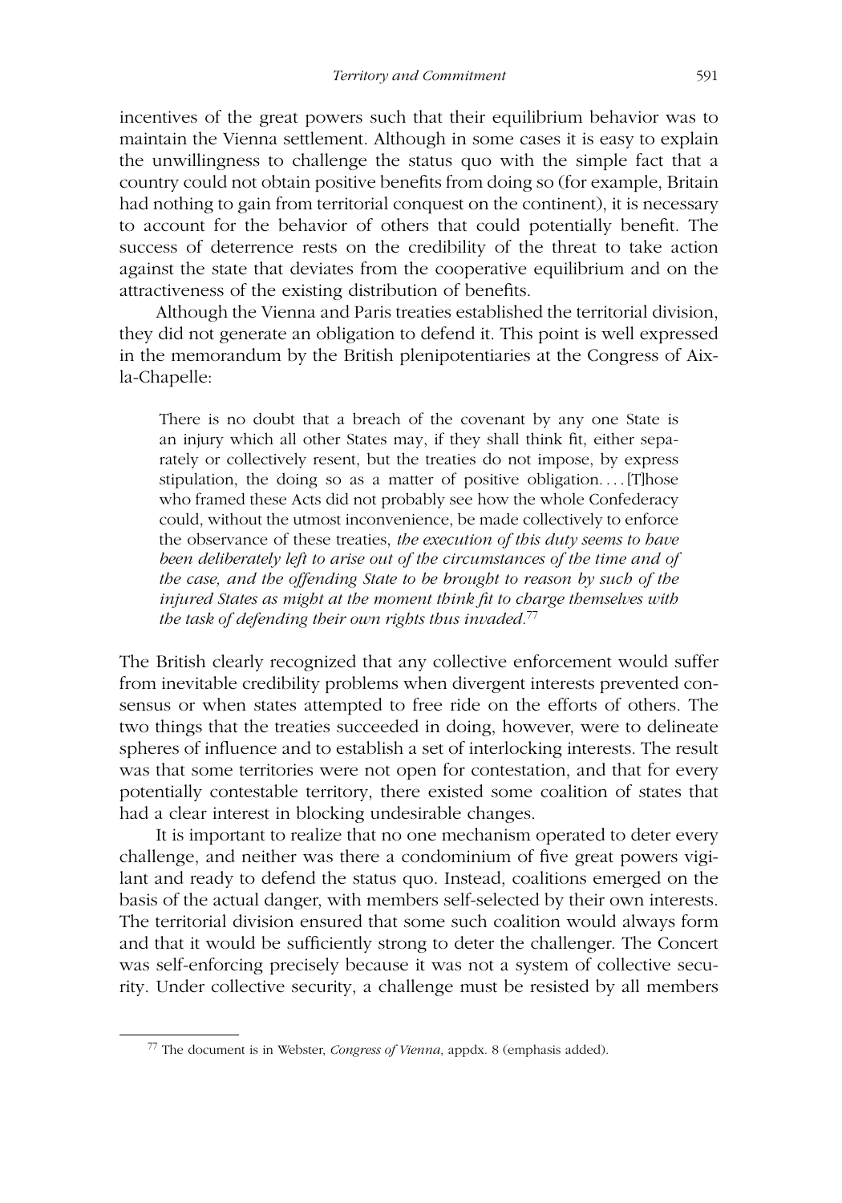incentives of the great powers such that their equilibrium behavior was to maintain the Vienna settlement. Although in some cases it is easy to explain the unwillingness to challenge the status quo with the simple fact that a country could not obtain positive benefits from doing so (for example, Britain had nothing to gain from territorial conquest on the continent), it is necessary to account for the behavior of others that could potentially benefit. The success of deterrence rests on the credibility of the threat to take action against the state that deviates from the cooperative equilibrium and on the attractiveness of the existing distribution of benefits.

Although the Vienna and Paris treaties established the territorial division, they did not generate an obligation to defend it. This point is well expressed in the memorandum by the British plenipotentiaries at the Congress of Aix-la-Chapelle:

> There is no doubt that a breach of the covenant by any one State is an injury which all other States may, if they shall think fit, either separately or collectively resent, but the treaties do not impose, by express stipulation, the doing so as a matter of positive obligation. . . . [T]hose who framed these Acts did not probably see how the whole Confederacy could, without the utmost inconvenience, be made collectively to enforce the observance of these treaties, *the execution of this duty seems to have been deliberately left to arise out of the circumstances of the time and of the case, and the offending State to be brought to reason by such of the injured States as might at the moment think fit to charge themselves with the task of defending their own rights thus invaded.*[77]

The British clearly recognized that any collective enforcement would suffer from inevitable credibility problems when divergent interests prevented consensus or when states attempted to free ride on the efforts of others. The two things that the treaties succeeded in doing, however, were to delineate spheres of influence and to establish a set of interlocking interests. The result was that some territories were not open for contestation, and that for every potentially contestable territory, there existed some coalition of states that had a clear interest in blocking undesirable changes.

It is important to realize that no one mechanism operated to deter every challenge, and neither was there a condominium of five great powers vigilant and ready to defend the status quo. Instead, coalitions emerged on the basis of the actual danger, with members self-selected by their own interests. The territorial division ensured that some such coalition would always form and that it would be sufficiently strong to deter the challenger. The Concert was self-enforcing precisely because it was not a system of collective security. Under collective security, a challenge must be resisted by all members

---

[77] The document is in Webster, *Congress of Vienna*, appdx. 8 (emphasis added).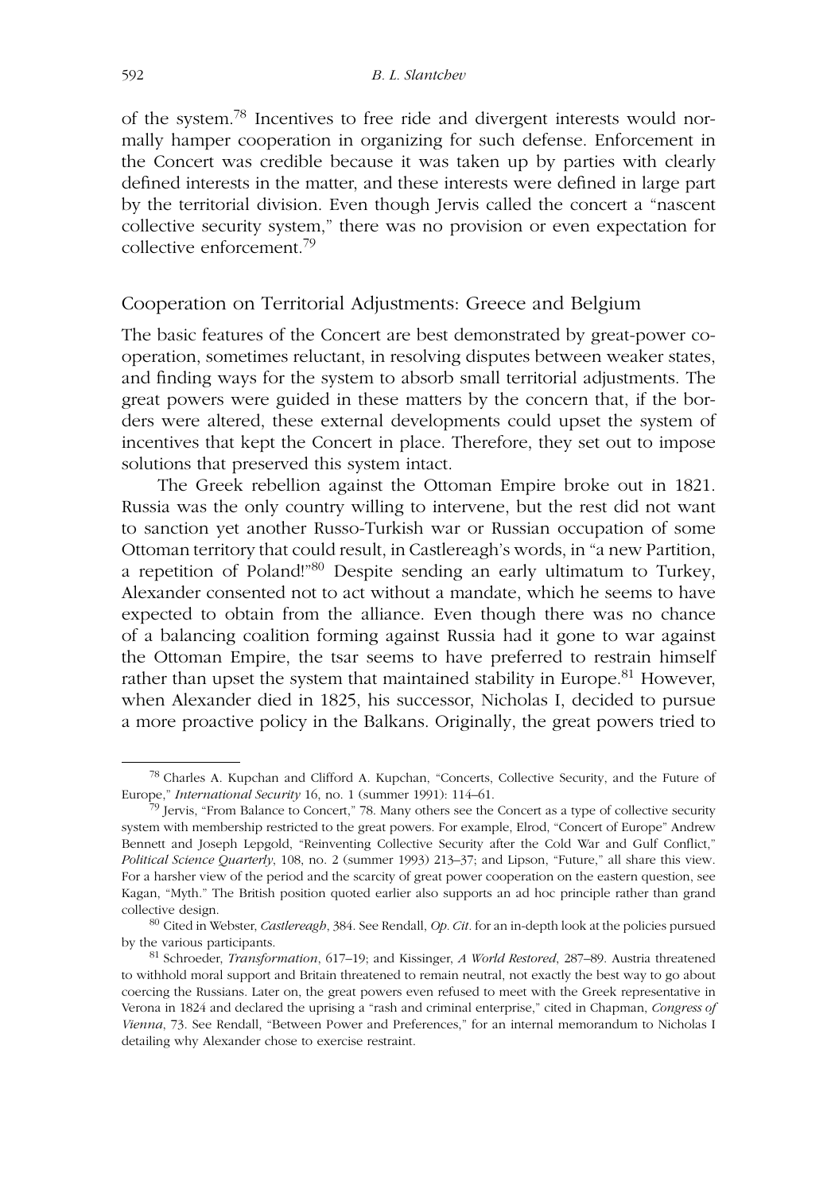of the system.[78] Incentives to free ride and divergent interests would normally hamper cooperation in organizing for such defense. Enforcement in the Concert was credible because it was taken up by parties with clearly defined interests in the matter, and these interests were defined in large part by the territorial division. Even though Jervis called the concert a "nascent collective security system," there was no provision or even expectation for collective enforcement.[79]

## Cooperation on Territorial Adjustments: Greece and Belgium

The basic features of the Concert are best demonstrated by great-power cooperation, sometimes reluctant, in resolving disputes between weaker states, and finding ways for the system to absorb small territorial adjustments. The great powers were guided in these matters by the concern that, if the borders were altered, these external developments could upset the system of incentives that kept the Concert in place. Therefore, they set out to impose solutions that preserved this system intact.

The Greek rebellion against the Ottoman Empire broke out in 1821. Russia was the only country willing to intervene, but the rest did not want to sanction yet another Russo-Turkish war or Russian occupation of some Ottoman territory that could result, in Castlereagh's words, in "a new Partition, a repetition of Poland!"[80] Despite sending an early ultimatum to Turkey, Alexander consented not to act without a mandate, which he seems to have expected to obtain from the alliance. Even though there was no chance of a balancing coalition forming against Russia had it gone to war against the Ottoman Empire, the tsar seems to have preferred to restrain himself rather than upset the system that maintained stability in Europe.[81] However, when Alexander died in 1825, his successor, Nicholas I, decided to pursue a more proactive policy in the Balkans. Originally, the great powers tried to

---

[78] Charles A. Kupchan and Clifford A. Kupchan, "Concerts, Collective Security, and the Future of Europe," *International Security* 16, no. 1 (summer 1991): 114–61.

[79] Jervis, "From Balance to Concert," 78. Many others see the Concert as a type of collective security system with membership restricted to the great powers. For example, Elrod, "Concert of Europe" Andrew Bennett and Joseph Lepgold, "Reinventing Collective Security after the Cold War and Gulf Conflict," *Political Science Quarterly*, 108, no. 2 (summer 1993) 213–37; and Lipson, "Future," all share this view. For a harsher view of the period and the scarcity of great power cooperation on the eastern question, see Kagan, "Myth." The British position quoted earlier also supports an ad hoc principle rather than grand collective design.

[80] Cited in Webster, *Castlereagh*, 384. See Rendall, *Op. Cit.* for an in-depth look at the policies pursued by the various participants.

[81] Schroeder, *Transformation*, 617–19; and Kissinger, *A World Restored*, 287–89. Austria threatened to withhold moral support and Britain threatened to remain neutral, not exactly the best way to go about coercing the Russians. Later on, the great powers even refused to meet with the Greek representative in Verona in 1824 and declared the uprising a "rash and criminal enterprise," cited in Chapman, *Congress of Vienna*, 73. See Rendall, "Between Power and Preferences," for an internal memorandum to Nicholas I detailing why Alexander chose to exercise restraint.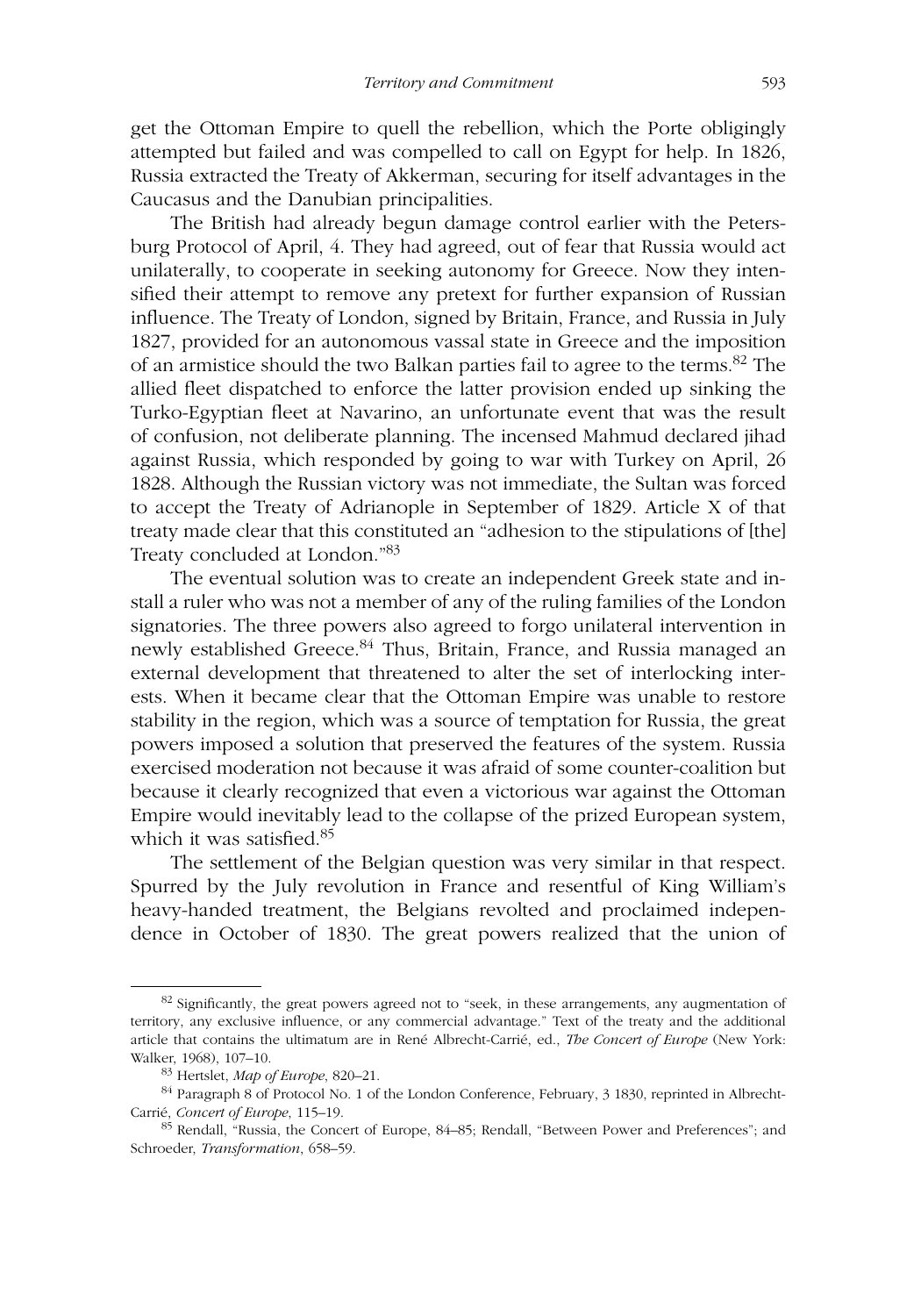get the Ottoman Empire to quell the rebellion, which the Porte obligingly attempted but failed and was compelled to call on Egypt for help. In 1826, Russia extracted the Treaty of Akkerman, securing for itself advantages in the Caucasus and the Danubian principalities.

The British had already begun damage control earlier with the Petersburg Protocol of April, 4. They had agreed, out of fear that Russia would act unilaterally, to cooperate in seeking autonomy for Greece. Now they intensified their attempt to remove any pretext for further expansion of Russian influence. The Treaty of London, signed by Britain, France, and Russia in July 1827, provided for an autonomous vassal state in Greece and the imposition of an armistice should the two Balkan parties fail to agree to the terms.[82] The allied fleet dispatched to enforce the latter provision ended up sinking the Turko-Egyptian fleet at Navarino, an unfortunate event that was the result of confusion, not deliberate planning. The incensed Mahmud declared jihad against Russia, which responded by going to war with Turkey on April, 26 1828. Although the Russian victory was not immediate, the Sultan was forced to accept the Treaty of Adrianople in September of 1829. Article X of that treaty made clear that this constituted an "adhesion to the stipulations of [the] Treaty concluded at London."[83]

The eventual solution was to create an independent Greek state and install a ruler who was not a member of any of the ruling families of the London signatories. The three powers also agreed to forgo unilateral intervention in newly established Greece.[84] Thus, Britain, France, and Russia managed an external development that threatened to alter the set of interlocking interests. When it became clear that the Ottoman Empire was unable to restore stability in the region, which was a source of temptation for Russia, the great powers imposed a solution that preserved the features of the system. Russia exercised moderation not because it was afraid of some counter-coalition but because it clearly recognized that even a victorious war against the Ottoman Empire would inevitably lead to the collapse of the prized European system, which it was satisfied.[85]

The settlement of the Belgian question was very similar in that respect. Spurred by the July revolution in France and resentful of King William's heavy-handed treatment, the Belgians revolted and proclaimed independence in October of 1830. The great powers realized that the union of

---

[82] Significantly, the great powers agreed not to "seek, in these arrangements, any augmentation of territory, any exclusive influence, or any commercial advantage." Text of the treaty and the additional article that contains the ultimatum are in René Albrecht-Carrié, ed., *The Concert of Europe* (New York: Walker, 1968), 107–10.

[83] Hertslet, *Map of Europe*, 820–21.

[84] Paragraph 8 of Protocol No. 1 of the London Conference, February, 3 1830, reprinted in Albrecht-Carrié, *Concert of Europe*, 115–19.

[85] Rendall, "Russia, the Concert of Europe, 84–85; Rendall, "Between Power and Preferences"; and Schroeder, *Transformation*, 658–59.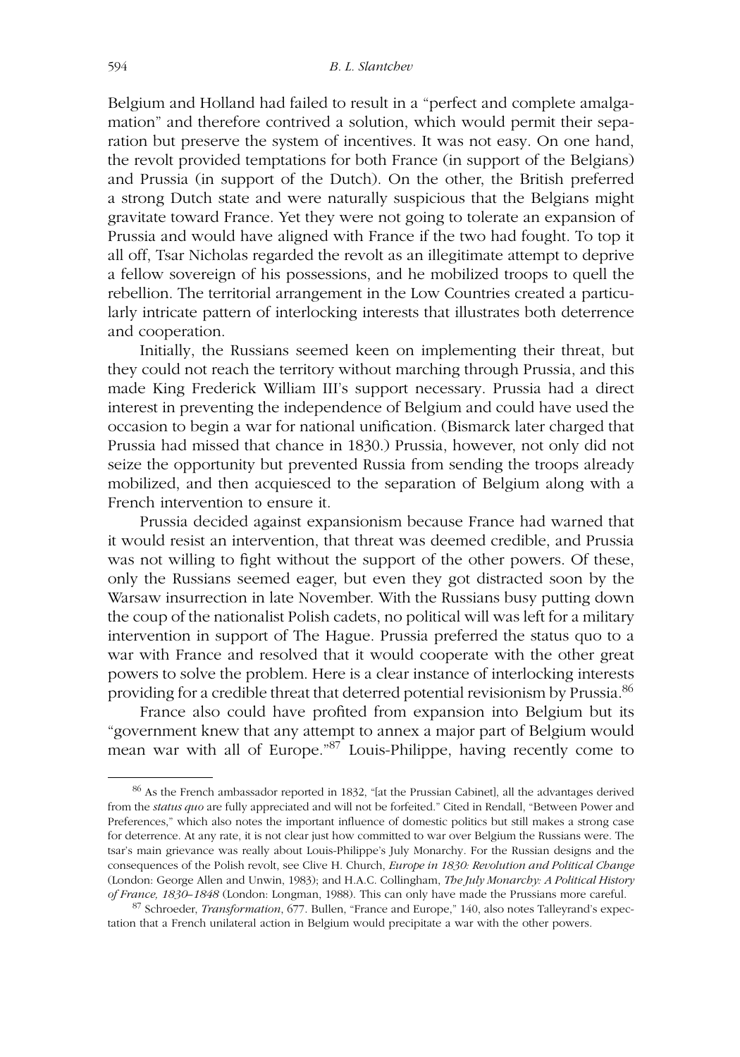Belgium and Holland had failed to result in a "perfect and complete amalgamation" and therefore contrived a solution, which would permit their separation but preserve the system of incentives. It was not easy. On one hand, the revolt provided temptations for both France (in support of the Belgians) and Prussia (in support of the Dutch). On the other, the British preferred a strong Dutch state and were naturally suspicious that the Belgians might gravitate toward France. Yet they were not going to tolerate an expansion of Prussia and would have aligned with France if the two had fought. To top it all off, Tsar Nicholas regarded the revolt as an illegitimate attempt to deprive a fellow sovereign of his possessions, and he mobilized troops to quell the rebellion. The territorial arrangement in the Low Countries created a particularly intricate pattern of interlocking interests that illustrates both deterrence and cooperation.

Initially, the Russians seemed keen on implementing their threat, but they could not reach the territory without marching through Prussia, and this made King Frederick William III's support necessary. Prussia had a direct interest in preventing the independence of Belgium and could have used the occasion to begin a war for national unification. (Bismarck later charged that Prussia had missed that chance in 1830.) Prussia, however, not only did not seize the opportunity but prevented Russia from sending the troops already mobilized, and then acquiesced to the separation of Belgium along with a French intervention to ensure it.

Prussia decided against expansionism because France had warned that it would resist an intervention, that threat was deemed credible, and Prussia was not willing to fight without the support of the other powers. Of these, only the Russians seemed eager, but even they got distracted soon by the Warsaw insurrection in late November. With the Russians busy putting down the coup of the nationalist Polish cadets, no political will was left for a military intervention in support of The Hague. Prussia preferred the status quo to a war with France and resolved that it would cooperate with the other great powers to solve the problem. Here is a clear instance of interlocking interests providing for a credible threat that deterred potential revisionism by Prussia.[86]

France also could have profited from expansion into Belgium but its "government knew that any attempt to annex a major part of Belgium would mean war with all of Europe."[87] Louis-Philippe, having recently come to

---

[86] As the French ambassador reported in 1832, "[at the Prussian Cabinet], all the advantages derived from the *status quo* are fully appreciated and will not be forfeited." Cited in Rendall, "Between Power and Preferences," which also notes the important influence of domestic politics but still makes a strong case for deterrence. At any rate, it is not clear just how committed to war over Belgium the Russians were. The tsar's main grievance was really about Louis-Philippe's July Monarchy. For the Russian designs and the consequences of the Polish revolt, see Clive H. Church, *Europe in 1830: Revolution and Political Change* (London: George Allen and Unwin, 1983); and H.A.C. Collingham, *The July Monarchy: A Political History of France, 1830–1848* (London: Longman, 1988). This can only have made the Prussians more careful.

[87] Schroeder, *Transformation*, 677. Bullen, "France and Europe," 140, also notes Talleyrand's expectation that a French unilateral action in Belgium would precipitate a war with the other powers.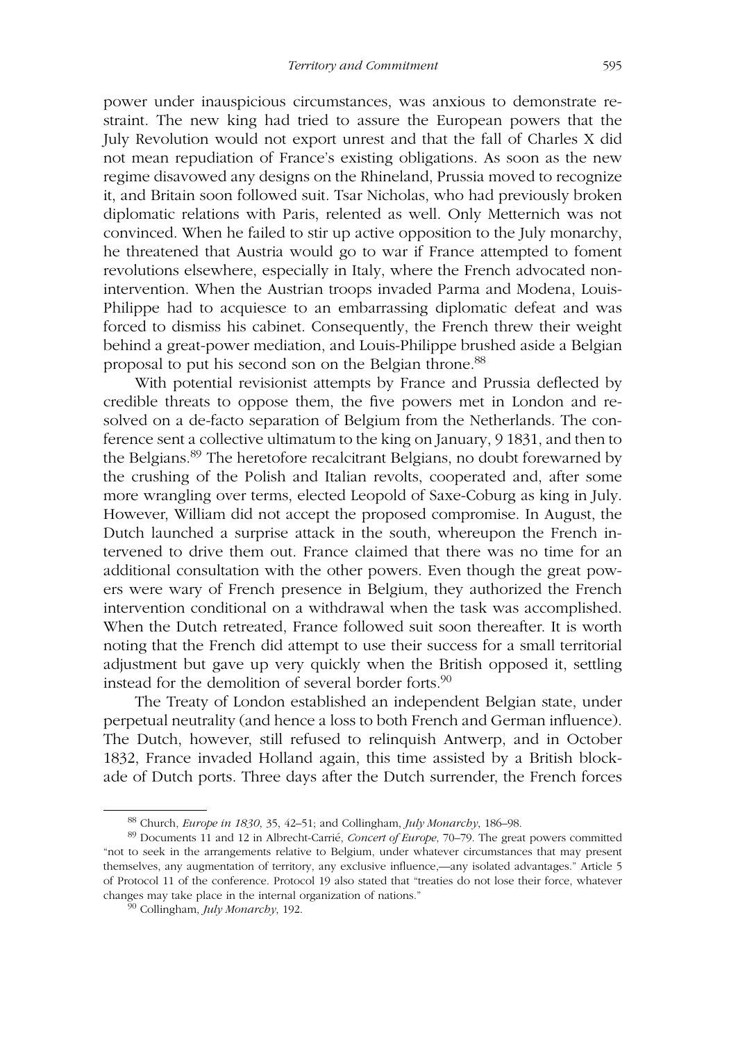power under inauspicious circumstances, was anxious to demonstrate restraint. The new king had tried to assure the European powers that the July Revolution would not export unrest and that the fall of Charles X did not mean repudiation of France's existing obligations. As soon as the new regime disavowed any designs on the Rhineland, Prussia moved to recognize it, and Britain soon followed suit. Tsar Nicholas, who had previously broken diplomatic relations with Paris, relented as well. Only Metternich was not convinced. When he failed to stir up active opposition to the July monarchy, he threatened that Austria would go to war if France attempted to foment revolutions elsewhere, especially in Italy, where the French advocated nonintervention. When the Austrian troops invaded Parma and Modena, Louis-Philippe had to acquiesce to an embarrassing diplomatic defeat and was forced to dismiss his cabinet. Consequently, the French threw their weight behind a great-power mediation, and Louis-Philippe brushed aside a Belgian proposal to put his second son on the Belgian throne.[88]

With potential revisionist attempts by France and Prussia deflected by credible threats to oppose them, the five powers met in London and resolved on a de-facto separation of Belgium from the Netherlands. The conference sent a collective ultimatum to the king on January, 9 1831, and then to the Belgians.[89] The heretofore recalcitrant Belgians, no doubt forewarned by the crushing of the Polish and Italian revolts, cooperated and, after some more wrangling over terms, elected Leopold of Saxe-Coburg as king in July. However, William did not accept the proposed compromise. In August, the Dutch launched a surprise attack in the south, whereupon the French intervened to drive them out. France claimed that there was no time for an additional consultation with the other powers. Even though the great powers were wary of French presence in Belgium, they authorized the French intervention conditional on a withdrawal when the task was accomplished. When the Dutch retreated, France followed suit soon thereafter. It is worth noting that the French did attempt to use their success for a small territorial adjustment but gave up very quickly when the British opposed it, settling instead for the demolition of several border forts.[90]

The Treaty of London established an independent Belgian state, under perpetual neutrality (and hence a loss to both French and German influence). The Dutch, however, still refused to relinquish Antwerp, and in October 1832, France invaded Holland again, this time assisted by a British blockade of Dutch ports. Three days after the Dutch surrender, the French forces

---

[88] Church, *Europe in 1830*, 35, 42–51; and Collingham, *July Monarchy*, 186–98.

[89] Documents 11 and 12 in Albrecht-Carrié, *Concert of Europe*, 70–79. The great powers committed "not to seek in the arrangements relative to Belgium, under whatever circumstances that may present themselves, any augmentation of territory, any exclusive influence,—any isolated advantages." Article 5 of Protocol 11 of the conference. Protocol 19 also stated that "treaties do not lose their force, whatever changes may take place in the internal organization of nations."

[90] Collingham, *July Monarchy*, 192.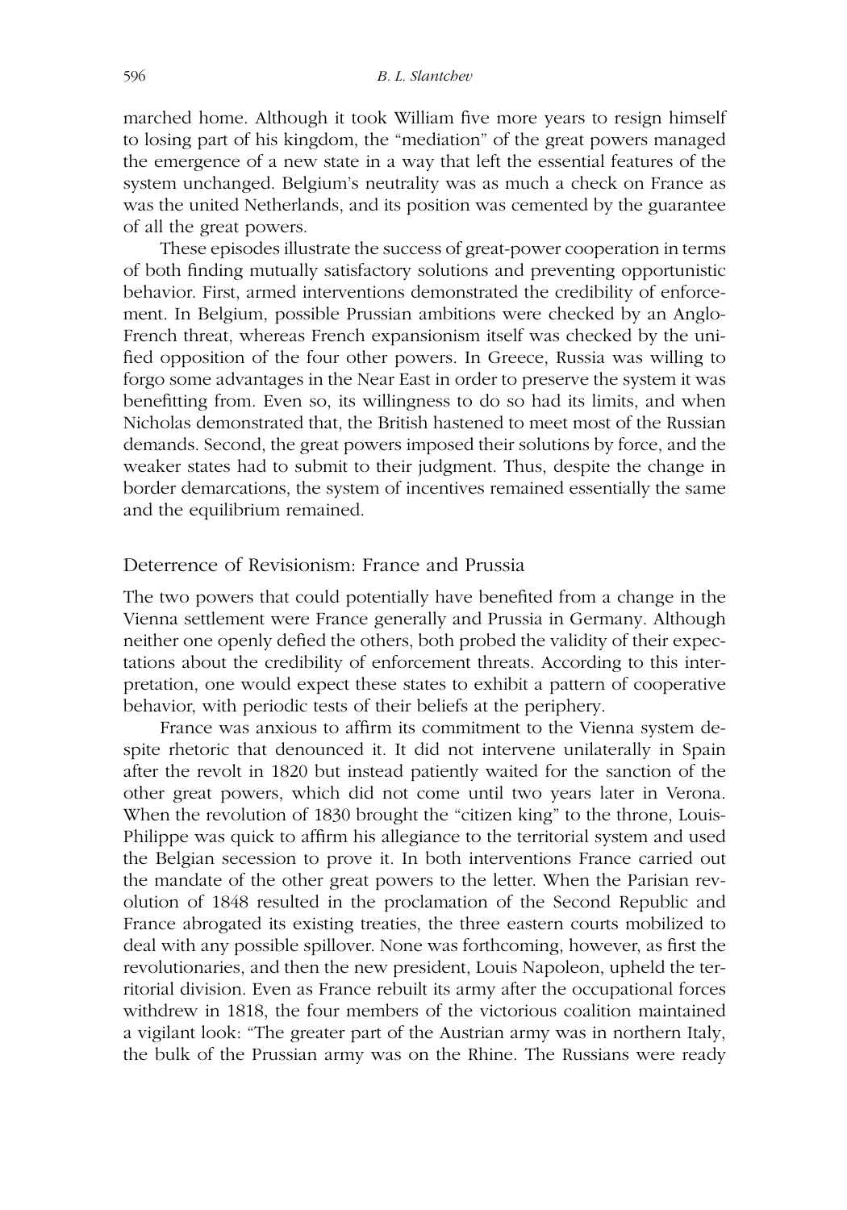marched home. Although it took William five more years to resign himself to losing part of his kingdom, the "mediation" of the great powers managed the emergence of a new state in a way that left the essential features of the system unchanged. Belgium's neutrality was as much a check on France as was the united Netherlands, and its position was cemented by the guarantee of all the great powers.

These episodes illustrate the success of great-power cooperation in terms of both finding mutually satisfactory solutions and preventing opportunistic behavior. First, armed interventions demonstrated the credibility of enforcement. In Belgium, possible Prussian ambitions were checked by an Anglo-French threat, whereas French expansionism itself was checked by the unified opposition of the four other powers. In Greece, Russia was willing to forgo some advantages in the Near East in order to preserve the system it was benefitting from. Even so, its willingness to do so had its limits, and when Nicholas demonstrated that, the British hastened to meet most of the Russian demands. Second, the great powers imposed their solutions by force, and the weaker states had to submit to their judgment. Thus, despite the change in border demarcations, the system of incentives remained essentially the same and the equilibrium remained.

## Deterrence of Revisionism: France and Prussia

The two powers that could potentially have benefited from a change in the Vienna settlement were France generally and Prussia in Germany. Although neither one openly defied the others, both probed the validity of their expectations about the credibility of enforcement threats. According to this interpretation, one would expect these states to exhibit a pattern of cooperative behavior, with periodic tests of their beliefs at the periphery.

France was anxious to affirm its commitment to the Vienna system despite rhetoric that denounced it. It did not intervene unilaterally in Spain after the revolt in 1820 but instead patiently waited for the sanction of the other great powers, which did not come until two years later in Verona. When the revolution of 1830 brought the "citizen king" to the throne, Louis-Philippe was quick to affirm his allegiance to the territorial system and used the Belgian secession to prove it. In both interventions France carried out the mandate of the other great powers to the letter. When the Parisian revolution of 1848 resulted in the proclamation of the Second Republic and France abrogated its existing treaties, the three eastern courts mobilized to deal with any possible spillover. None was forthcoming, however, as first the revolutionaries, and then the new president, Louis Napoleon, upheld the territorial division. Even as France rebuilt its army after the occupational forces withdrew in 1818, the four members of the victorious coalition maintained a vigilant look: "The greater part of the Austrian army was in northern Italy, the bulk of the Prussian army was on the Rhine. The Russians were ready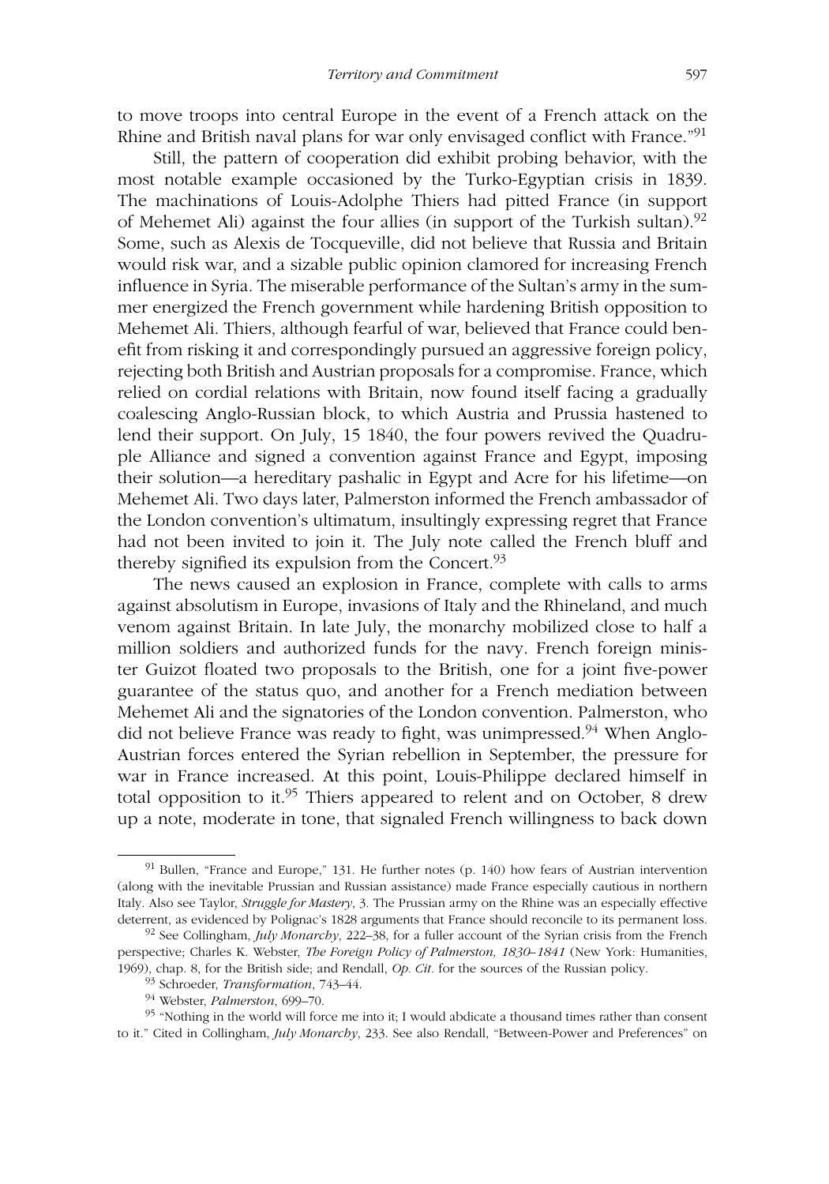to move troops into central Europe in the event of a French attack on the Rhine and British naval plans for war only envisaged conflict with France."[91]

Still, the pattern of cooperation did exhibit probing behavior, with the most notable example occasioned by the Turko-Egyptian crisis in 1839. The machinations of Louis-Adolphe Thiers had pitted France (in support of Mehemet Ali) against the four allies (in support of the Turkish sultan).[92] Some, such as Alexis de Tocqueville, did not believe that Russia and Britain would risk war, and a sizable public opinion clamored for increasing French influence in Syria. The miserable performance of the Sultan's army in the summer energized the French government while hardening British opposition to Mehemet Ali. Thiers, although fearful of war, believed that France could benefit from risking it and correspondingly pursued an aggressive foreign policy, rejecting both British and Austrian proposals for a compromise. France, which relied on cordial relations with Britain, now found itself facing a gradually coalescing Anglo-Russian block, to which Austria and Prussia hastened to lend their support. On July, 15 1840, the four powers revived the Quadruple Alliance and signed a convention against France and Egypt, imposing their solution—a hereditary pashalic in Egypt and Acre for his lifetime—on Mehemet Ali. Two days later, Palmerston informed the French ambassador of the London convention's ultimatum, insultingly expressing regret that France had not been invited to join it. The July note called the French bluff and thereby signified its expulsion from the Concert.[93]

The news caused an explosion in France, complete with calls to arms against absolutism in Europe, invasions of Italy and the Rhineland, and much venom against Britain. In late July, the monarchy mobilized close to half a million soldiers and authorized funds for the navy. French foreign minister Guizot floated two proposals to the British, one for a joint five-power guarantee of the status quo, and another for a French mediation between Mehemet Ali and the signatories of the London convention. Palmerston, who did not believe France was ready to fight, was unimpressed.[94] When Anglo-Austrian forces entered the Syrian rebellion in September, the pressure for war in France increased. At this point, Louis-Philippe declared himself in total opposition to it.[95] Thiers appeared to relent and on October, 8 drew up a note, moderate in tone, that signaled French willingness to back down

[91] Bullen, "France and Europe," 131. He further notes (p. 140) how fears of Austrian intervention (along with the inevitable Prussian and Russian assistance) made France especially cautious in northern Italy. Also see Taylor, *Struggle for Mastery*, 3. The Prussian army on the Rhine was an especially effective deterrent, as evidenced by Polignac's 1828 arguments that France should reconcile to its permanent loss.

[92] See Collingham, *July Monarchy*, 222–38, for a fuller account of the Syrian crisis from the French perspective; Charles K. Webster, *The Foreign Policy of Palmerston, 1830–1841* (New York: Humanities, 1969), chap. 8, for the British side; and Rendall, *Op. Cit.* for the sources of the Russian policy.

[93] Schroeder, *Transformation*, 743–44.

[94] Webster, *Palmerston*, 699–70.

[95] "Nothing in the world will force me into it; I would abdicate a thousand times rather than consent to it." Cited in Collingham, *July Monarchy*, 233. See also Rendall, "Between-Power and Preferences" on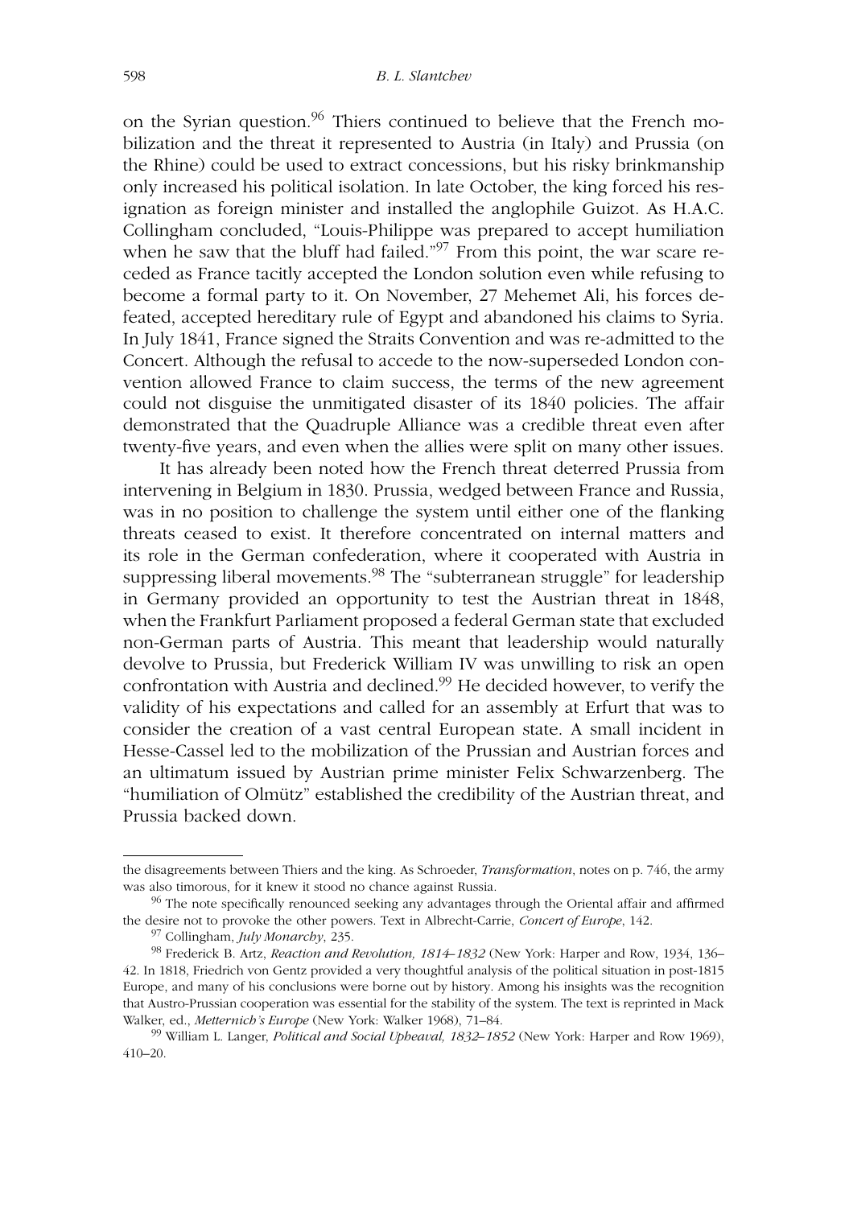on the Syrian question.[96] Thiers continued to believe that the French mobilization and the threat it represented to Austria (in Italy) and Prussia (on the Rhine) could be used to extract concessions, but his risky brinkmanship only increased his political isolation. In late October, the king forced his resignation as foreign minister and installed the anglophile Guizot. As H.A.C. Collingham concluded, "Louis-Philippe was prepared to accept humiliation when he saw that the bluff had failed."[97] From this point, the war scare receded as France tacitly accepted the London solution even while refusing to become a formal party to it. On November, 27 Mehemet Ali, his forces defeated, accepted hereditary rule of Egypt and abandoned his claims to Syria. In July 1841, France signed the Straits Convention and was re-admitted to the Concert. Although the refusal to accede to the now-superseded London convention allowed France to claim success, the terms of the new agreement could not disguise the unmitigated disaster of its 1840 policies. The affair demonstrated that the Quadruple Alliance was a credible threat even after twenty-five years, and even when the allies were split on many other issues.

It has already been noted how the French threat deterred Prussia from intervening in Belgium in 1830. Prussia, wedged between France and Russia, was in no position to challenge the system until either one of the flanking threats ceased to exist. It therefore concentrated on internal matters and its role in the German confederation, where it cooperated with Austria in suppressing liberal movements.[98] The "subterranean struggle" for leadership in Germany provided an opportunity to test the Austrian threat in 1848, when the Frankfurt Parliament proposed a federal German state that excluded non-German parts of Austria. This meant that leadership would naturally devolve to Prussia, but Frederick William IV was unwilling to risk an open confrontation with Austria and declined.[99] He decided however, to verify the validity of his expectations and called for an assembly at Erfurt that was to consider the creation of a vast central European state. A small incident in Hesse-Cassel led to the mobilization of the Prussian and Austrian forces and an ultimatum issued by Austrian prime minister Felix Schwarzenberg. The "humiliation of Olmütz" established the credibility of the Austrian threat, and Prussia backed down.

---

the disagreements between Thiers and the king. As Schroeder, *Transformation*, notes on p. 746, the army was also timorous, for it knew it stood no chance against Russia.

[96] The note specifically renounced seeking any advantages through the Oriental affair and affirmed the desire not to provoke the other powers. Text in Albrecht-Carrie, *Concert of Europe*, 142.

[97] Collingham, *July Monarchy*, 235.

[98] Frederick B. Artz, *Reaction and Revolution, 1814–1832* (New York: Harper and Row, 1934, 136–42. In 1818, Friedrich von Gentz provided a very thoughtful analysis of the political situation in post-1815 Europe, and many of his conclusions were borne out by history. Among his insights was the recognition that Austro-Prussian cooperation was essential for the stability of the system. The text is reprinted in Mack Walker, ed., *Metternich's Europe* (New York: Walker 1968), 71–84.

[99] William L. Langer, *Political and Social Upheaval, 1832–1852* (New York: Harper and Row 1969), 410–20.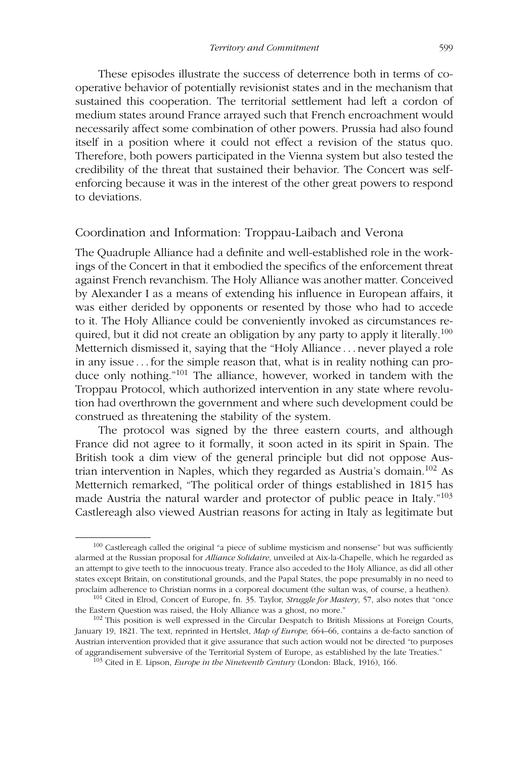These episodes illustrate the success of deterrence both in terms of cooperative behavior of potentially revisionist states and in the mechanism that sustained this cooperation. The territorial settlement had left a cordon of medium states around France arrayed such that French encroachment would necessarily affect some combination of other powers. Prussia had also found itself in a position where it could not effect a revision of the status quo. Therefore, both powers participated in the Vienna system but also tested the credibility of the threat that sustained their behavior. The Concert was self-enforcing because it was in the interest of the other great powers to respond to deviations.

## Coordination and Information: Troppau-Laibach and Verona

The Quadruple Alliance had a definite and well-established role in the workings of the Concert in that it embodied the specifics of the enforcement threat against French revanchism. The Holy Alliance was another matter. Conceived by Alexander I as a means of extending his influence in European affairs, it was either derided by opponents or resented by those who had to accede to it. The Holy Alliance could be conveniently invoked as circumstances required, but it did not create an obligation by any party to apply it literally.[100] Metternich dismissed it, saying that the "Holy Alliance . . . never played a role in any issue . . . for the simple reason that, what is in reality nothing can produce only nothing."[101] The alliance, however, worked in tandem with the Troppau Protocol, which authorized intervention in any state where revolution had overthrown the government and where such development could be construed as threatening the stability of the system.

The protocol was signed by the three eastern courts, and although France did not agree to it formally, it soon acted in its spirit in Spain. The British took a dim view of the general principle but did not oppose Austrian intervention in Naples, which they regarded as Austria's domain.[102] As Metternich remarked, "The political order of things established in 1815 has made Austria the natural warder and protector of public peace in Italy."[103] Castlereagh also viewed Austrian reasons for acting in Italy as legitimate but

[100] Castlereagh called the original "a piece of sublime mysticism and nonsense" but was sufficiently alarmed at the Russian proposal for *Alliance Solidaire*, unveiled at Aix-la-Chapelle, which he regarded as an attempt to give teeth to the innocuous treaty. France also acceded to the Holy Alliance, as did all other states except Britain, on constitutional grounds, and the Papal States, the pope presumably in no need to proclaim adherence to Christian norms in a corporeal document (the sultan was, of course, a heathen).

[101] Cited in Elrod, Concert of Europe, fn. 35. Taylor, *Struggle for Mastery*, 57, also notes that "once the Eastern Question was raised, the Holy Alliance was a ghost, no more."

[102] This position is well expressed in the Circular Despatch to British Missions at Foreign Courts, January 19, 1821. The text, reprinted in Hertslet, *Map of Europe,* 664–66, contains a de-facto sanction of Austrian intervention provided that it give assurance that such action would not be directed "to purposes of aggrandisement subversive of the Territorial System of Europe, as established by the late Treaties."

[103] Cited in E. Lipson, *Europe in the Nineteenth Century* (London: Black, 1916), 166.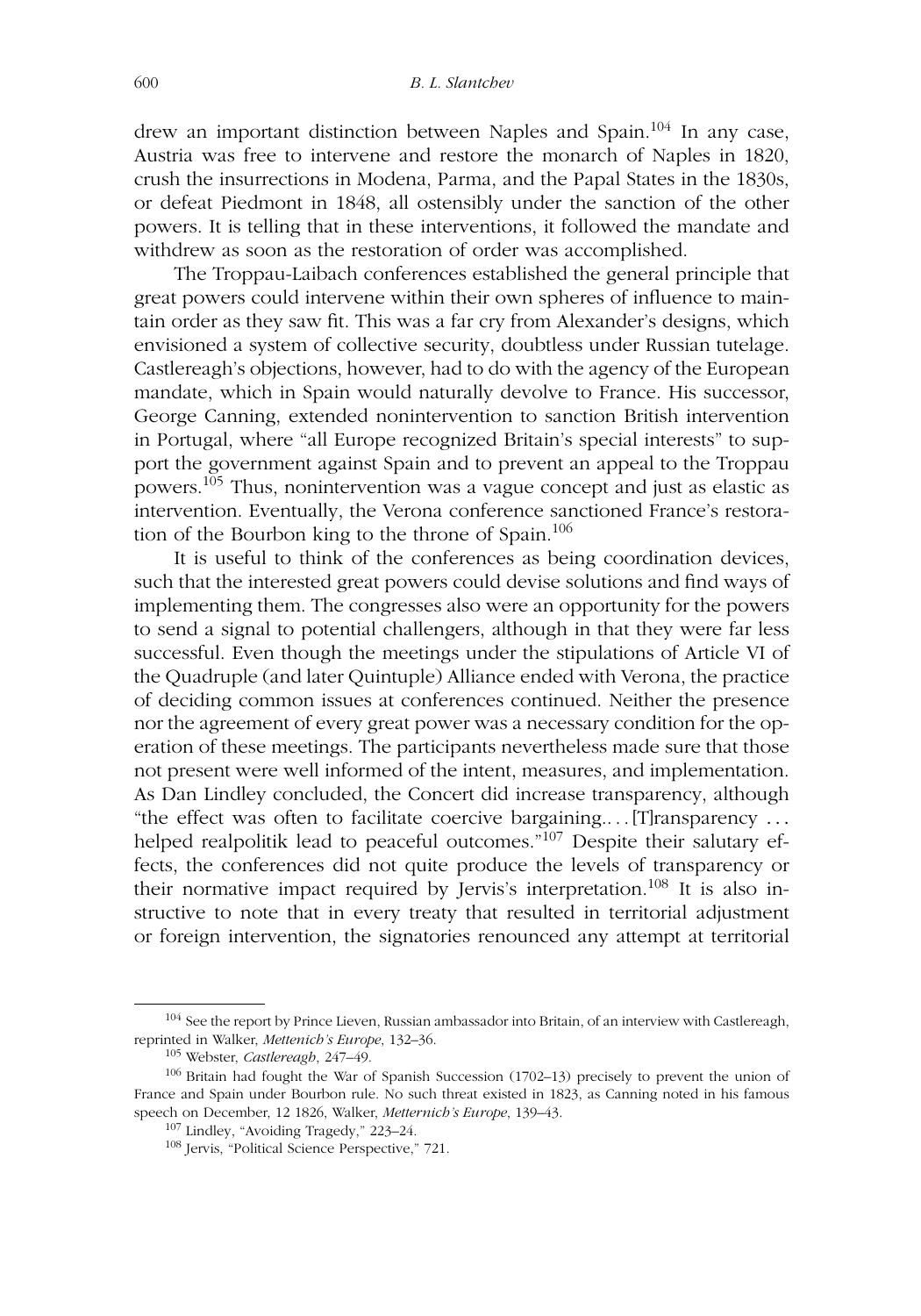drew an important distinction between Naples and Spain.[104] In any case, Austria was free to intervene and restore the monarch of Naples in 1820, crush the insurrections in Modena, Parma, and the Papal States in the 1830s, or defeat Piedmont in 1848, all ostensibly under the sanction of the other powers. It is telling that in these interventions, it followed the mandate and withdrew as soon as the restoration of order was accomplished.

The Troppau-Laibach conferences established the general principle that great powers could intervene within their own spheres of influence to maintain order as they saw fit. This was a far cry from Alexander's designs, which envisioned a system of collective security, doubtless under Russian tutelage. Castlereagh's objections, however, had to do with the agency of the European mandate, which in Spain would naturally devolve to France. His successor, George Canning, extended nonintervention to sanction British intervention in Portugal, where "all Europe recognized Britain's special interests" to support the government against Spain and to prevent an appeal to the Troppau powers.[105] Thus, nonintervention was a vague concept and just as elastic as intervention. Eventually, the Verona conference sanctioned France's restoration of the Bourbon king to the throne of Spain.[106]

It is useful to think of the conferences as being coordination devices, such that the interested great powers could devise solutions and find ways of implementing them. The congresses also were an opportunity for the powers to send a signal to potential challengers, although in that they were far less successful. Even though the meetings under the stipulations of Article VI of the Quadruple (and later Quintuple) Alliance ended with Verona, the practice of deciding common issues at conferences continued. Neither the presence nor the agreement of every great power was a necessary condition for the operation of these meetings. The participants nevertheless made sure that those not present were well informed of the intent, measures, and implementation. As Dan Lindley concluded, the Concert did increase transparency, although "the effect was often to facilitate coercive bargaining.... [T]ransparency ... helped realpolitik lead to peaceful outcomes."[107] Despite their salutary effects, the conferences did not quite produce the levels of transparency or their normative impact required by Jervis's interpretation.[108] It is also instructive to note that in every treaty that resulted in territorial adjustment or foreign intervention, the signatories renounced any attempt at territorial

[104] See the report by Prince Lieven, Russian ambassador into Britain, of an interview with Castlereagh, reprinted in Walker, *Metternich's Europe*, 132–36.

[105] Webster, *Castlereagh*, 247–49.

[106] Britain had fought the War of Spanish Succession (1702–13) precisely to prevent the union of France and Spain under Bourbon rule. No such threat existed in 1823, as Canning noted in his famous speech on December, 12 1826, Walker, *Metternich's Europe*, 139–43.

[107] Lindley, "Avoiding Tragedy," 223–24.

[108] Jervis, "Political Science Perspective," 721.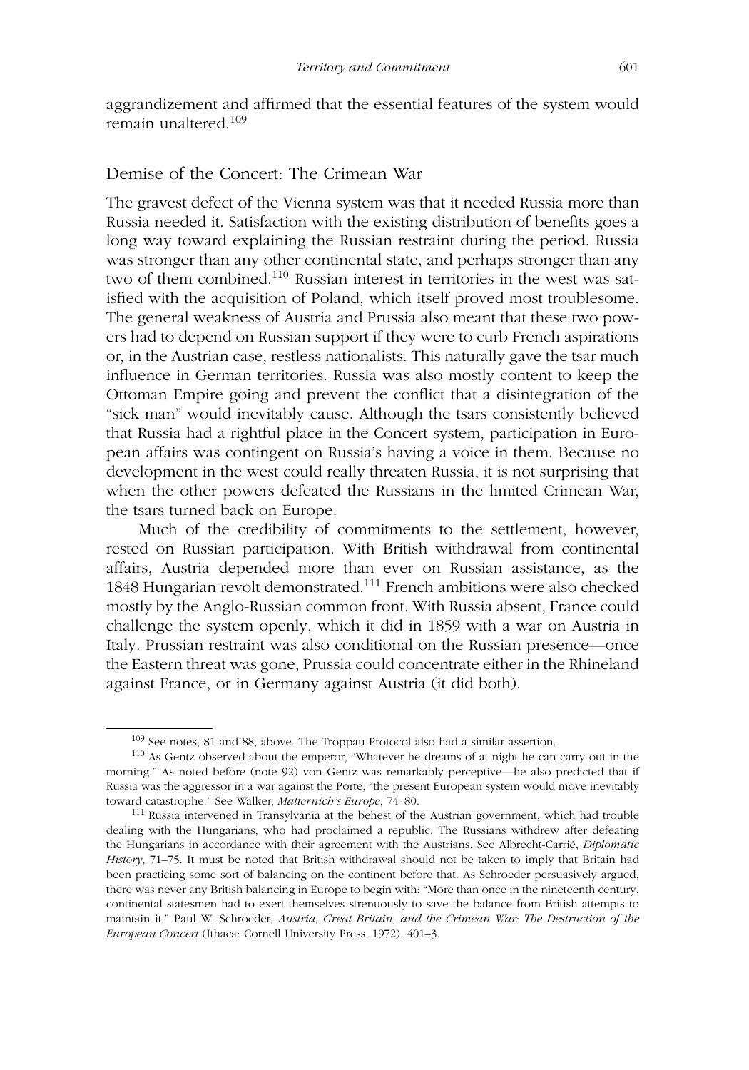aggrandizement and affirmed that the essential features of the system would remain unaltered.[109]

## Demise of the Concert: The Crimean War

The gravest defect of the Vienna system was that it needed Russia more than Russia needed it. Satisfaction with the existing distribution of benefits goes a long way toward explaining the Russian restraint during the period. Russia was stronger than any other continental state, and perhaps stronger than any two of them combined.[110] Russian interest in territories in the west was satisfied with the acquisition of Poland, which itself proved most troublesome. The general weakness of Austria and Prussia also meant that these two powers had to depend on Russian support if they were to curb French aspirations or, in the Austrian case, restless nationalists. This naturally gave the tsar much influence in German territories. Russia was also mostly content to keep the Ottoman Empire going and prevent the conflict that a disintegration of the "sick man" would inevitably cause. Although the tsars consistently believed that Russia had a rightful place in the Concert system, participation in European affairs was contingent on Russia's having a voice in them. Because no development in the west could really threaten Russia, it is not surprising that when the other powers defeated the Russians in the limited Crimean War, the tsars turned back on Europe.

Much of the credibility of commitments to the settlement, however, rested on Russian participation. With British withdrawal from continental affairs, Austria depended more than ever on Russian assistance, as the 1848 Hungarian revolt demonstrated.[111] French ambitions were also checked mostly by the Anglo-Russian common front. With Russia absent, France could challenge the system openly, which it did in 1859 with a war on Austria in Italy. Prussian restraint was also conditional on the Russian presence—once the Eastern threat was gone, Prussia could concentrate either in the Rhineland against France, or in Germany against Austria (it did both).

---

[109] See notes, 81 and 88, above. The Troppau Protocol also had a similar assertion.

[110] As Gentz observed about the emperor, "Whatever he dreams of at night he can carry out in the morning." As noted before (note 92) von Gentz was remarkably perceptive—he also predicted that if Russia was the aggressor in a war against the Porte, "the present European system would move inevitably toward catastrophe." See Walker, *Matternich's Europe*, 74–80.

[111] Russia intervened in Transylvania at the behest of the Austrian government, which had trouble dealing with the Hungarians, who had proclaimed a republic. The Russians withdrew after defeating the Hungarians in accordance with their agreement with the Austrians. See Albrecht-Carrié, *Diplomatic History*, 71–75. It must be noted that British withdrawal should not be taken to imply that Britain had been practicing some sort of balancing on the continent before that. As Schroeder persuasively argued, there was never any British balancing in Europe to begin with: "More than once in the nineteenth century, continental statesmen had to exert themselves strenuously to save the balance from British attempts to maintain it." Paul W. Schroeder, *Austria, Great Britain, and the Crimean War: The Destruction of the European Concert* (Ithaca: Cornell University Press, 1972), 401–3.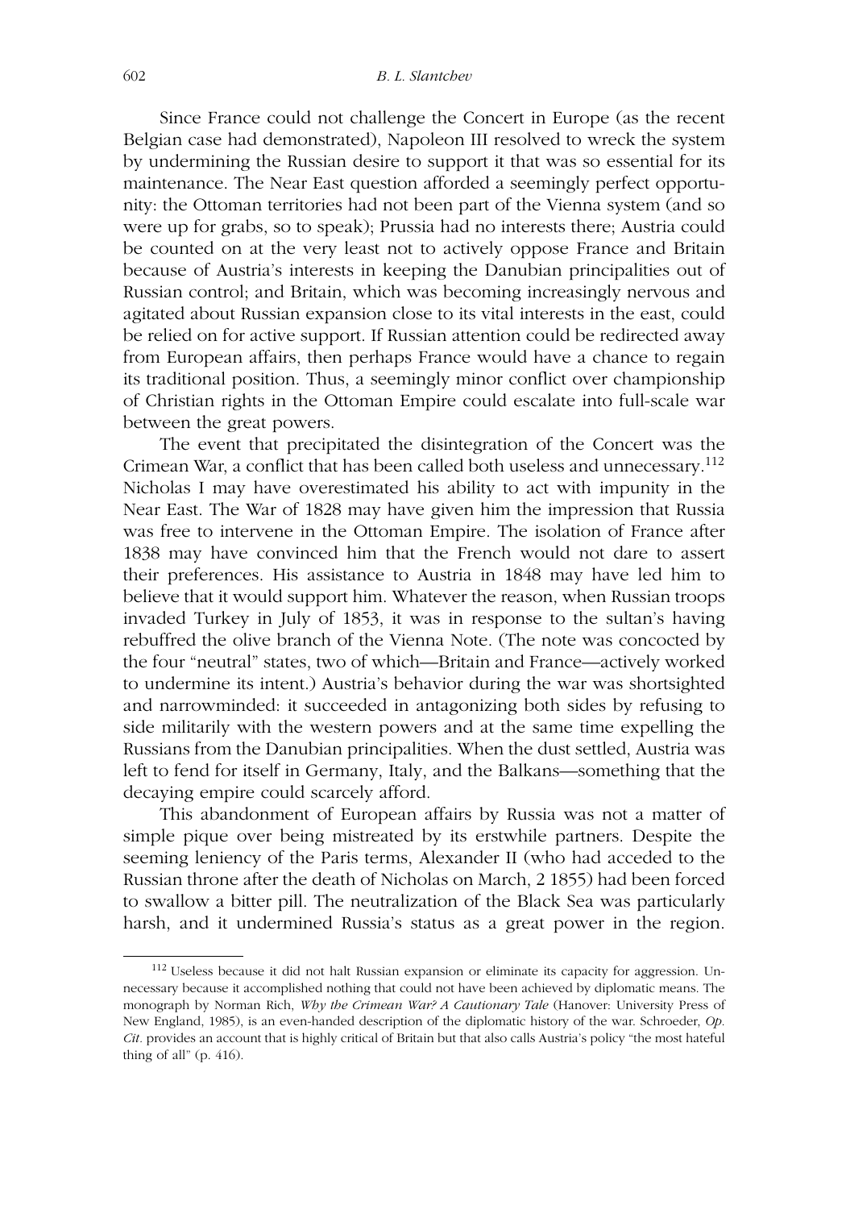Since France could not challenge the Concert in Europe (as the recent Belgian case had demonstrated), Napoleon III resolved to wreck the system by undermining the Russian desire to support it that was so essential for its maintenance. The Near East question afforded a seemingly perfect opportunity: the Ottoman territories had not been part of the Vienna system (and so were up for grabs, so to speak); Prussia had no interests there; Austria could be counted on at the very least not to actively oppose France and Britain because of Austria's interests in keeping the Danubian principalities out of Russian control; and Britain, which was becoming increasingly nervous and agitated about Russian expansion close to its vital interests in the east, could be relied on for active support. If Russian attention could be redirected away from European affairs, then perhaps France would have a chance to regain its traditional position. Thus, a seemingly minor conflict over championship of Christian rights in the Ottoman Empire could escalate into full-scale war between the great powers.

The event that precipitated the disintegration of the Concert was the Crimean War, a conflict that has been called both useless and unnecessary.[112] Nicholas I may have overestimated his ability to act with impunity in the Near East. The War of 1828 may have given him the impression that Russia was free to intervene in the Ottoman Empire. The isolation of France after 1838 may have convinced him that the French would not dare to assert their preferences. His assistance to Austria in 1848 may have led him to believe that it would support him. Whatever the reason, when Russian troops invaded Turkey in July of 1853, it was in response to the sultan's having rebuffred the olive branch of the Vienna Note. (The note was concocted by the four "neutral" states, two of which—Britain and France—actively worked to undermine its intent.) Austria's behavior during the war was shortsighted and narrowminded: it succeeded in antagonizing both sides by refusing to side militarily with the western powers and at the same time expelling the Russians from the Danubian principalities. When the dust settled, Austria was left to fend for itself in Germany, Italy, and the Balkans—something that the decaying empire could scarcely afford.

This abandonment of European affairs by Russia was not a matter of simple pique over being mistreated by its erstwhile partners. Despite the seeming leniency of the Paris terms, Alexander II (who had acceded to the Russian throne after the death of Nicholas on March, 2 1855) had been forced to swallow a bitter pill. The neutralization of the Black Sea was particularly harsh, and it undermined Russia's status as a great power in the region.

---

[112] Useless because it did not halt Russian expansion or eliminate its capacity for aggression. Unnecessary because it accomplished nothing that could not have been achieved by diplomatic means. The monograph by Norman Rich, *Why the Crimean War? A Cautionary Tale* (Hanover: University Press of New England, 1985), is an even-handed description of the diplomatic history of the war. Schroeder, *Op. Cit.* provides an account that is highly critical of Britain but that also calls Austria's policy "the most hateful thing of all" (p. 416).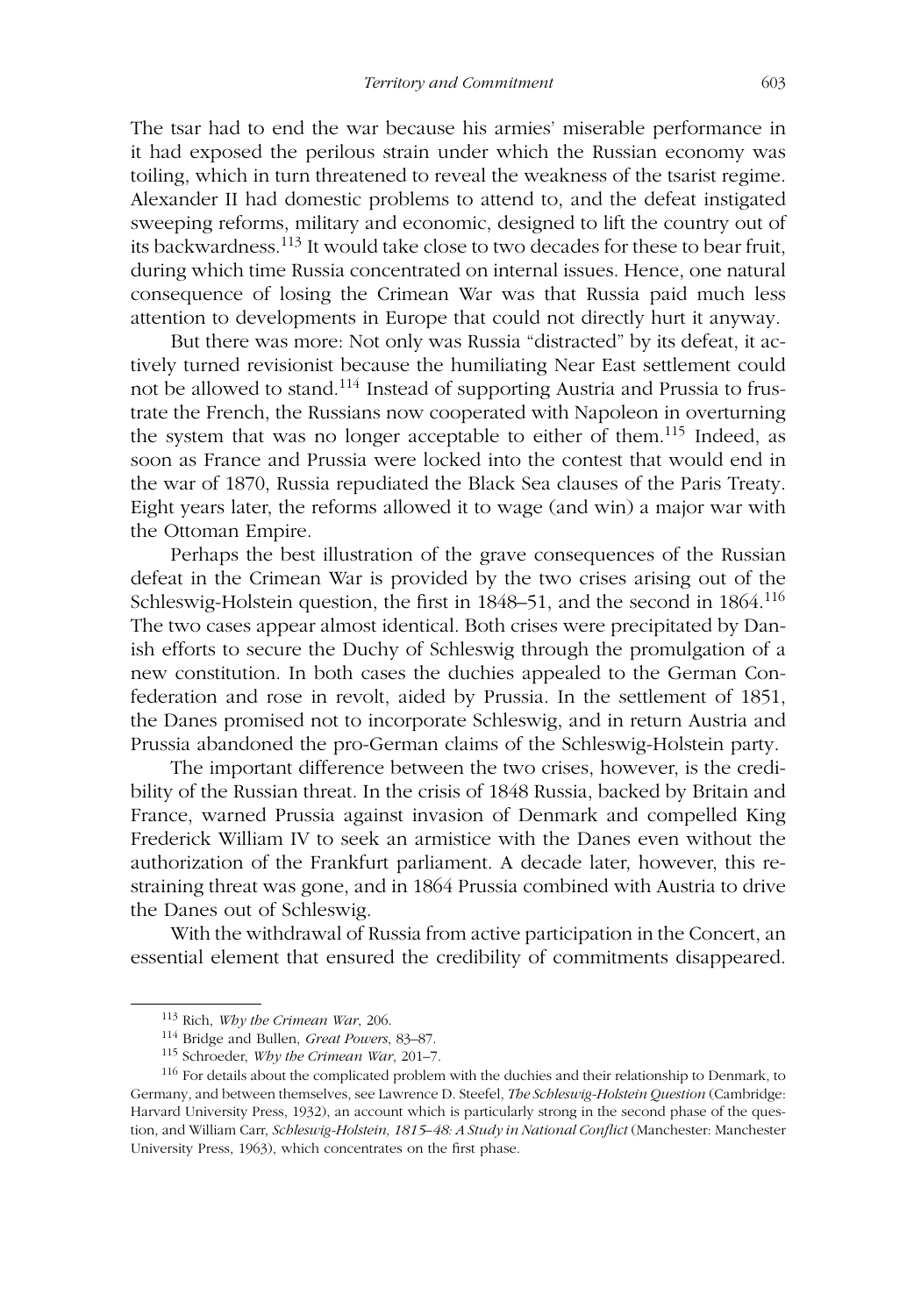The tsar had to end the war because his armies' miserable performance in it had exposed the perilous strain under which the Russian economy was toiling, which in turn threatened to reveal the weakness of the tsarist regime. Alexander II had domestic problems to attend to, and the defeat instigated sweeping reforms, military and economic, designed to lift the country out of its backwardness.[113] It would take close to two decades for these to bear fruit, during which time Russia concentrated on internal issues. Hence, one natural consequence of losing the Crimean War was that Russia paid much less attention to developments in Europe that could not directly hurt it anyway.

But there was more: Not only was Russia "distracted" by its defeat, it actively turned revisionist because the humiliating Near East settlement could not be allowed to stand.[114] Instead of supporting Austria and Prussia to frustrate the French, the Russians now cooperated with Napoleon in overturning the system that was no longer acceptable to either of them.[115] Indeed, as soon as France and Prussia were locked into the contest that would end in the war of 1870, Russia repudiated the Black Sea clauses of the Paris Treaty. Eight years later, the reforms allowed it to wage (and win) a major war with the Ottoman Empire.

Perhaps the best illustration of the grave consequences of the Russian defeat in the Crimean War is provided by the two crises arising out of the Schleswig-Holstein question, the first in 1848–51, and the second in 1864.[116] The two cases appear almost identical. Both crises were precipitated by Danish efforts to secure the Duchy of Schleswig through the promulgation of a new constitution. In both cases the duchies appealed to the German Confederation and rose in revolt, aided by Prussia. In the settlement of 1851, the Danes promised not to incorporate Schleswig, and in return Austria and Prussia abandoned the pro-German claims of the Schleswig-Holstein party.

The important difference between the two crises, however, is the credibility of the Russian threat. In the crisis of 1848 Russia, backed by Britain and France, warned Prussia against invasion of Denmark and compelled King Frederick William IV to seek an armistice with the Danes even without the authorization of the Frankfurt parliament. A decade later, however, this restraining threat was gone, and in 1864 Prussia combined with Austria to drive the Danes out of Schleswig.

With the withdrawal of Russia from active participation in the Concert, an essential element that ensured the credibility of commitments disappeared.

---

[113] Rich, *Why the Crimean War*, 206.

[114] Bridge and Bullen, *Great Powers*, 83–87.

[115] Schroeder, *Why the Crimean War*, 201–7.

[116] For details about the complicated problem with the duchies and their relationship to Denmark, to Germany, and between themselves, see Lawrence D. Steefel, *The Schleswig-Holstein Question* (Cambridge: Harvard University Press, 1932), an account which is particularly strong in the second phase of the question, and William Carr, *Schleswig-Holstein, 1815–48: A Study in National Conflict* (Manchester: Manchester University Press, 1963), which concentrates on the first phase.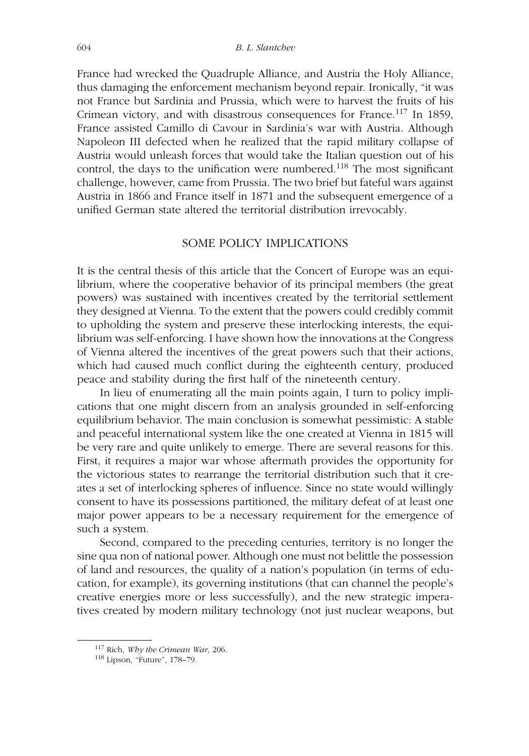France had wrecked the Quadruple Alliance, and Austria the Holy Alliance, thus damaging the enforcement mechanism beyond repair. Ironically, "it was not France but Sardinia and Prussia, which were to harvest the fruits of his Crimean victory, and with disastrous consequences for France.[117] In 1859, France assisted Camillo di Cavour in Sardinia's war with Austria. Although Napoleon III defected when he realized that the rapid military collapse of Austria would unleash forces that would take the Italian question out of his control, the days to the unification were numbered.[118] The most significant challenge, however, came from Prussia. The two brief but fateful wars against Austria in 1866 and France itself in 1871 and the subsequent emergence of a unified German state altered the territorial distribution irrevocably.

## SOME POLICY IMPLICATIONS

It is the central thesis of this article that the Concert of Europe was an equilibrium, where the cooperative behavior of its principal members (the great powers) was sustained with incentives created by the territorial settlement they designed at Vienna. To the extent that the powers could credibly commit to upholding the system and preserve these interlocking interests, the equilibrium was self-enforcing. I have shown how the innovations at the Congress of Vienna altered the incentives of the great powers such that their actions, which had caused much conflict during the eighteenth century, produced peace and stability during the first half of the nineteenth century.

In lieu of enumerating all the main points again, I turn to policy implications that one might discern from an analysis grounded in self-enforcing equilibrium behavior. The main conclusion is somewhat pessimistic: A stable and peaceful international system like the one created at Vienna in 1815 will be very rare and quite unlikely to emerge. There are several reasons for this. First, it requires a major war whose aftermath provides the opportunity for the victorious states to rearrange the territorial distribution such that it creates a set of interlocking spheres of influence. Since no state would willingly consent to have its possessions partitioned, the military defeat of at least one major power appears to be a necessary requirement for the emergence of such a system.

Second, compared to the preceding centuries, territory is no longer the sine qua non of national power. Although one must not belittle the possession of land and resources, the quality of a nation's population (in terms of education, for example), its governing institutions (that can channel the people's creative energies more or less successfully), and the new strategic imperatives created by modern military technology (not just nuclear weapons, but

[117] Rich, *Why the Crimean War*, 206.

[118] Lipson, "Future", 178–79.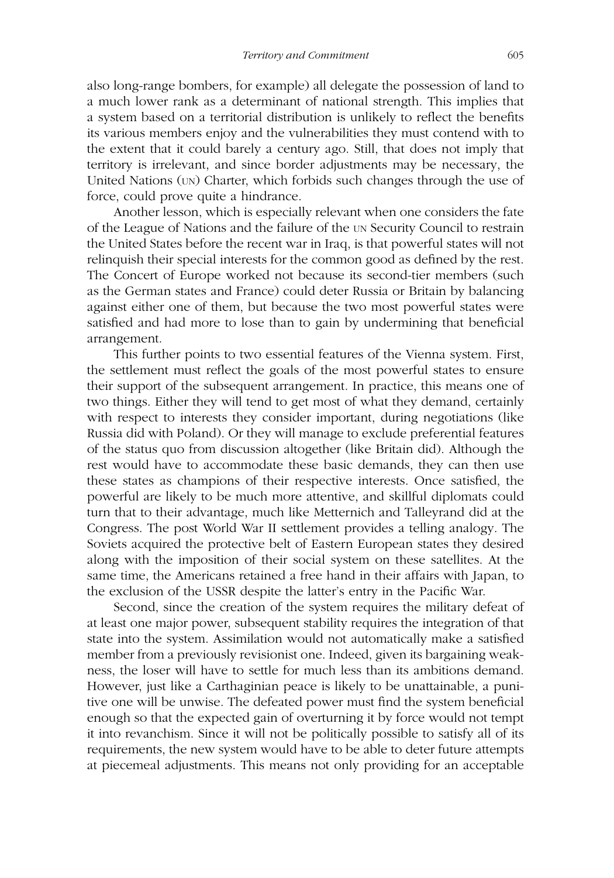also long-range bombers, for example) all delegate the possession of land to a much lower rank as a determinant of national strength. This implies that a system based on a territorial distribution is unlikely to reflect the benefits its various members enjoy and the vulnerabilities they must contend with to the extent that it could barely a century ago. Still, that does not imply that territory is irrelevant, and since border adjustments may be necessary, the United Nations (UN) Charter, which forbids such changes through the use of force, could prove quite a hindrance.

Another lesson, which is especially relevant when one considers the fate of the League of Nations and the failure of the UN Security Council to restrain the United States before the recent war in Iraq, is that powerful states will not relinquish their special interests for the common good as defined by the rest. The Concert of Europe worked not because its second-tier members (such as the German states and France) could deter Russia or Britain by balancing against either one of them, but because the two most powerful states were satisfied and had more to lose than to gain by undermining that beneficial arrangement.

This further points to two essential features of the Vienna system. First, the settlement must reflect the goals of the most powerful states to ensure their support of the subsequent arrangement. In practice, this means one of two things. Either they will tend to get most of what they demand, certainly with respect to interests they consider important, during negotiations (like Russia did with Poland). Or they will manage to exclude preferential features of the status quo from discussion altogether (like Britain did). Although the rest would have to accommodate these basic demands, they can then use these states as champions of their respective interests. Once satisfied, the powerful are likely to be much more attentive, and skillful diplomats could turn that to their advantage, much like Metternich and Talleyrand did at the Congress. The post World War II settlement provides a telling analogy. The Soviets acquired the protective belt of Eastern European states they desired along with the imposition of their social system on these satellites. At the same time, the Americans retained a free hand in their affairs with Japan, to the exclusion of the USSR despite the latter's entry in the Pacific War.

Second, since the creation of the system requires the military defeat of at least one major power, subsequent stability requires the integration of that state into the system. Assimilation would not automatically make a satisfied member from a previously revisionist one. Indeed, given its bargaining weakness, the loser will have to settle for much less than its ambitions demand. However, just like a Carthaginian peace is likely to be unattainable, a punitive one will be unwise. The defeated power must find the system beneficial enough so that the expected gain of overturning it by force would not tempt it into revanchism. Since it will not be politically possible to satisfy all of its requirements, the new system would have to be able to deter future attempts at piecemeal adjustments. This means not only providing for an acceptable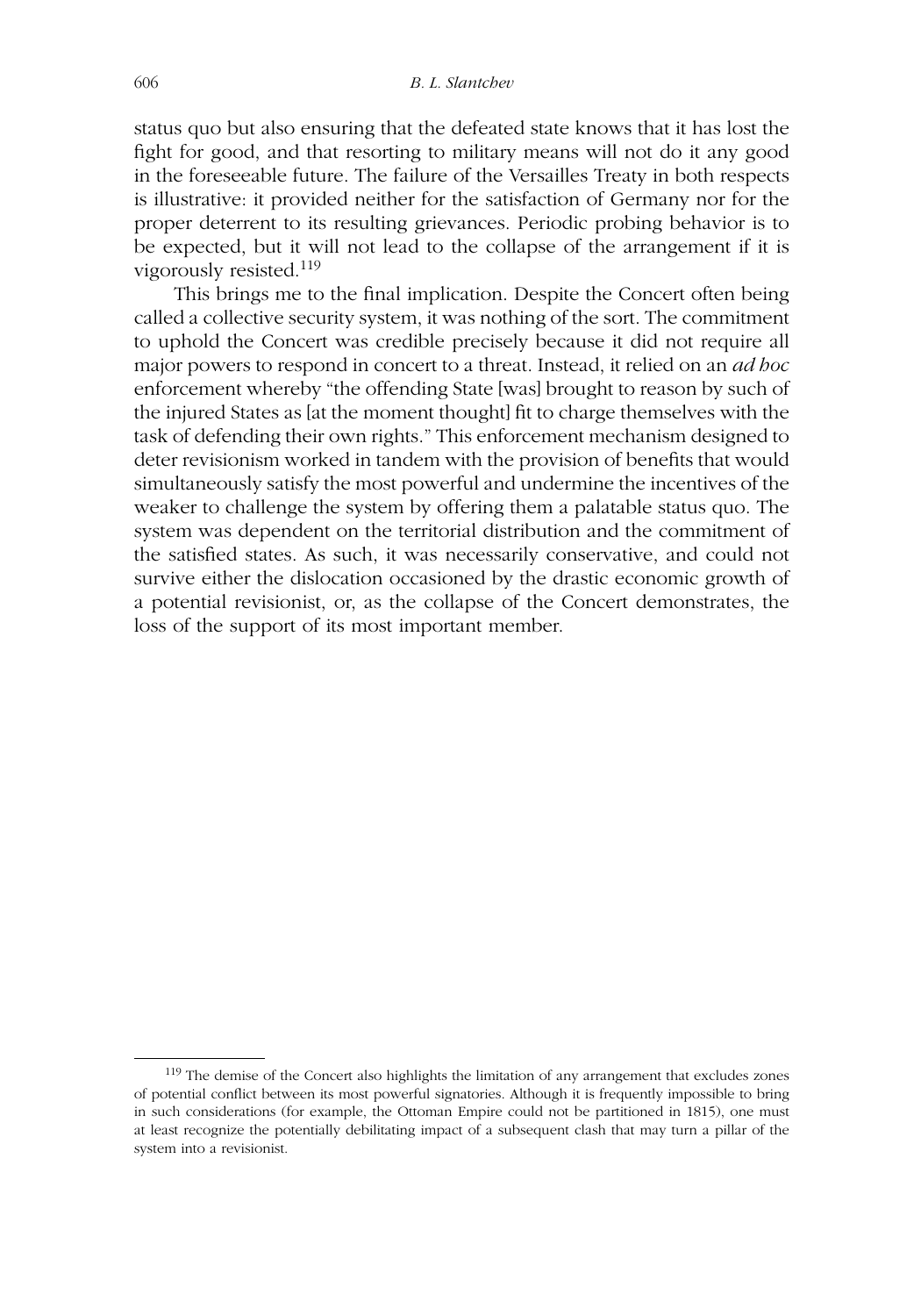status quo but also ensuring that the defeated state knows that it has lost the fight for good, and that resorting to military means will not do it any good in the foreseeable future. The failure of the Versailles Treaty in both respects is illustrative: it provided neither for the satisfaction of Germany nor for the proper deterrent to its resulting grievances. Periodic probing behavior is to be expected, but it will not lead to the collapse of the arrangement if it is vigorously resisted.[119]

This brings me to the final implication. Despite the Concert often being called a collective security system, it was nothing of the sort. The commitment to uphold the Concert was credible precisely because it did not require all major powers to respond in concert to a threat. Instead, it relied on an *ad hoc* enforcement whereby "the offending State [was] brought to reason by such of the injured States as [at the moment thought] fit to charge themselves with the task of defending their own rights." This enforcement mechanism designed to deter revisionism worked in tandem with the provision of benefits that would simultaneously satisfy the most powerful and undermine the incentives of the weaker to challenge the system by offering them a palatable status quo. The system was dependent on the territorial distribution and the commitment of the satisfied states. As such, it was necessarily conservative, and could not survive either the dislocation occasioned by the drastic economic growth of a potential revisionist, or, as the collapse of the Concert demonstrates, the loss of the support of its most important member.

[119] The demise of the Concert also highlights the limitation of any arrangement that excludes zones of potential conflict between its most powerful signatories. Although it is frequently impossible to bring in such considerations (for example, the Ottoman Empire could not be partitioned in 1815), one must at least recognize the potentially debilitating impact of a subsequent clash that may turn a pillar of the system into a revisionist.